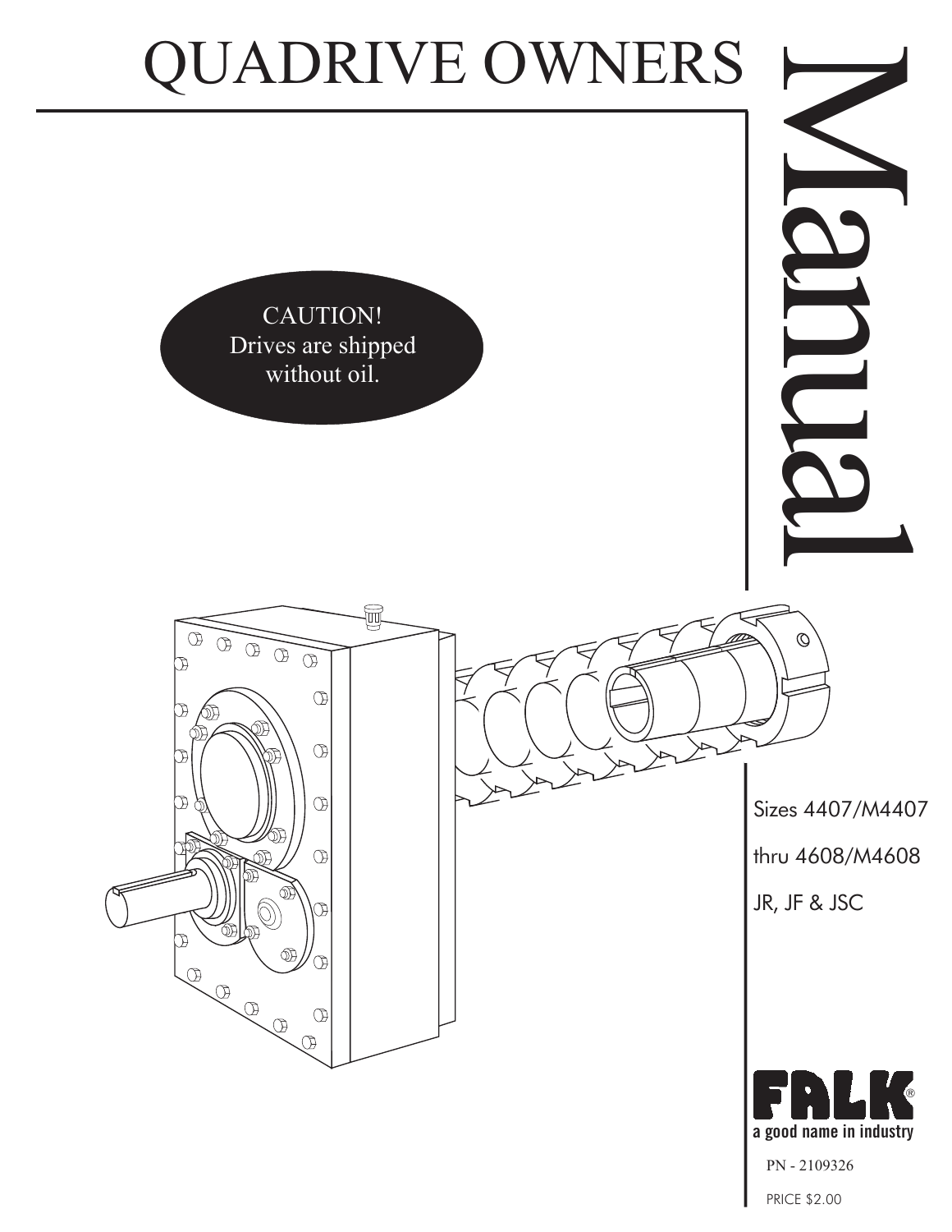# QUADRIVE OWNERS Manual

**CAUTION!**
Drives are shipped without oil.

Sizes 4407/M4407

thru 4608/M4608

JR, JF & JSC

FALK®
a good name in industry

PN - 2109326

PRICE $2.00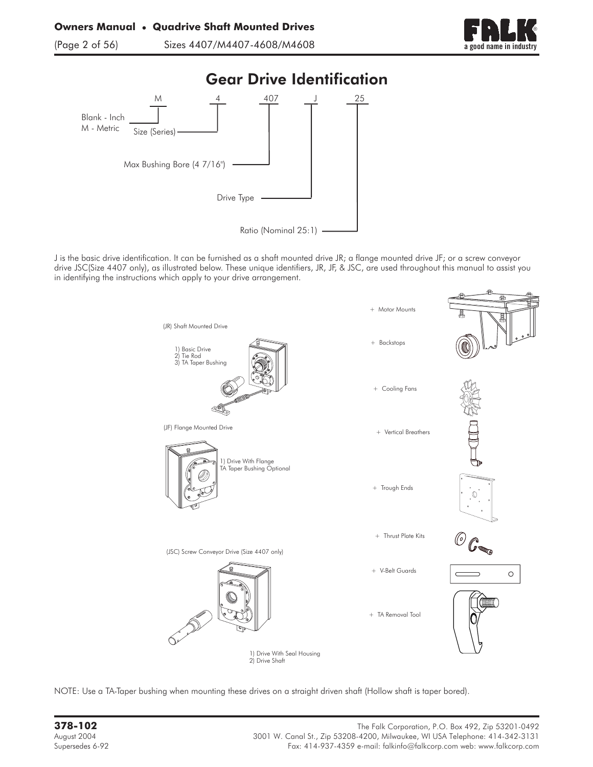# Gear Drive Identification

M 4 407 J 25

- M: Blank - Inch; M - Metric
- 4: Size (Series)
- 407: Max Bushing Bore (4 7/16")
- J: Drive Type
- 25: Ratio (Nominal 25:1)

J is the basic drive identification. It can be furnished as a shaft mounted drive JR; a flange mounted drive JF; or a screw conveyor drive JSC(Size 4407 only), as illustrated below. These unique identifiers, JR, JF, & JSC, are used throughout this manual to assist you in identifying the instructions which apply to your drive arrangement.

(JR) Shaft Mounted Drive

1) Basic Drive
2) Tie Rod
3) TA Taper Bushing

(JF) Flange Mounted Drive

1) Drive With Flange
TA Taper Bushing Optional

(JSC) Screw Conveyor Drive (Size 4407 only)

1) Drive With Seal Housing
2) Drive Shaft

+ Motor Mounts

+ Backstops

+ Cooling Fans

+ Vertical Breathers

+ Trough Ends

+ Thrust Plate Kits

+ V-Belt Guards

+ TA Removal Tool

NOTE: Use a TA-Taper bushing when mounting these drives on a straight driven shaft (Hollow shaft is taper bored).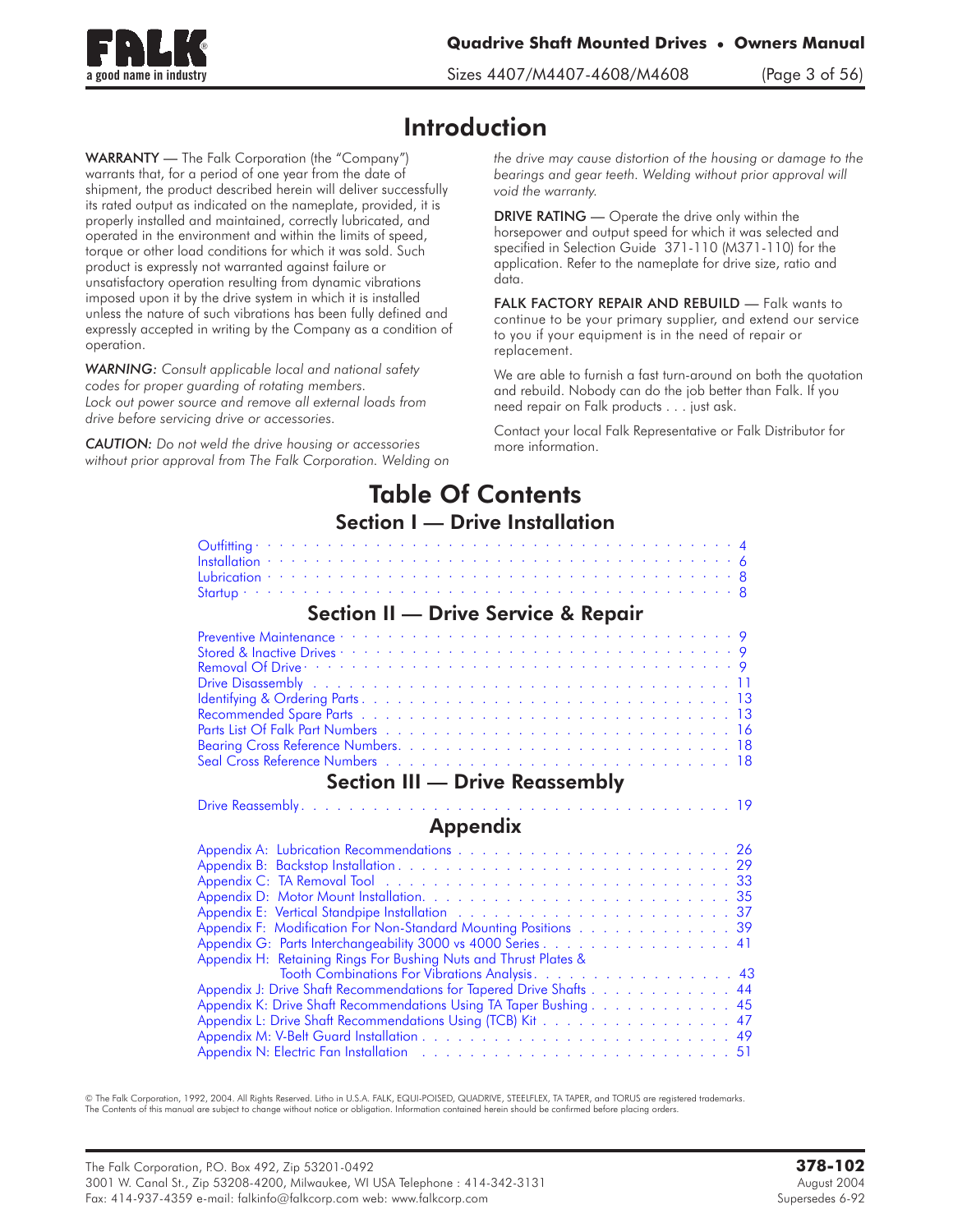# Introduction

**WARRANTY** — The Falk Corporation (the "Company") warrants that, for a period of one year from the date of shipment, the product described herein will deliver successfully its rated output as indicated on the nameplate, provided, it is properly installed and maintained, correctly lubricated, and operated in the environment and within the limits of speed, torque or other load conditions for which it was sold. Such product is expressly not warranted against failure or unsatisfactory operation resulting from dynamic vibrations imposed upon it by the drive system in which it is installed unless the nature of such vibrations has been fully defined and expressly accepted in writing by the Company as a condition of operation.

*WARNING: Consult applicable local and national safety codes for proper guarding of rotating members. Lock out power source and remove all external loads from drive before servicing drive or accessories.*

*CAUTION: Do not weld the drive housing or accessories without prior approval from The Falk Corporation. Welding on the drive may cause distortion of the housing or damage to the bearings and gear teeth. Welding without prior approval will void the warranty.*

**DRIVE RATING** — Operate the drive only within the horsepower and output speed for which it was selected and specified in Selection Guide 371-110 (M371-110) for the application. Refer to the nameplate for drive size, ratio and data.

**FALK FACTORY REPAIR AND REBUILD** — Falk wants to continue to be your primary supplier, and extend our service to you if your equipment is in the need of repair or replacement.

We are able to furnish a fast turn-around on both the quotation and rebuild. Nobody can do the job better than Falk. If you need repair on Falk products . . . just ask.

Contact your local Falk Representative or Falk Distributor for more information.

# Table Of Contents

## Section I — Drive Installation

- Outfitting . . . 4
- Installation . . . 6
- Lubrication . . . 8
- Startup . . . 8

## Section II — Drive Service & Repair

- Preventive Maintenance . . . 9
- Stored & Inactive Drives . . . 9
- Removal Of Drive . . . 9
- Drive Disassembly . . . 11
- Identifying & Ordering Parts . . . 13
- Recommended Spare Parts . . . 13
- Parts List Of Falk Part Numbers . . . 16
- Bearing Cross Reference Numbers . . . 18
- Seal Cross Reference Numbers . . . 18

## Section III — Drive Reassembly

- Drive Reassembly . . . 19

## Appendix

- Appendix A: Lubrication Recommendations . . . 26
- Appendix B: Backstop Installation . . . 29
- Appendix C: TA Removal Tool . . . 33
- Appendix D: Motor Mount Installation . . . 35
- Appendix E: Vertical Standpipe Installation . . . 37
- Appendix F: Modification For Non-Standard Mounting Positions . . . 39
- Appendix G: Parts Interchangeability 3000 vs 4000 Series . . . 41
- Appendix H: Retaining Rings For Bushing Nuts and Thrust Plates & Tooth Combinations For Vibrations Analysis . . . 43
- Appendix J: Drive Shaft Recommendations for Tapered Drive Shafts . . . 44
- Appendix K: Drive Shaft Recommendations Using TA Taper Bushing . . . 45
- Appendix L: Drive Shaft Recommendations Using (TCB) Kit . . . 47
- Appendix M: V-Belt Guard Installation . . . 49
- Appendix N: Electric Fan Installation . . . 51

© The Falk Corporation, 1992, 2004. All Rights Reserved. Litho in U.S.A. FALK, EQUI-POISED, QUADRIVE, STEELFLEX, TA TAPER, and TORUS are registered trademarks. The Contents of this manual are subject to change without notice or obligation. Information contained herein should be confirmed before placing orders.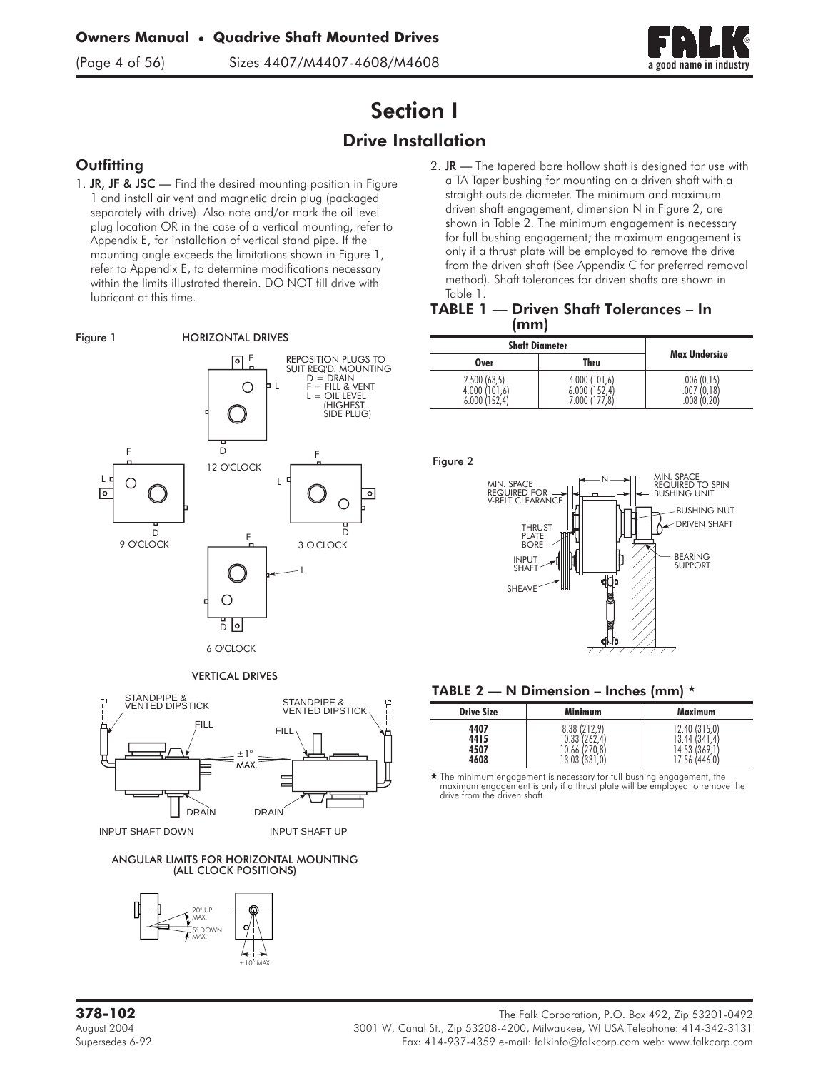# Section I

## Drive Installation

### Outfitting

1. **JR, JF & JSC** — Find the desired mounting position in Figure 1 and install air vent and magnetic drain plug (packaged separately with drive). Also note and/or mark the oil level plug location OR in the case of a vertical mounting, refer to Appendix E, for installation of vertical stand pipe. If the mounting angle exceeds the limitations shown in Figure 1, refer to Appendix E, to determine modifications necessary within the limits illustrated therein. DO NOT fill drive with lubricant at this time.

Figure 1 HORIZONTAL DRIVES

REPOSITION PLUGS TO SUIT REQ'D. MOUNTING
D = DRAIN
F = FILL & VENT
L = OIL LEVEL (HIGHEST SIDE PLUG)

12 O'CLOCK — 9 O'CLOCK — 3 O'CLOCK — 6 O'CLOCK

VERTICAL DRIVES

INPUT SHAFT DOWN — INPUT SHAFT UP

ANGULAR LIMITS FOR HORIZONTAL MOUNTING (ALL CLOCK POSITIONS)

2. **JR** — The tapered bore hollow shaft is designed for use with a TA Taper bushing for mounting on a driven shaft with a straight outside diameter. The minimum and maximum driven shaft engagement, dimension N in Figure 2, are shown in Table 2. The minimum engagement is necessary for full bushing engagement; the maximum engagement is only if a thrust plate will be employed to remove the drive from the driven shaft (See Appendix C for preferred removal method). Shaft tolerances for driven shafts are shown in Table 1.

### TABLE 1 — Driven Shaft Tolerances – In (mm)

| Shaft Diameter | | Max Undersize |
|---|---|---|
| **Over** | **Thru** | |
| 2.500 (63,5) | 4.000 (101,6) | .006 (0,15) |
| 4.000 (101,6) | 6.000 (152,4) | .007 (0,18) |
| 6.000 (152,4) | 7.000 (177,8) | .008 (0,20) |

Figure 2

### TABLE 2 — N Dimension – Inches (mm) ★

| Drive Size | Minimum | Maximum |
|---|---|---|
| **4407** | 8.38 (212,9) | 12.40 (315,0) |
| **4415** | 10.33 (262,4) | 13.44 (341,4) |
| **4507** | 10.66 (270,8) | 14.53 (369,1) |
| **4608** | 13.03 (331,0) | 17.56 (446,0) |

★ The minimum engagement is necessary for full bushing engagement, the maximum engagement is only if a thrust plate will be employed to remove the drive from the driven shaft.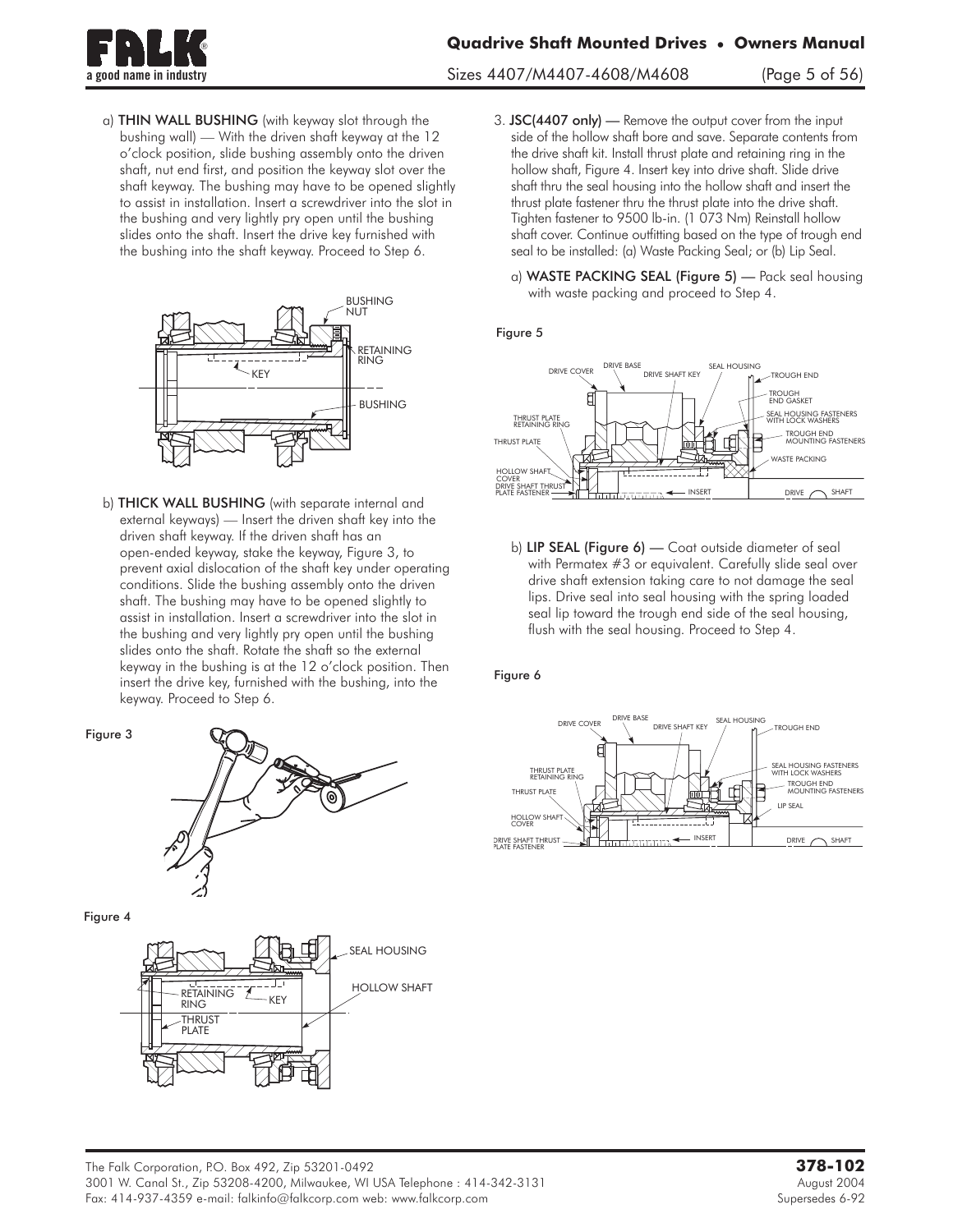a) **THIN WALL BUSHING** (with keyway slot through the bushing wall) — With the driven shaft keyway at the 12 o'clock position, slide bushing assembly onto the driven shaft, nut end first, and position the keyway slot over the shaft keyway. The bushing may have to be opened slightly to assist in installation. Insert a screwdriver into the slot in the bushing and very lightly pry open until the bushing slides onto the shaft. Insert the drive key furnished with the bushing into the shaft keyway. Proceed to Step 6.

b) **THICK WALL BUSHING** (with separate internal and external keyways) — Insert the driven shaft key into the driven shaft keyway. If the driven shaft has an open-ended keyway, stake the keyway, Figure 3, to prevent axial dislocation of the shaft key under operating conditions. Slide the bushing assembly onto the driven shaft. The bushing may have to be opened slightly to assist in installation. Insert a screwdriver into the slot in the bushing and very lightly pry open until the bushing slides onto the shaft. Rotate the shaft so the external keyway in the bushing is at the 12 o'clock position. Then insert the drive key, furnished with the bushing, into the keyway. Proceed to Step 6.

Figure 3

Figure 4

3. **JSC(4407 only)** — Remove the output cover from the input side of the hollow shaft bore and save. Separate contents from the drive shaft kit. Install thrust plate and retaining ring in the hollow shaft, Figure 4. Insert key into drive shaft. Slide drive shaft thru the seal housing into the hollow shaft and insert the thrust plate fastener thru the thrust plate into the drive shaft. Tighten fastener to 9500 lb-in. (1 073 Nm) Reinstall hollow shaft cover. Continue outfitting based on the type of trough end seal to be installed: (a) Waste Packing Seal; or (b) Lip Seal.

   a) **WASTE PACKING SEAL (Figure 5)** — Pack seal housing with waste packing and proceed to Step 4.

Figure 5

   b) **LIP SEAL (Figure 6)** — Coat outside diameter of seal with Permatex #3 or equivalent. Carefully slide seal over drive shaft extension taking care to not damage the seal lips. Drive seal into seal housing with the spring loaded seal lip toward the trough end side of the seal housing, flush with the seal housing. Proceed to Step 4.

Figure 6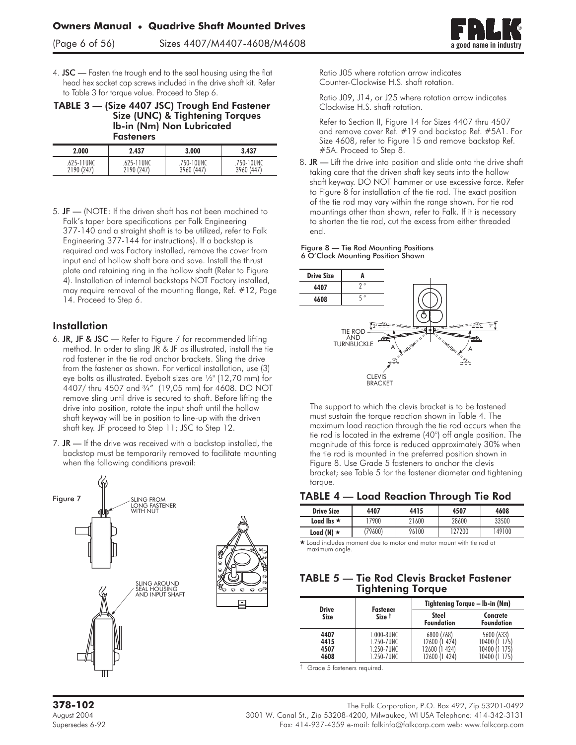4. **JSC** — Fasten the trough end to the seal housing using the flat head hex socket cap screws included in the drive shaft kit. Refer to Table 3 for torque value. Proceed to Step 6.

**TABLE 3 — (Size 4407 JSC) Trough End Fastener Size (UNC) & Tightening Torques lb-in (Nm) Non Lubricated Fasteners**

| 2.000 | 2.437 | 3.000 | 3.437 |
|---|---|---|---|
| .625-11UNC 2190 (247) | .625-11UNC 2190 (247) | .750-10UNC 3960 (447) | .750-10UNC 3960 (447) |

5. **JF** — (NOTE: If the driven shaft has not been machined to Falk's taper bore specifications per Falk Engineering 377-140 and a straight shaft is to be utilized, refer to Falk Engineering 377-144 for instructions). If a backstop is required and was Factory installed, remove the cover from input end of hollow shaft bore and save. Install the thrust plate and retaining ring in the hollow shaft (Refer to Figure 4). Installation of internal backstops NOT Factory installed, may require removal of the mounting flange, Ref. #12, Page 14. Proceed to Step 6.

## Installation

6. **JR, JF & JSC** — Refer to Figure 7 for recommended lifting method. In order to sling JR & JF as illustrated, install the tie rod fastener in the tie rod anchor brackets. Sling the drive from the fastener as shown. For vertical installation, use (3) eye bolts as illustrated. Eyebolt sizes are ½" (12,70 mm) for 4407/ thru 4507 and ¾" (19,05 mm) for 4608. DO NOT remove sling until drive is secured to shaft. Before lifting the drive into position, rotate the input shaft until the hollow shaft keyway will be in position to line-up with the driven shaft key. JF proceed to Step 11; JSC to Step 12.

7. **JR** — If the drive was received with a backstop installed, the backstop must be temporarily removed to facilitate mounting when the following conditions prevail:

Figure 7

SLING FROM LONG FASTENER WITH NUT

SLING AROUND SEAL HOUSING AND INPUT SHAFT

Ratio J05 where rotation arrow indicates Counter-Clockwise H.S. shaft rotation.

Ratio J09, J14, or J25 where rotation arrow indicates Clockwise H.S. shaft rotation.

Refer to Section II, Figure 14 for Sizes 4407 thru 4507 and remove cover Ref. #19 and backstop Ref. #5A1. For Size 4608, refer to Figure 15 and remove backstop Ref. #5A. Proceed to Step 8.

8. **JR** — Lift the drive into position and slide onto the drive shaft taking care that the driven shaft key seats into the hollow shaft keyway. DO NOT hammer or use excessive force. Refer to Figure 8 for installation of the tie rod. The exact position of the tie rod may vary within the range shown. For tie rod mountings other than shown, refer to Falk. If it is necessary to shorten the tie rod, cut the excess from either threaded end.

Figure 8 — Tie Rod Mounting Positions
6 O'Clock Mounting Position Shown

| Drive Size | A |
|---|---|
| 4407 | 2° |
| 4608 | 5° |

TIE ROD AND TURNBUCKLE — CLEVIS BRACKET

The support to which the clevis bracket is to be fastened must sustain the torque reaction shown in Table 4. The maximum load reaction through the tie rod occurs when the tie rod is located in the extreme (40°) off angle position. The magnitude of this force is reduced approximately 30% when the tie rod is mounted in the preferred position shown in Figure 8. Use Grade 5 fasteners to anchor the clevis bracket; see Table 5 for the fastener diameter and tightening torque.

## TABLE 4 — Load Reaction Through Tie Rod

| Drive Size | 4407 | 4415 | 4507 | 4608 |
|---|---|---|---|---|
| Load lbs ★ | 17900 | 21600 | 28600 | 33500 |
| Load (N) ★ | (79600) | 96100 | 127200 | 149100 |

★ Load includes moment due to motor and motor mount with tie rod at maximum angle.

## TABLE 5 — Tie Rod Clevis Bracket Fastener Tightening Torque

| Drive Size | Fastener Size † | Tightening Torque – lb-in (Nm) | |
|---|---|---|---|
| | | Steel Foundation | Concrete Foundation |
| 4407 | 1.000-8UNC | 6800 (768) | 5600 (633) |
| 4415 | 1.250-7UNC | 12600 (1 424) | 10400 (1 175) |
| 4507 | 1.250-7UNC | 12600 (1 424) | 10400 (1 175) |
| 4608 | 1.250-7UNC | 12600 (1 424) | 10400 (1 175) |

† Grade 5 fasteners required.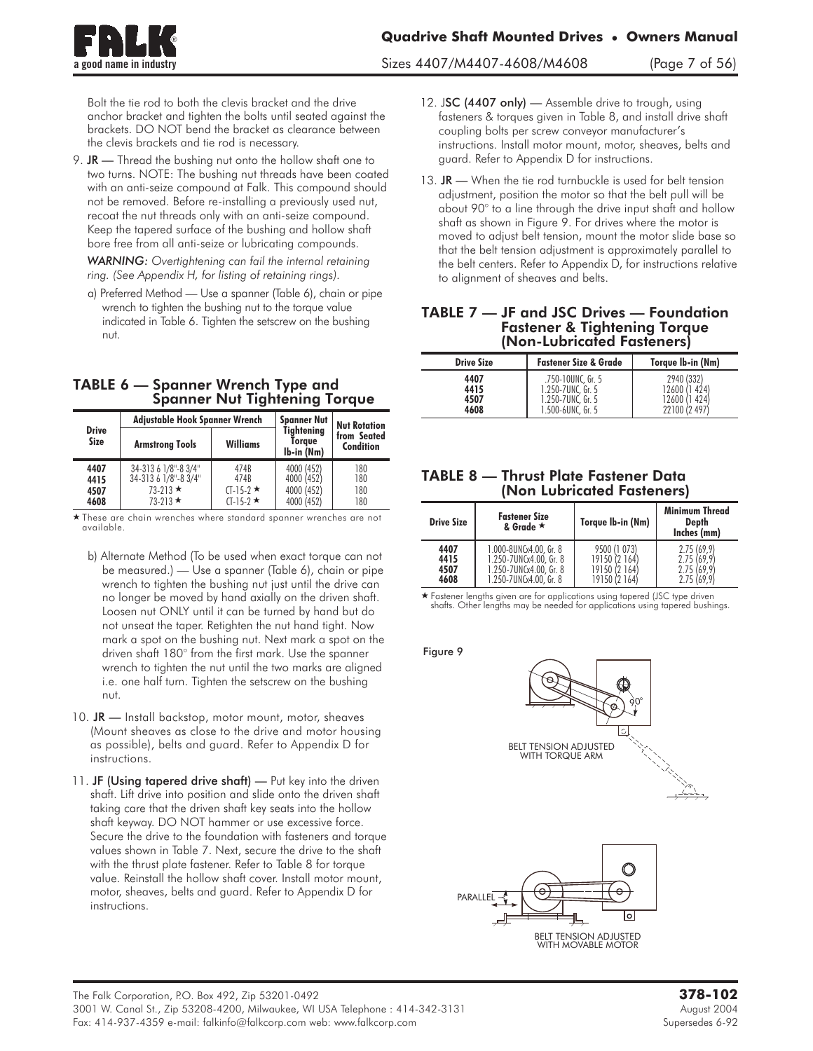Bolt the tie rod to both the clevis bracket and the drive anchor bracket and tighten the bolts until seated against the brackets. DO NOT bend the bracket as clearance between the clevis brackets and tie rod is necessary.

9. **JR** — Thread the bushing nut onto the hollow shaft one to two turns. NOTE: The bushing nut threads have been coated with an anti-seize compound at Falk. This compound should not be removed. Before re-installing a previously used nut, recoat the nut threads only with an anti-seize compound. Keep the tapered surface of the bushing and hollow shaft bore free from all anti-seize or lubricating compounds.

   *WARNING: Overtightening can fail the internal retaining ring. (See Appendix H, for listing of retaining rings).*

   a) Preferred Method — Use a spanner (Table 6), chain or pipe wrench to tighten the bushing nut to the torque value indicated in Table 6. Tighten the setscrew on the bushing nut.

## TABLE 6 — Spanner Wrench Type and Spanner Nut Tightening Torque

| Drive Size | Adjustable Hook Spanner Wrench | | Spanner Nut Tightening Torque lb-in (Nm) | Nut Rotation from Seated Condition |
|---|---|---|---|---|
| | Armstrong Tools | Williams | | |
| 4407 | 34-313 6 1/8"-8 3/4" | 474B | 4000 (452) | 180 |
| 4415 | 34-313 6 1/8"-8 3/4" | 474B | 4000 (452) | 180 |
| 4507 | 73-213 ★ | CT-15-2 ★ | 4000 (452) | 180 |
| 4608 | 73-213 ★ | CT-15-2 ★ | 4000 (452) | 180 |

★ These are chain wrenches where standard spanner wrenches are not available.

   b) Alternate Method (To be used when exact torque can not be measured.) — Use a spanner (Table 6), chain or pipe wrench to tighten the bushing nut just until the drive can no longer be moved by hand axially on the driven shaft. Loosen nut ONLY until it can be turned by hand but do not unseat the taper. Retighten the nut hand tight. Now mark a spot on the bushing nut. Next mark a spot on the driven shaft 180° from the first mark. Use the spanner wrench to tighten the nut until the two marks are aligned i.e. one half turn. Tighten the setscrew on the bushing nut.

10. **JR** — Install backstop, motor mount, motor, sheaves (Mount sheaves as close to the drive and motor housing as possible), belts and guard. Refer to Appendix D for instructions.

11. **JF (Using tapered drive shaft)** — Put key into the driven shaft. Lift drive into position and slide onto the driven shaft taking care that the driven shaft key seats into the hollow shaft keyway. DO NOT hammer or use excessive force. Secure the drive to the foundation with fasteners and torque values shown in Table 7. Next, secure the drive to the shaft with the thrust plate fastener. Refer to Table 8 for torque value. Reinstall the hollow shaft cover. Install motor mount, motor, sheaves, belts and guard. Refer to Appendix D for instructions.

12. **JSC (4407 only)** — Assemble drive to trough, using fasteners & torques given in Table 8, and install drive shaft coupling bolts per screw conveyor manufacturer's instructions. Install motor mount, motor, sheaves, belts and guard. Refer to Appendix D for instructions.

13. **JR** — When the tie rod turnbuckle is used for belt tension adjustment, position the motor so that the belt pull will be about 90° to a line through the drive input shaft and hollow shaft as shown in Figure 9. For drives where the motor is moved to adjust belt tension, mount the motor slide base so that the belt tension adjustment is approximately parallel to the belt centers. Refer to Appendix D, for instructions relative to alignment of sheaves and belts.

## TABLE 7 — JF and JSC Drives — Foundation Fastener & Tightening Torque (Non-Lubricated Fasteners)

| Drive Size | Fastener Size & Grade | Torque lb-in (Nm) |
|---|---|---|
| 4407 | .750-10UNC, Gr. 5 | 2940 (332) |
| 4415 | 1.250-7UNC, Gr. 5 | 12600 (1 424) |
| 4507 | 1.250-7UNC, Gr. 5 | 12600 (1 424) |
| 4608 | 1.500-6UNC, Gr. 5 | 22100 (2 497) |

## TABLE 8 — Thrust Plate Fastener Data (Non Lubricated Fasteners)

| Drive Size | Fastener Size & Grade ★ | Torque lb-in (Nm) | Minimum Thread Depth Inches (mm) |
|---|---|---|---|
| 4407 | 1.000-8UNCx4.00, Gr. 8 | 9500 (1 073) | 2.75 (69,9) |
| 4415 | 1.250-7UNCx4.00, Gr. 8 | 19150 (2 164) | 2.75 (69,9) |
| 4507 | 1.250-7UNCx4.00, Gr. 8 | 19150 (2 164) | 2.75 (69,9) |
| 4608 | 1.250-7UNCx4.00, Gr. 8 | 19150 (2 164) | 2.75 (69,9) |

★ Fastener lengths given are for applications using tapered (JSC type driven shafts. Other lengths may be needed for applications using tapered bushings.

Figure 9

90°

BELT TENSION ADJUSTED WITH TORQUE ARM

PARALLEL

BELT TENSION ADJUSTED WITH MOVABLE MOTOR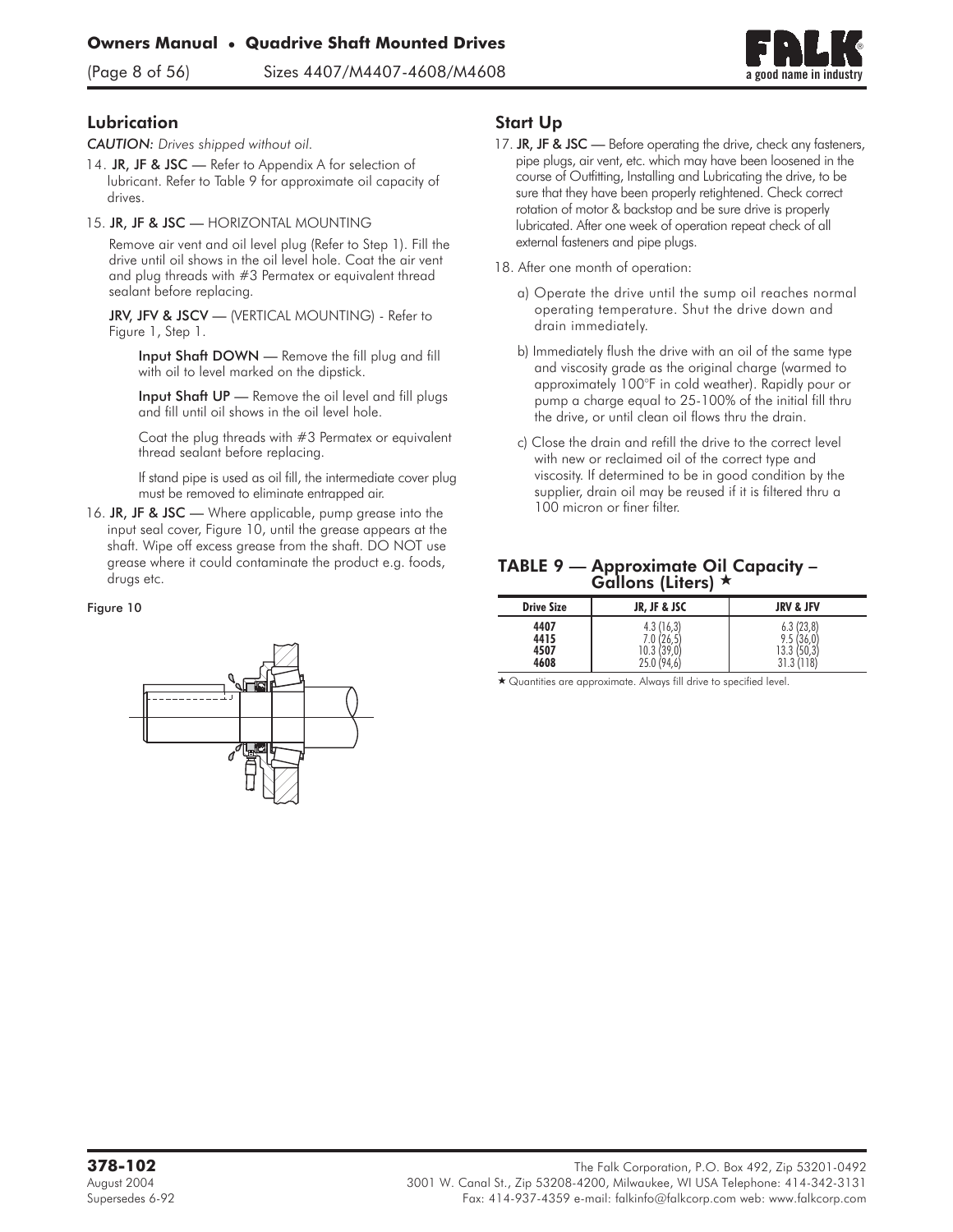## Lubrication

*CAUTION: Drives shipped without oil.*

14. **JR, JF & JSC** — Refer to Appendix A for selection of lubricant. Refer to Table 9 for approximate oil capacity of drives.

15. **JR, JF & JSC** — HORIZONTAL MOUNTING

    Remove air vent and oil level plug (Refer to Step 1). Fill the drive until oil shows in the oil level hole. Coat the air vent and plug threads with #3 Permatex or equivalent thread sealant before replacing.

    **JRV, JFV & JSCV** — (VERTICAL MOUNTING) - Refer to Figure 1, Step 1.

    **Input Shaft DOWN** — Remove the fill plug and fill with oil to level marked on the dipstick.

    **Input Shaft UP** — Remove the oil level and fill plugs and fill until oil shows in the oil level hole.

    Coat the plug threads with #3 Permatex or equivalent thread sealant before replacing.

    If stand pipe is used as oil fill, the intermediate cover plug must be removed to eliminate entrapped air.

16. **JR, JF & JSC** — Where applicable, pump grease into the input seal cover, Figure 10, until the grease appears at the shaft. Wipe off excess grease from the shaft. DO NOT use grease where it could contaminate the product e.g. foods, drugs etc.

Figure 10

## Start Up

17. **JR, JF & JSC** — Before operating the drive, check any fasteners, pipe plugs, air vent, etc. which may have been loosened in the course of Outfitting, Installing and Lubricating the drive, to be sure that they have been properly retightened. Check correct rotation of motor & backstop and be sure drive is properly lubricated. After one week of operation repeat check of all external fasteners and pipe plugs.

18. After one month of operation:

    a) Operate the drive until the sump oil reaches normal operating temperature. Shut the drive down and drain immediately.

    b) Immediately flush the drive with an oil of the same type and viscosity grade as the original charge (warmed to approximately 100°F in cold weather). Rapidly pour or pump a charge equal to 25-100% of the initial fill thru the drive, or until clean oil flows thru the drain.

    c) Close the drain and refill the drive to the correct level with new or reclaimed oil of the correct type and viscosity. If determined to be in good condition by the supplier, drain oil may be reused if it is filtered thru a 100 micron or finer filter.

### TABLE 9 — Approximate Oil Capacity – Gallons (Liters) ★

| Drive Size | JR, JF & JSC | JRV & JFV |
|---|---|---|
| 4407 | 4.3 (16,3) | 6.3 (23,8) |
| 4415 | 7.0 (26,5) | 9.5 (36,0) |
| 4507 | 10.3 (39,0) | 13.3 (50,3) |
| 4608 | 25.0 (94,6) | 31.3 (118) |

★ Quantities are approximate. Always fill drive to specified level.

**378-102**
August 2004
Supersedes 6-92

The Falk Corporation, P.O. Box 492, Zip 53201-0492
3001 W. Canal St., Zip 53208-4200, Milwaukee, WI USA Telephone: 414-342-3131
Fax: 414-937-4359 e-mail: falkinfo@falkcorp.com web: www.falkcorp.com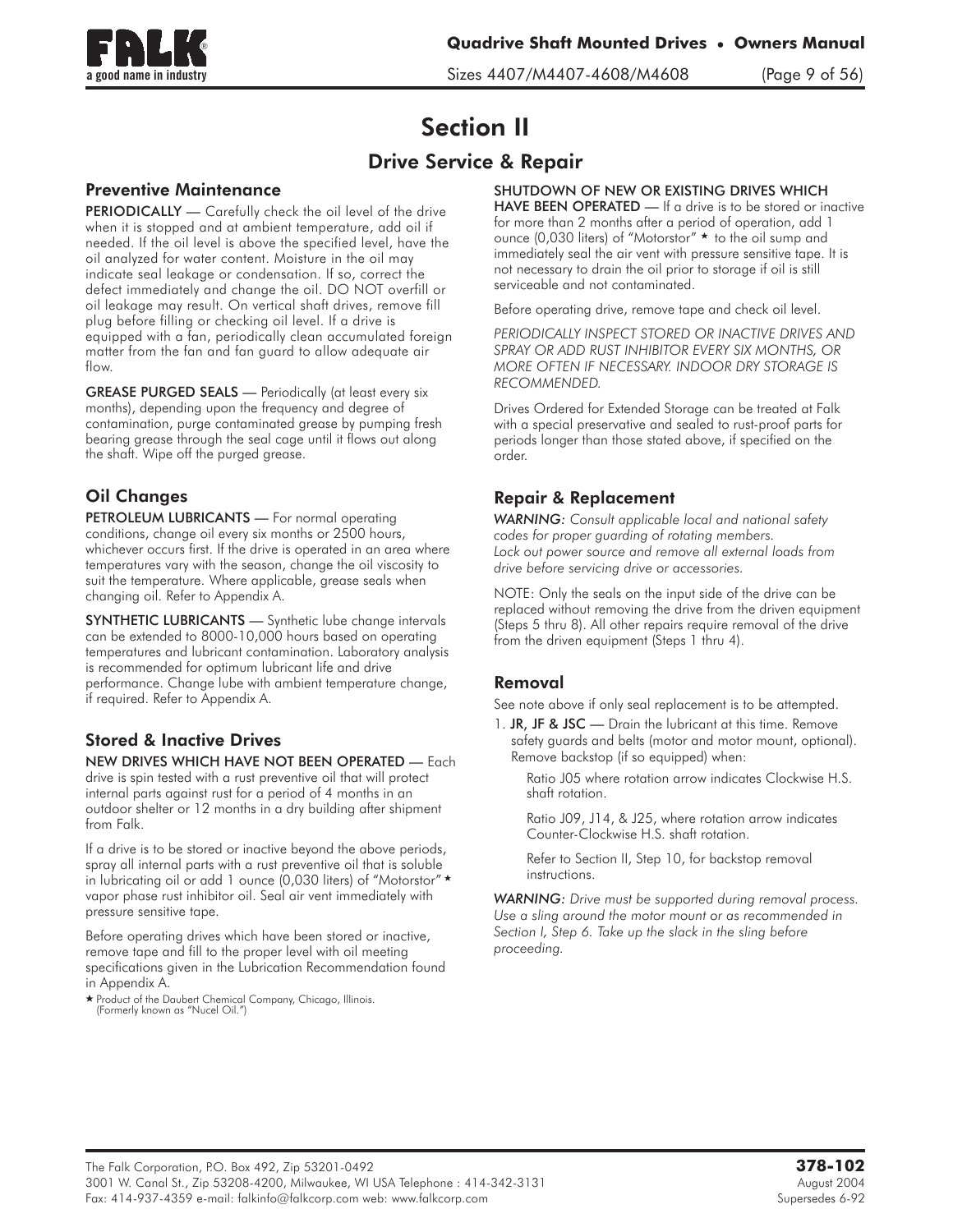# Section II

## Drive Service & Repair

### Preventive Maintenance

**PERIODICALLY** — Carefully check the oil level of the drive when it is stopped and at ambient temperature, add oil if needed. If the oil level is above the specified level, have the oil analyzed for water content. Moisture in the oil may indicate seal leakage or condensation. If so, correct the defect immediately and change the oil. DO NOT overfill or oil leakage may result. On vertical shaft drives, remove fill plug before filling or checking oil level. If a drive is equipped with a fan, periodically clean accumulated foreign matter from the fan and fan guard to allow adequate air flow.

**GREASE PURGED SEALS** — Periodically (at least every six months), depending upon the frequency and degree of contamination, purge contaminated grease by pumping fresh bearing grease through the seal cage until it flows out along the shaft. Wipe off the purged grease.

### Oil Changes

**PETROLEUM LUBRICANTS** — For normal operating conditions, change oil every six months or 2500 hours, whichever occurs first. If the drive is operated in an area where temperatures vary with the season, change the oil viscosity to suit the temperature. Where applicable, grease seals when changing oil. Refer to Appendix A.

**SYNTHETIC LUBRICANTS** — Synthetic lube change intervals can be extended to 8000-10,000 hours based on operating temperatures and lubricant contamination. Laboratory analysis is recommended for optimum lubricant life and drive performance. Change lube with ambient temperature change, if required. Refer to Appendix A.

### Stored & Inactive Drives

**NEW DRIVES WHICH HAVE NOT BEEN OPERATED** — Each drive is spin tested with a rust preventive oil that will protect internal parts against rust for a period of 4 months in an outdoor shelter or 12 months in a dry building after shipment from Falk.

If a drive is to be stored or inactive beyond the above periods, spray all internal parts with a rust preventive oil that is soluble in lubricating oil or add 1 ounce (0,030 liters) of "Motorstor"★ vapor phase rust inhibitor oil. Seal air vent immediately with pressure sensitive tape.

Before operating drives which have been stored or inactive, remove tape and fill to the proper level with oil meeting specifications given in the Lubrication Recommendation found in Appendix A.

★ Product of the Daubert Chemical Company, Chicago, Illinois. (Formerly known as "Nucel Oil.")

**SHUTDOWN OF NEW OR EXISTING DRIVES WHICH HAVE BEEN OPERATED** — If a drive is to be stored or inactive for more than 2 months after a period of operation, add 1 ounce (0,030 liters) of "Motorstor" ★ to the oil sump and immediately seal the air vent with pressure sensitive tape. It is not necessary to drain the oil prior to storage if oil is still serviceable and not contaminated.

Before operating drive, remove tape and check oil level.

*PERIODICALLY INSPECT STORED OR INACTIVE DRIVES AND SPRAY OR ADD RUST INHIBITOR EVERY SIX MONTHS, OR MORE OFTEN IF NECESSARY. INDOOR DRY STORAGE IS RECOMMENDED.*

Drives Ordered for Extended Storage can be treated at Falk with a special preservative and sealed to rust-proof parts for periods longer than those stated above, if specified on the order.

### Repair & Replacement

*WARNING: Consult applicable local and national safety codes for proper guarding of rotating members. Lock out power source and remove all external loads from drive before servicing drive or accessories.*

NOTE: Only the seals on the input side of the drive can be replaced without removing the drive from the driven equipment (Steps 5 thru 8). All other repairs require removal of the drive from the driven equipment (Steps 1 thru 4).

### Removal

See note above if only seal replacement is to be attempted.

1. **JR, JF & JSC** — Drain the lubricant at this time. Remove safety guards and belts (motor and motor mount, optional). Remove backstop (if so equipped) when:

   Ratio J05 where rotation arrow indicates Clockwise H.S. shaft rotation.

   Ratio J09, J14, & J25, where rotation arrow indicates Counter-Clockwise H.S. shaft rotation.

   Refer to Section II, Step 10, for backstop removal instructions.

*WARNING: Drive must be supported during removal process. Use a sling around the motor mount or as recommended in Section I, Step 6. Take up the slack in the sling before proceeding.*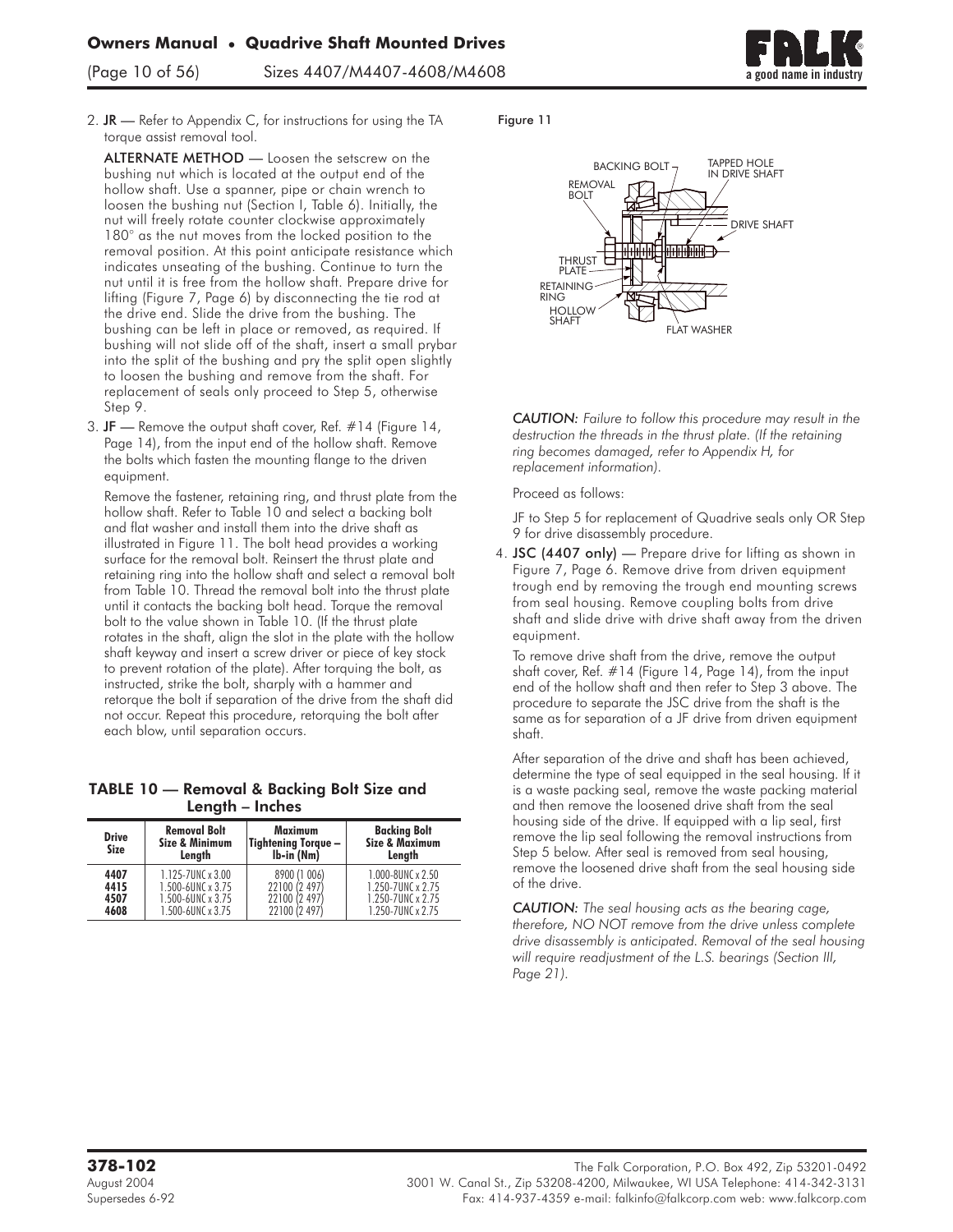2. **JR** — Refer to Appendix C, for instructions for using the TA torque assist removal tool.

**ALTERNATE METHOD** — Loosen the setscrew on the bushing nut which is located at the output end of the hollow shaft. Use a spanner, pipe or chain wrench to loosen the bushing nut (Section I, Table 6). Initially, the nut will freely rotate counter clockwise approximately 180° as the nut moves from the locked position to the removal position. At this point anticipate resistance which indicates unseating of the bushing. Continue to turn the nut until it is free from the hollow shaft. Prepare drive for lifting (Figure 7, Page 6) by disconnecting the tie rod at the drive end. Slide the drive from the bushing. The bushing can be left in place or removed, as required. If bushing will not slide off of the shaft, insert a small prybar into the split of the bushing and pry the split open slightly to loosen the bushing and remove from the shaft. For replacement of seals only proceed to Step 5, otherwise Step 9.

3. **JF** — Remove the output shaft cover, Ref. #14 (Figure 14, Page 14), from the input end of the hollow shaft. Remove the bolts which fasten the mounting flange to the driven equipment.

Remove the fastener, retaining ring, and thrust plate from the hollow shaft. Refer to Table 10 and select a backing bolt and flat washer and install them into the drive shaft as illustrated in Figure 11. The bolt head provides a working surface for the removal bolt. Reinsert the thrust plate and retaining ring into the hollow shaft and select a removal bolt from Table 10. Thread the removal bolt into the thrust plate until it contacts the backing bolt head. Torque the removal bolt to the value shown in Table 10. (If the thrust plate rotates in the shaft, align the slot in the plate with the hollow shaft keyway and insert a screw driver or piece of key stock to prevent rotation of the plate). After torquing the bolt, as instructed, strike the bolt, sharply with a hammer and retorque the bolt if separation of the drive from the shaft did not occur. Repeat this procedure, retorquing the bolt after each blow, until separation occurs.

**TABLE 10 — Removal & Backing Bolt Size and Length – Inches**

| Drive Size | Removal Bolt Size & Minimum Length | Maximum Tightening Torque – lb-in (Nm) | Backing Bolt Size & Maximum Length |
|---|---|---|---|
| 4407 | 1.125-7UNC x 3.00 | 8900 (1 006) | 1.000-8UNC x 2.50 |
| 4415 | 1.500-6UNC x 3.75 | 22100 (2 497) | 1.250-7UNC x 2.75 |
| 4507 | 1.500-6UNC x 3.75 | 22100 (2 497) | 1.250-7UNC x 2.75 |
| 4608 | 1.500-6UNC x 3.75 | 22100 (2 497) | 1.250-7UNC x 2.75 |

Figure 11

BACKING BOLT
TAPPED HOLE IN DRIVE SHAFT
REMOVAL BOLT
DRIVE SHAFT
THRUST PLATE
RETAINING RING
HOLLOW SHAFT
FLAT WASHER

*CAUTION: Failure to follow this procedure may result in the destruction the threads in the thrust plate. (If the retaining ring becomes damaged, refer to Appendix H, for replacement information).*

Proceed as follows:

JF to Step 5 for replacement of Quadrive seals only OR Step 9 for drive disassembly procedure.

4. **JSC (4407 only)** — Prepare drive for lifting as shown in Figure 7, Page 6. Remove drive from driven equipment trough end by removing the trough end mounting screws from seal housing. Remove coupling bolts from drive shaft and slide drive with drive shaft away from the driven equipment.

To remove drive shaft from the drive, remove the output shaft cover, Ref. #14 (Figure 14, Page 14), from the input end of the hollow shaft and then refer to Step 3 above. The procedure to separate the JSC drive from the shaft is the same as for separation of a JF drive from driven equipment shaft.

After separation of the drive and shaft has been achieved, determine the type of seal equipped in the seal housing. If it is a waste packing seal, remove the waste packing material and then remove the loosened drive shaft from the seal housing side of the drive. If equipped with a lip seal, first remove the lip seal following the removal instructions from Step 5 below. After seal is removed from seal housing, remove the loosened drive shaft from the seal housing side of the drive.

*CAUTION: The seal housing acts as the bearing cage, therefore, NO NOT remove from the drive unless complete drive disassembly is anticipated. Removal of the seal housing will require readjustment of the L.S. bearings (Section III, Page 21).*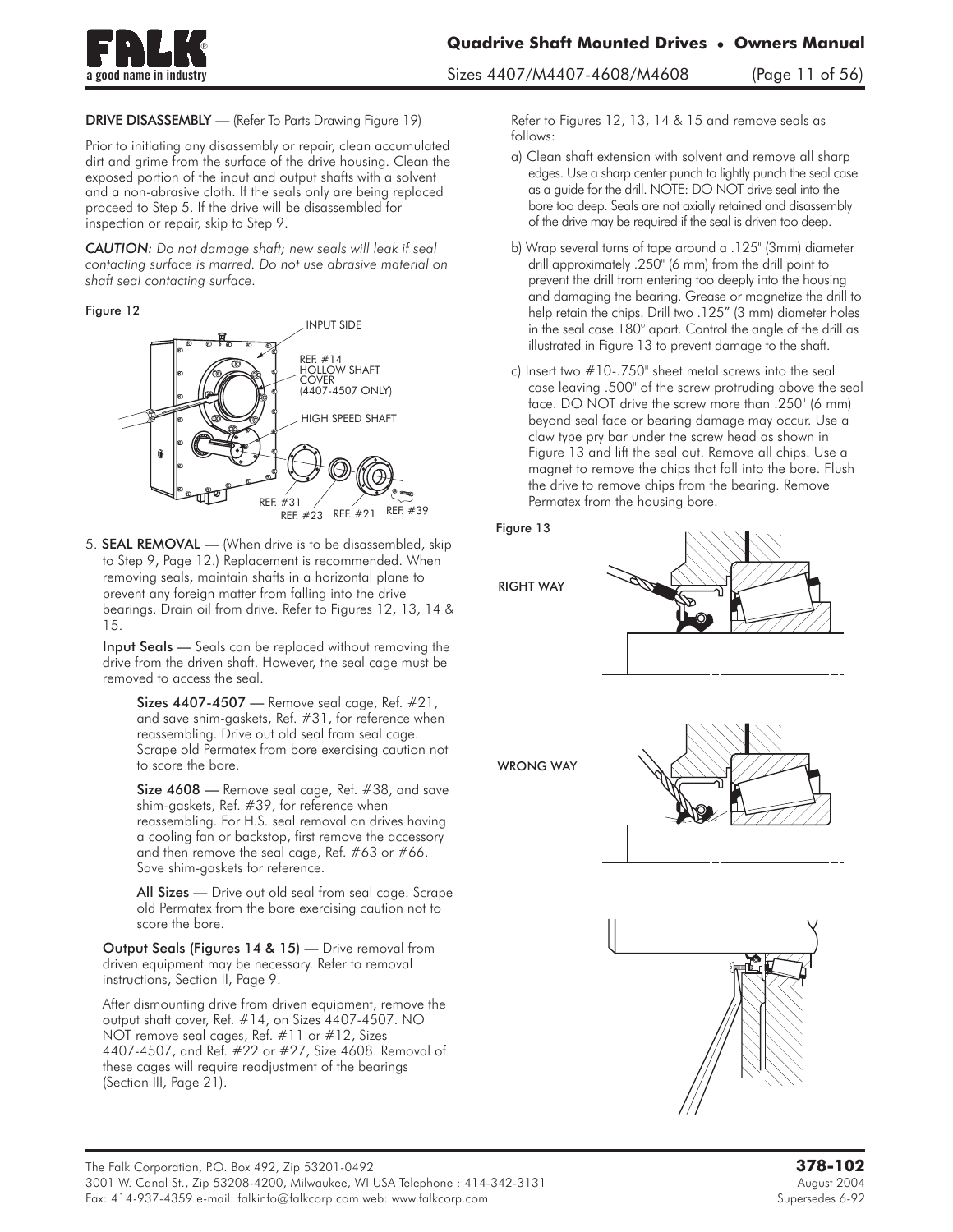**DRIVE DISASSEMBLY** — (Refer To Parts Drawing Figure 19)

Prior to initiating any disassembly or repair, clean accumulated dirt and grime from the surface of the drive housing. Clean the exposed portion of the input and output shafts with a solvent and a non-abrasive cloth. If the seals only are being replaced proceed to Step 5. If the drive will be disassembled for inspection or repair, skip to Step 9.

*CAUTION: Do not damage shaft; new seals will leak if seal contacting surface is marred. Do not use abrasive material on shaft seal contacting surface.*

Figure 12

INPUT SIDE

REF. #14 HOLLOW SHAFT COVER (4407-4507 ONLY)

HIGH SPEED SHAFT

REF. #31 REF. #23 REF. #21 REF. #39

5. **SEAL REMOVAL** — (When drive is to be disassembled, skip to Step 9, Page 12.) Replacement is recommended. When removing seals, maintain shafts in a horizontal plane to prevent any foreign matter from falling into the drive bearings. Drain oil from drive. Refer to Figures 12, 13, 14 & 15.

   **Input Seals** — Seals can be replaced without removing the drive from the driven shaft. However, the seal cage must be removed to access the seal.

   **Sizes 4407-4507** — Remove seal cage, Ref. #21, and save shim-gaskets, Ref. #31, for reference when reassembling. Drive out old seal from seal cage. Scrape old Permatex from bore exercising caution not to score the bore.

   **Size 4608** — Remove seal cage, Ref. #38, and save shim-gaskets, Ref. #39, for reference when reassembling. For H.S. seal removal on drives having a cooling fan or backstop, first remove the accessory and then remove the seal cage, Ref. #63 or #66. Save shim-gaskets for reference.

   **All Sizes** — Drive out old seal from seal cage. Scrape old Permatex from the bore exercising caution not to score the bore.

   **Output Seals (Figures 14 & 15)** — Drive removal from driven equipment may be necessary. Refer to removal instructions, Section II, Page 9.

   After dismounting drive from driven equipment, remove the output shaft cover, Ref. #14, on Sizes 4407-4507. NO NOT remove seal cages, Ref. #11 or #12, Sizes 4407-4507, and Ref. #22 or #27, Size 4608. Removal of these cages will require readjustment of the bearings (Section III, Page 21).

   Refer to Figures 12, 13, 14 & 15 and remove seals as follows:

   a) Clean shaft extension with solvent and remove all sharp edges. Use a sharp center punch to lightly punch the seal case as a guide for the drill. NOTE: DO NOT drive seal into the bore too deep. Seals are not axially retained and disassembly of the drive may be required if the seal is driven too deep.

   b) Wrap several turns of tape around a .125" (3mm) diameter drill approximately .250" (6 mm) from the drill point to prevent the drill from entering too deeply into the housing and damaging the bearing. Grease or magnetize the drill to help retain the chips. Drill two .125" (3 mm) diameter holes in the seal case 180° apart. Control the angle of the drill as illustrated in Figure 13 to prevent damage to the shaft.

   c) Insert two #10-.750" sheet metal screws into the seal case leaving .500" of the screw protruding above the seal face. DO NOT drive the screw more than .250" (6 mm) beyond seal face or bearing damage may occur. Use a claw type pry bar under the screw head as shown in Figure 13 and lift the seal out. Remove all chips. Use a magnet to remove the chips that fall into the bore. Flush the drive to remove chips from the bearing. Remove Permatex from the housing bore.

Figure 13

RIGHT WAY

WRONG WAY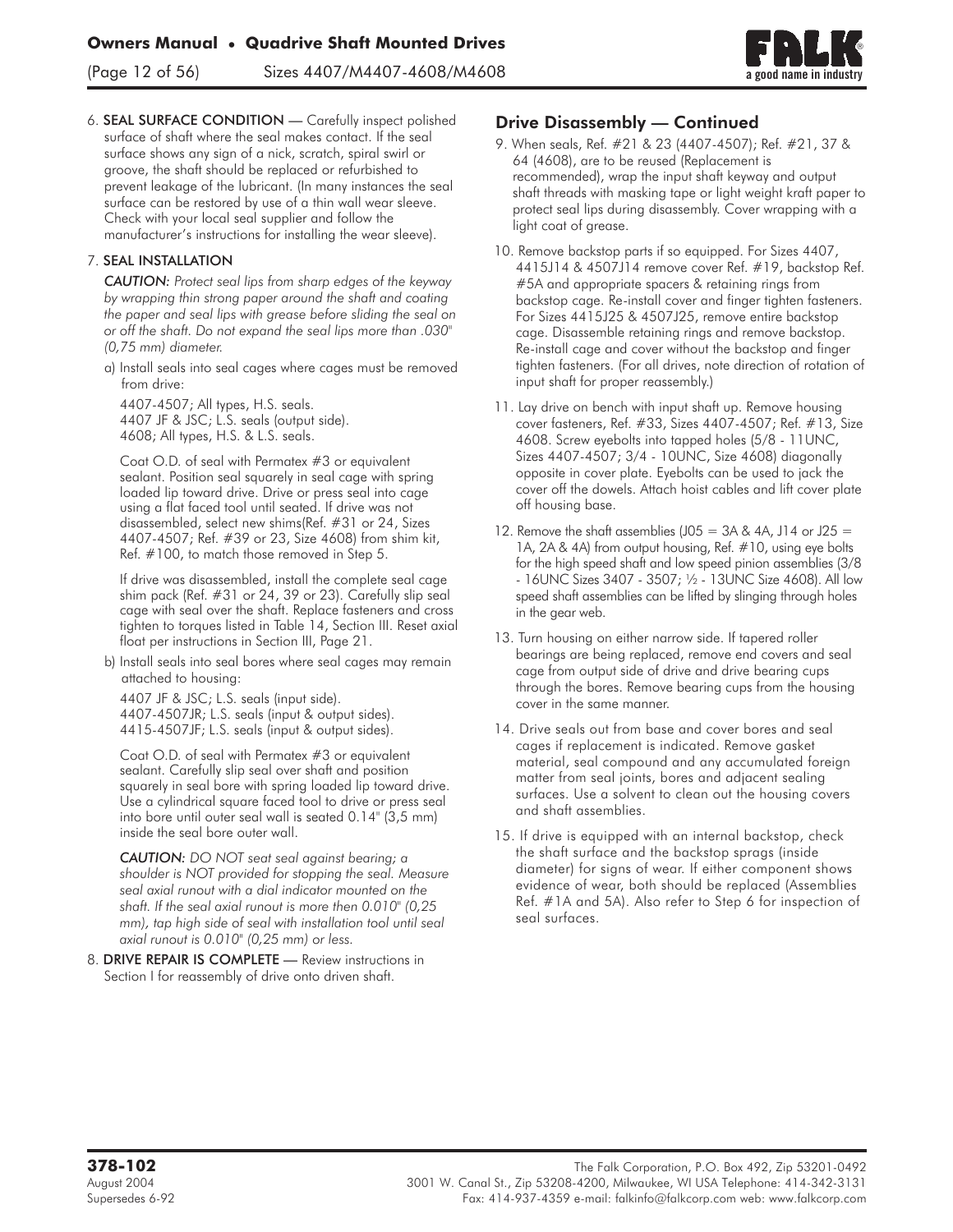6. **SEAL SURFACE CONDITION** — Carefully inspect polished surface of shaft where the seal makes contact. If the seal surface shows any sign of a nick, scratch, spiral swirl or groove, the shaft should be replaced or refurbished to prevent leakage of the lubricant. (In many instances the seal surface can be restored by use of a thin wall wear sleeve. Check with your local seal supplier and follow the manufacturer's instructions for installing the wear sleeve).

7. **SEAL INSTALLATION**

   *CAUTION: Protect seal lips from sharp edges of the keyway by wrapping thin strong paper around the shaft and coating the paper and seal lips with grease before sliding the seal on or off the shaft. Do not expand the seal lips more than .030" (0,75 mm) diameter.*

   a) Install seals into seal cages where cages must be removed from drive:

   4407-4507; All types, H.S. seals.
   4407 JF & JSC; L.S. seals (output side).
   4608; All types, H.S. & L.S. seals.

   Coat O.D. of seal with Permatex #3 or equivalent sealant. Position seal squarely in seal cage with spring loaded lip toward drive. Drive or press seal into cage using a flat faced tool until seated. If drive was not disassembled, select new shims(Ref. #31 or 24, Sizes 4407-4507; Ref. #39 or 23, Size 4608) from shim kit, Ref. #100, to match those removed in Step 5.

   If drive was disassembled, install the complete seal cage shim pack (Ref. #31 or 24, 39 or 23). Carefully slip seal cage with seal over the shaft. Replace fasteners and cross tighten to torques listed in Table 14, Section III. Reset axial float per instructions in Section III, Page 21.

   b) Install seals into seal bores where seal cages may remain attached to housing:

   4407 JF & JSC; L.S. seals (input side).
   4407-4507JR; L.S. seals (input & output sides).
   4415-4507JF; L.S. seals (input & output sides).

   Coat O.D. of seal with Permatex #3 or equivalent sealant. Carefully slip seal over shaft and position squarely in seal bore with spring loaded lip toward drive. Use a cylindrical square faced tool to drive or press seal into bore until outer seal wall is seated 0.14" (3,5 mm) inside the seal bore outer wall.

   *CAUTION: DO NOT seat seal against bearing; a shoulder is NOT provided for stopping the seal. Measure seal axial runout with a dial indicator mounted on the shaft. If the seal axial runout is more then 0.010" (0,25 mm), tap high side of seal with installation tool until seal axial runout is 0.010" (0,25 mm) or less.*

8. **DRIVE REPAIR IS COMPLETE** — Review instructions in Section I for reassembly of drive onto driven shaft.

## Drive Disassembly — Continued

9. When seals, Ref. #21 & 23 (4407-4507); Ref. #21, 37 & 64 (4608), are to be reused (Replacement is recommended), wrap the input shaft keyway and output shaft threads with masking tape or light weight kraft paper to protect seal lips during disassembly. Cover wrapping with a light coat of grease.

10. Remove backstop parts if so equipped. For Sizes 4407, 4415J14 & 4507J14 remove cover Ref. #19, backstop Ref. #5A and appropriate spacers & retaining rings from backstop cage. Re-install cover and finger tighten fasteners. For Sizes 4415J25 & 4507J25, remove entire backstop cage. Disassemble retaining rings and remove backstop. Re-install cage and cover without the backstop and finger tighten fasteners. (For all drives, note direction of rotation of input shaft for proper reassembly.)

11. Lay drive on bench with input shaft up. Remove housing cover fasteners, Ref. #33, Sizes 4407-4507; Ref. #13, Size 4608. Screw eyebolts into tapped holes (5/8 - 11UNC, Sizes 4407-4507; 3/4 - 10UNC, Size 4608) diagonally opposite in cover plate. Eyebolts can be used to jack the cover off the dowels. Attach hoist cables and lift cover plate off housing base.

12. Remove the shaft assemblies (J05 = 3A & 4A, J14 or J25 = 1A, 2A & 4A) from output housing, Ref. #10, using eye bolts for the high speed shaft and low speed pinion assemblies (3/8 - 16UNC Sizes 3407 - 3507; ½ - 13UNC Size 4608). All low speed shaft assemblies can be lifted by slinging through holes in the gear web.

13. Turn housing on either narrow side. If tapered roller bearings are being replaced, remove end covers and seal cage from output side of drive and drive bearing cups through the bores. Remove bearing cups from the housing cover in the same manner.

14. Drive seals out from base and cover bores and seal cages if replacement is indicated. Remove gasket material, seal compound and any accumulated foreign matter from seal joints, bores and adjacent sealing surfaces. Use a solvent to clean out the housing covers and shaft assemblies.

15. If drive is equipped with an internal backstop, check the shaft surface and the backstop sprags (inside diameter) for signs of wear. If either component shows evidence of wear, both should be replaced (Assemblies Ref. #1A and 5A). Also refer to Step 6 for inspection of seal surfaces.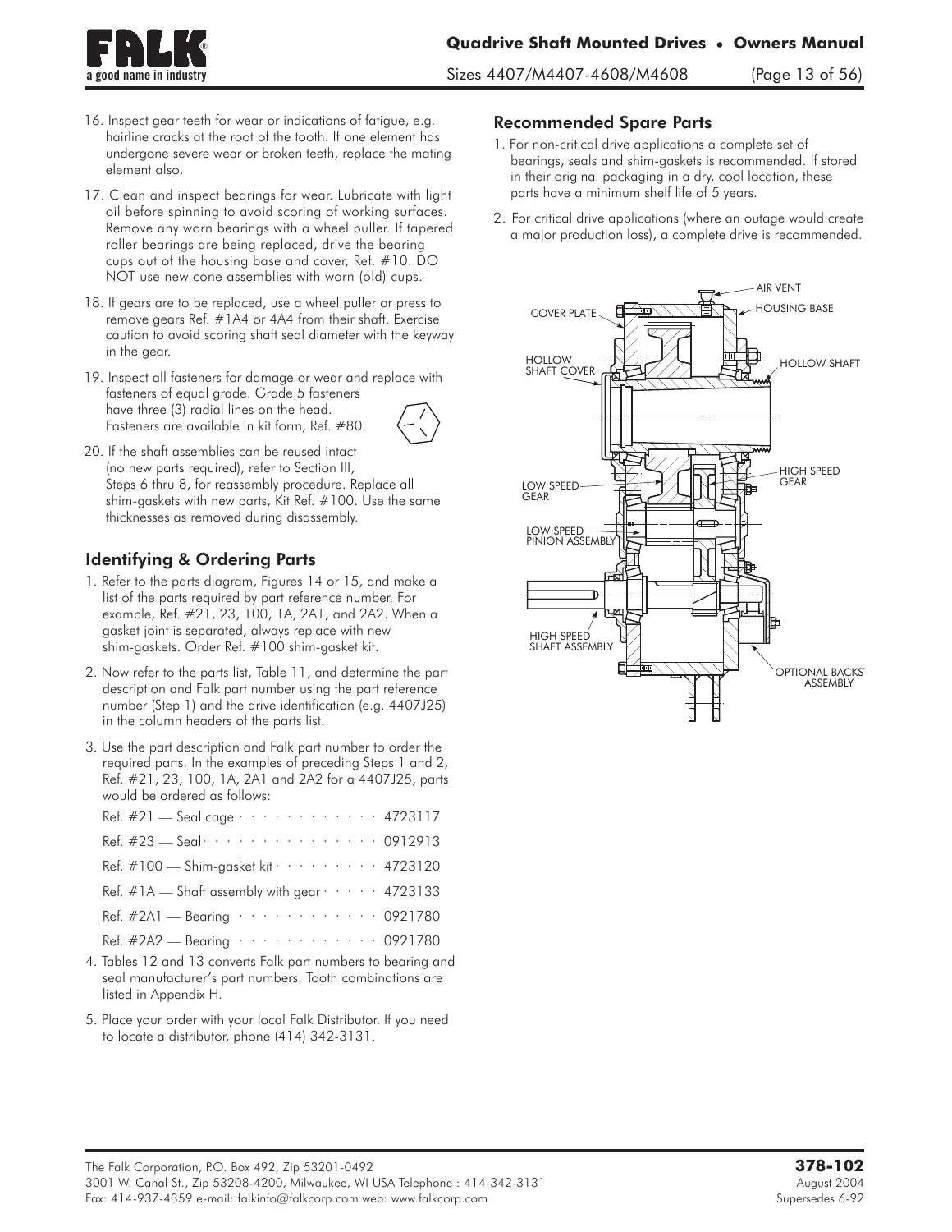16. Inspect gear teeth for wear or indications of fatigue, e.g. hairline cracks at the root of the tooth. If one element has undergone severe wear or broken teeth, replace the mating element also.

17. Clean and inspect bearings for wear. Lubricate with light oil before spinning to avoid scoring of working surfaces. Remove any worn bearings with a wheel puller. If tapered roller bearings are being replaced, drive the bearing cups out of the housing base and cover, Ref. #10. DO NOT use new cone assemblies with worn (old) cups.

18. If gears are to be replaced, use a wheel puller or press to remove gears Ref. #1A4 or 4A4 from their shaft. Exercise caution to avoid scoring shaft seal diameter with the keyway in the gear.

19. Inspect all fasteners for damage or wear and replace with fasteners of equal grade. Grade 5 fasteners have three (3) radial lines on the head. Fasteners are available in kit form, Ref. #80.

20. If the shaft assemblies can be reused intact (no new parts required), refer to Section III, Steps 6 thru 8, for reassembly procedure. Replace all shim-gaskets with new parts, Kit Ref. #100. Use the same thicknesses as removed during disassembly.

## Identifying & Ordering Parts

1. Refer to the parts diagram, Figures 14 or 15, and make a list of the parts required by part reference number. For example, Ref. #21, 23, 100, 1A, 2A1, and 2A2. When a gasket joint is separated, always replace with new shim-gaskets. Order Ref. #100 shim-gasket kit.

2. Now refer to the parts list, Table 11, and determine the part description and Falk part number using the part reference number (Step 1) and the drive identification (e.g. 4407J25) in the column headers of the parts list.

3. Use the part description and Falk part number to order the required parts. In the examples of preceding Steps 1 and 2, Ref. #21, 23, 100, 1A, 2A1 and 2A2 for a 4407J25, parts would be ordered as follows:

   Ref. #21 — Seal cage · · · · · · · · · · · · 4723117

   Ref. #23 — Seal · · · · · · · · · · · · · · · 0912913

   Ref. #100 — Shim-gasket kit · · · · · · · · · 4723120

   Ref. #1A — Shaft assembly with gear · · · · · 4723133

   Ref. #2A1 — Bearing · · · · · · · · · · · · 0921780

   Ref. #2A2 — Bearing · · · · · · · · · · · · 0921780

4. Tables 12 and 13 converts Falk part numbers to bearing and seal manufacturer's part numbers. Tooth combinations are listed in Appendix H.

5. Place your order with your local Falk Distributor. If you need to locate a distributor, phone (414) 342-3131.

## Recommended Spare Parts

1. For non-critical drive applications a complete set of bearings, seals and shim-gaskets is recommended. If stored in their original packaging in a dry, cool location, these parts have a minimum shelf life of 5 years.

2. For critical drive applications (where an outage would create a major production loss), a complete drive is recommended.

AIR VENT
COVER PLATE
HOUSING BASE
HOLLOW SHAFT COVER
HOLLOW SHAFT
HIGH SPEED GEAR
LOW SPEED GEAR
LOW SPEED PINION ASSEMBLY
HIGH SPEED SHAFT ASSEMBLY
OPTIONAL BACKSTOP ASSEMBLY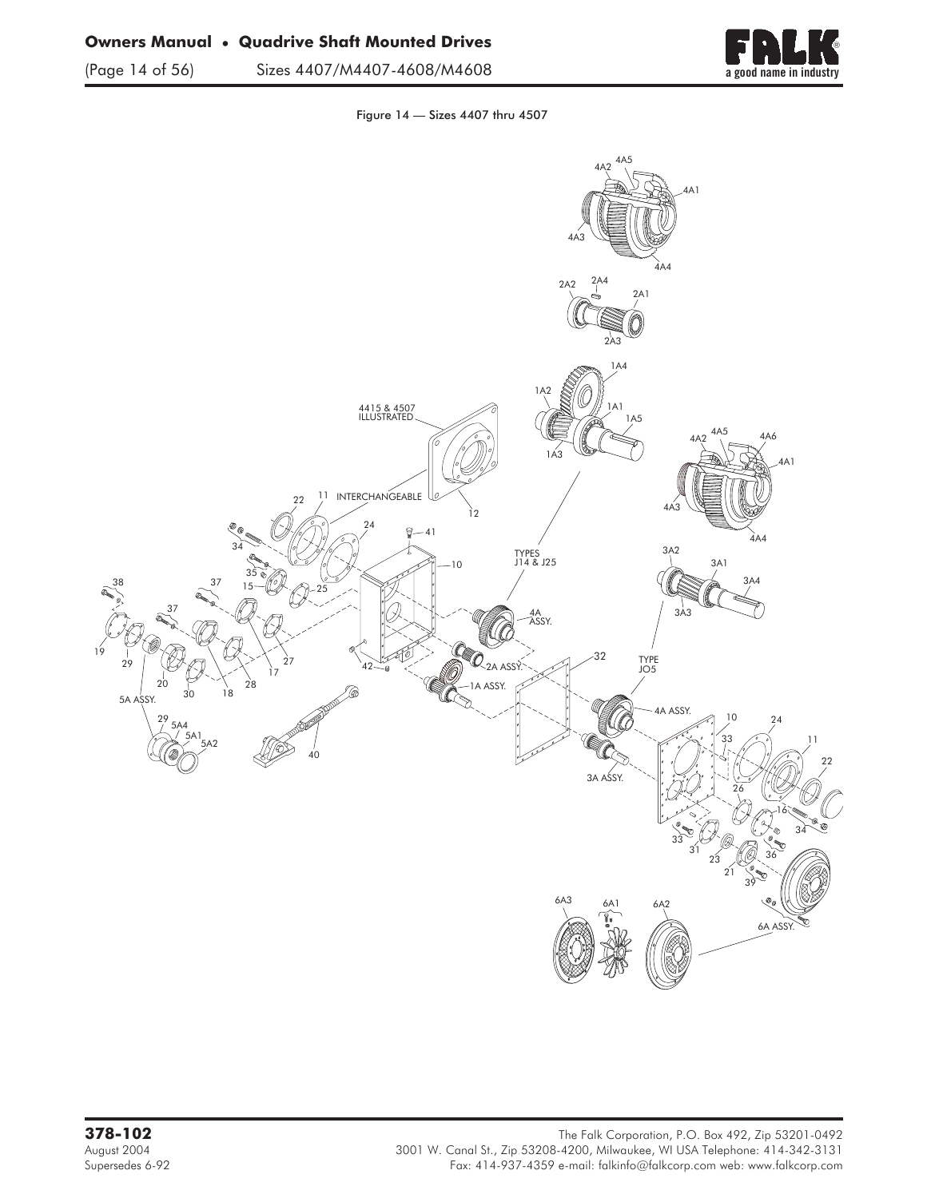Figure 14 — Sizes 4407 thru 4507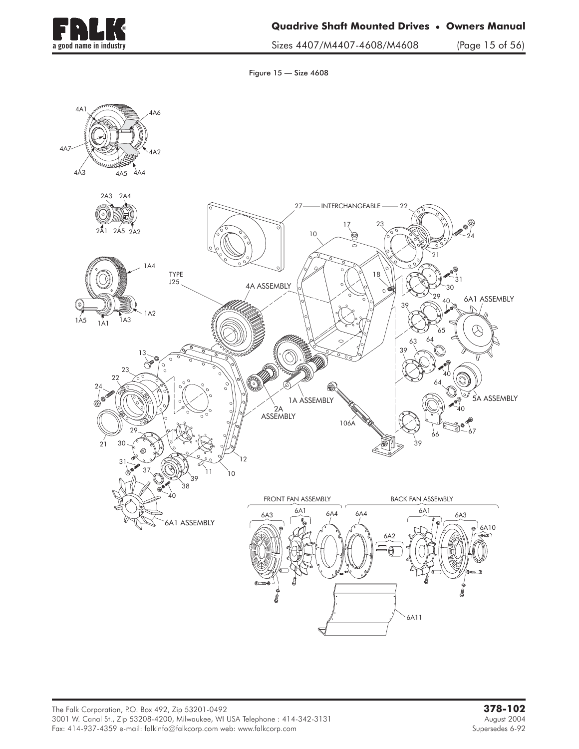Figure 15 — Size 4608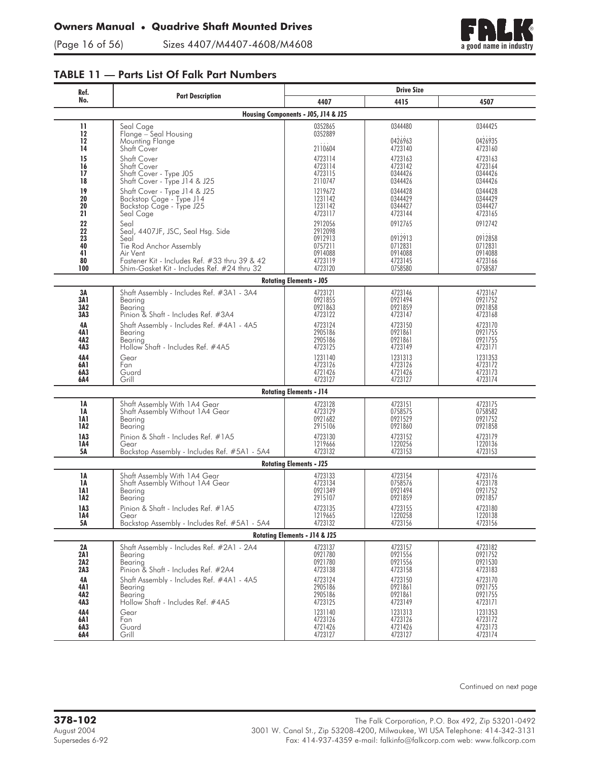## TABLE 11 — Parts List Of Falk Part Numbers

| Ref. No. | Part Description | Drive Size | | |
|---|---|---|---|---|
| | | 4407 | 4415 | 4507 |
| | **Housing Components - J05, J14 & J25** | | | |
| 11 | Seal Cage | 0352865 | 0344480 | 0344425 |
| 12 | Flange – Seal Housing | 0352889 | . . . | . . . |
| 12 | Mounting Flange | . . . | 0426963 | 0426935 |
| 14 | Shaft Cover | 2110604 | 4723140 | 4723160 |
| 15 | Shaft Cover | 4723114 | 4723163 | 4723163 |
| 16 | Shaft Cover | 4723114 | 4723142 | 4723164 |
| 17 | Shaft Cover - Type J05 | 4723115 | 0344426 | 0344426 |
| 18 | Shaft Cover - Type J14 & J25 | 2110747 | 0344426 | 0344426 |
| 19 | Shaft Cover - Type J14 & J25 | 1219672 | 0344428 | 0344428 |
| 20 | Backstop Cage - Type J14 | 1231142 | 0344429 | 0344429 |
| 20 | Backstop Cage - Type J25 | 1231142 | 0344427 | 0344427 |
| 21 | Seal Cage | 4723117 | 4723144 | 4723165 |
| 22 | Seal | 2912056 | 0912765 | 0912742 |
| 22 | Seal, 4407JF, JSC, Seal Hsg. Side | 2912098 | . . . | . . . |
| 23 | Seal | 0912913 | 0912913 | 0912858 |
| 40 | Tie Rod Anchor Assembly | 0757211 | 0712831 | 0712831 |
| 41 | Air Vent | 0914088 | 0914088 | 0914088 |
| 80 | Fastener Kit - Includes Ref. #33 thru 39 & 42 | 4723119 | 4723145 | 4723166 |
| 100 | Shim-Gasket Kit - Includes Ref. #24 thru 32 | 4723120 | 0758580 | 0758587 |
| | **Rotating Elements - J05** | | | |
| 3A | Shaft Assembly - Includes Ref. #3A1 - 3A4 | 4723121 | 4723146 | 4723167 |
| 3A1 | Bearing | 0921855 | 0921494 | 0921752 |
| 3A2 | Bearing | 0921863 | 0921859 | 0921858 |
| 3A3 | Pinion & Shaft - Includes Ref. #3A4 | 4723122 | 4723147 | 4723168 |
| 4A | Shaft Assembly - Includes Ref. #4A1 - 4A5 | 4723124 | 4723150 | 4723170 |
| 4A1 | Bearing | 2905186 | 0921861 | 0921755 |
| 4A2 | Bearing | 2905186 | 0921861 | 0921755 |
| 4A3 | Hollow Shaft - Includes Ref. #4A5 | 4723125 | 4723149 | 4723171 |
| 4A4 | Gear | 1231140 | 1231313 | 1231353 |
| 6A1 | Fan | 4723126 | 4723126 | 4723172 |
| 6A3 | Guard | 4721426 | 4721426 | 4723173 |
| 6A4 | Grill | 4723127 | 4723127 | 4723174 |
| | **Rotating Elements - J14** | | | |
| 1A | Shaft Assembly With 1A4 Gear | 4723128 | 4723151 | 4723175 |
| 1A | Shaft Assembly Without 1A4 Gear | 4723129 | 0758575 | 0758582 |
| 1A1 | Bearing | 0921682 | 0921529 | 0921752 |
| 1A2 | Bearing | 2915106 | 0921860 | 0921858 |
| 1A3 | Pinion & Shaft - Includes Ref. #1A5 | 4723130 | 4723152 | 4723179 |
| 1A4 | Gear | 1219666 | 1220256 | 1220136 |
| 5A | Backstop Assembly - Includes Ref. #5A1 - 5A4 | 4723132 | 4723153 | 4723153 |
| | **Rotating Elements - J25** | | | |
| 1A | Shaft Assembly With 1A4 Gear | 4723133 | 4723154 | 4723176 |
| 1A | Shaft Assembly Without 1A4 Gear | 4723134 | 0758576 | 4723178 |
| 1A1 | Bearing | 0921349 | 0921494 | 0921752 |
| 1A2 | Bearing | 2915107 | 0921859 | 0921857 |
| 1A3 | Pinion & Shaft - Includes Ref. #1A5 | 4723135 | 4723155 | 4723180 |
| 1A4 | Gear | 1219665 | 1220258 | 1220138 |
| 5A | Backstop Assembly - Includes Ref. #5A1 - 5A4 | 4723132 | 4723156 | 4723156 |
| | **Rotating Elements - J14 & J25** | | | |
| 2A | Shaft Assembly - Includes Ref. #2A1 - 2A4 | 4723137 | 4723157 | 4723182 |
| 2A1 | Bearing | 0921780 | 0921556 | 0921752 |
| 2A2 | Bearing | 0921780 | 0921556 | 0921530 |
| 2A3 | Pinion & Shaft - Includes Ref. #2A4 | 4723138 | 4723158 | 4723183 |
| 4A | Shaft Assembly - Includes Ref. #4A1 - 4A5 | 4723124 | 4723150 | 4723170 |
| 4A1 | Bearing | 2905186 | 0921861 | 0921755 |
| 4A2 | Bearing | 2905186 | 0921861 | 0921755 |
| 4A3 | Hollow Shaft - Includes Ref. #4A5 | 4723125 | 4723149 | 4723171 |
| 4A4 | Gear | 1231140 | 1231313 | 1231353 |
| 6A1 | Fan | 4723126 | 4723126 | 4723172 |
| 6A3 | Guard | 4721426 | 4721426 | 4723173 |
| 6A4 | Grill | 4723127 | 4723127 | 4723174 |

Continued on next page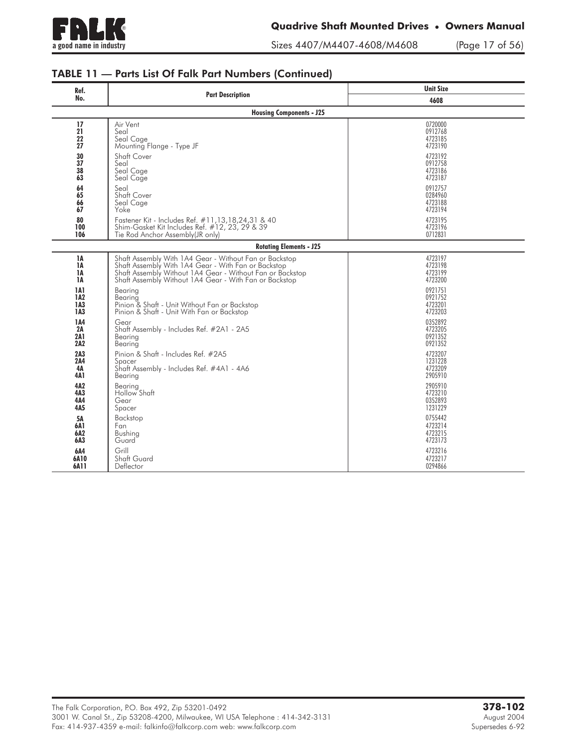## TABLE 11 — Parts List Of Falk Part Numbers (Continued)

| Ref. No. | Part Description | Unit Size |
|---|---|---|
| | | 4608 |
| | **Housing Components - J25** | |
| 17 | Air Vent | 0720000 |
| 21 | Seal | 0912768 |
| 22 | Seal Cage | 4723185 |
| 27 | Mounting Flange - Type JF | 4723190 |
| 30 | Shaft Cover | 4723192 |
| 37 | Seal | 0912758 |
| 38 | Seal Cage | 4723186 |
| 63 | Seal Cage | 4723187 |
| 64 | Seal | 0912757 |
| 65 | Shaft Cover | 0284960 |
| 66 | Seal Cage | 4723188 |
| 67 | Yoke | 4723194 |
| 80 | Fastener Kit - Includes Ref. #11,13,18,24,31 & 40 | 4723195 |
| 100 | Shim-Gasket Kit Includes Ref. #12, 23, 29 & 39 | 4723196 |
| 106 | Tie Rod Anchor Assembly(JR only) | 0712831 |
| | **Rotating Elements - J25** | |
| 1A | Shaft Assembly With 1A4 Gear - Without Fan or Backstop | 4723197 |
| 1A | Shaft Assembly With 1A4 Gear - With Fan or Backstop | 4723198 |
| 1A | Shaft Assembly Without 1A4 Gear - Without Fan or Backstop | 4723199 |
| 1A | Shaft Assembly Without 1A4 Gear - With Fan or Backstop | 4723200 |
| 1A1 | Bearing | 0921751 |
| 1A2 | Bearing | 0921752 |
| 1A3 | Pinion & Shaft - Unit Without Fan or Backstop | 4723201 |
| 1A3 | Pinion & Shaft - Unit With Fan or Backstop | 4723203 |
| 1A4 | Gear | 0352892 |
| 2A | Shaft Assembly - Includes Ref. #2A1 - 2A5 | 4723205 |
| 2A1 | Bearing | 0921352 |
| 2A2 | Bearing | 0921352 |
| 2A3 | Pinion & Shaft - Includes Ref. #2A5 | 4723207 |
| 2A4 | Spacer | 1231228 |
| 4A | Shaft Assembly - Includes Ref. #4A1 - 4A6 | 4723209 |
| 4A1 | Bearing | 2905910 |
| 4A2 | Bearing | 2905910 |
| 4A3 | Hollow Shaft | 4723210 |
| 4A4 | Gear | 0352893 |
| 4A5 | Spacer | 1231229 |
| 5A | Backstop | 0755442 |
| 6A1 | Fan | 4723214 |
| 6A2 | Bushing | 4723215 |
| 6A3 | Guard | 4723173 |
| 6A4 | Grill | 4723216 |
| 6A10 | Shaft Guard | 4723217 |
| 6A11 | Deflector | 0294866 |

The Falk Corporation, P.O. Box 492, Zip 53201-0492
3001 W. Canal St., Zip 53208-4200, Milwaukee, WI USA Telephone : 414-342-3131
Fax: 414-937-4359 e-mail: falkinfo@falkcorp.com web: www.falkcorp.com

**378-102**
August 2004
Supersedes 6-92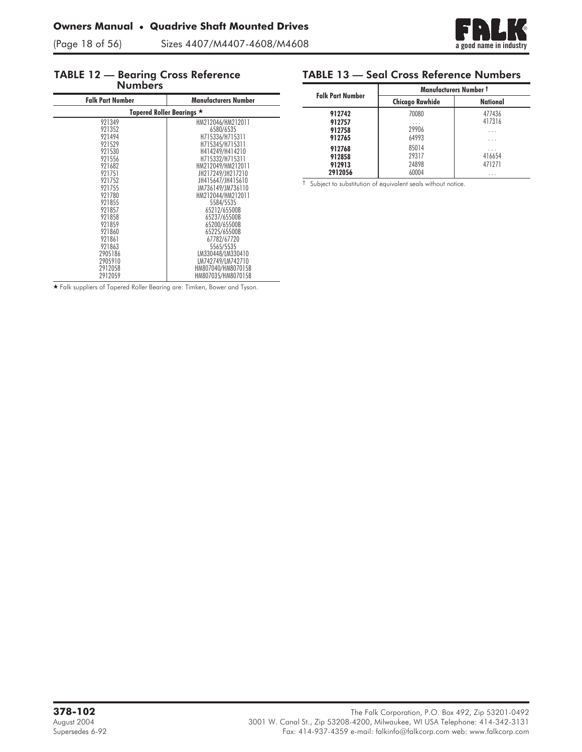## TABLE 12 — Bearing Cross Reference Numbers

| Falk Part Number | Manufacturers Number |
|---|---|
| **Tapered Roller Bearings ★** | |
| 921349 | HM212046/HM212011 |
| 921352 | 6580/6535 |
| 921494 | H715336/H715311 |
| 921529 | H715345/H715311 |
| 921530 | H414249/H414210 |
| 921556 | H715332/H715311 |
| 921682 | HM212049/HM212011 |
| 921751 | JH217249/JH217210 |
| 921752 | JH415647/JH415610 |
| 921755 | JM736149/JM736110 |
| 921780 | HM212044/HM212011 |
| 921855 | 5584/5535 |
| 921857 | 65212/65500B |
| 921858 | 65237/65500B |
| 921859 | 65200/65500B |
| 921860 | 65225/65500B |
| 921861 | 67782/67720 |
| 921863 | 5565/5535 |
| 2905186 | LM330448/LM330410 |
| 2905910 | LM742749/LM742710 |
| 2912058 | HM807040/HM807015B |
| 2912059 | HM807035/HM807015B |

★ Falk suppliers of Tapered Roller Bearing are: Timken, Bower and Tyson.

## TABLE 13 — Seal Cross Reference Numbers

| Falk Part Number | Manufacturers Number † | |
|---|---|---|
| | Chicago Rawhide | National |
| **912742** | 70080 | 477436 |
| **912757** | . . . | 417316 |
| **912758** | 29906 | . . . |
| **912765** | 64993 | . . . |
| **912768** | 85014 | . . . |
| **912858** | 29317 | 416654 |
| **912913** | 24898 | 471271 |
| **2912056** | 60004 | . . . |

† Subject to substitution of equivalent seals without notice.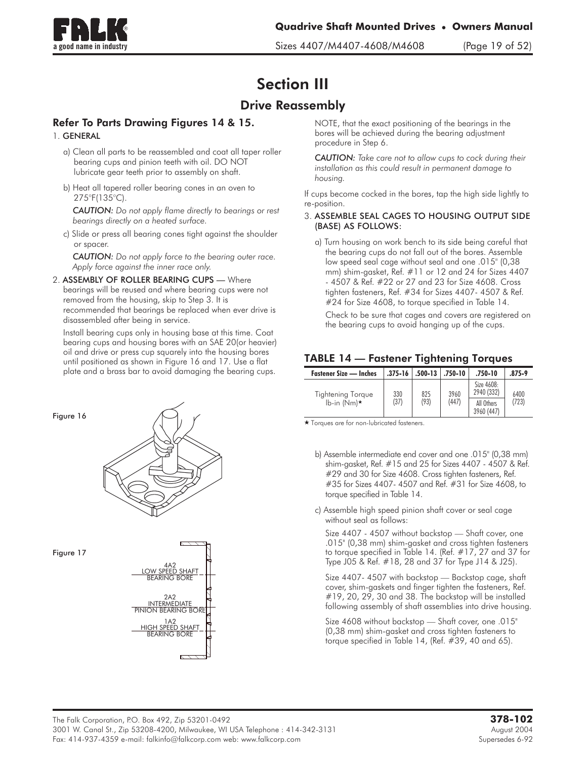# Section III

## Drive Reassembly

### Refer To Parts Drawing Figures 14 & 15.

1. **GENERAL**

   a) Clean all parts to be reassembled and coat all taper roller bearing cups and pinion teeth with oil. DO NOT lubricate gear teeth prior to assembly on shaft.

   b) Heat all tapered roller bearing cones in an oven to 275°F(135°C).

   *CAUTION: Do not apply flame directly to bearings or rest bearings directly on a heated surface.*

   c) Slide or press all bearing cones tight against the shoulder or spacer.

   *CAUTION: Do not apply force to the bearing outer race. Apply force against the inner race only.*

2. **ASSEMBLY OF ROLLER BEARING CUPS** — Where bearings will be reused and where bearing cups were not removed from the housing, skip to Step 3. It is recommended that bearings be replaced when ever drive is disassembled after being in service.

   Install bearing cups only in housing base at this time. Coat bearing cups and housing bores with an SAE 20(or heavier) oil and drive or press cup squarely into the housing bores until positioned as shown in Figure 16 and 17. Use a flat plate and a brass bar to avoid damaging the bearing cups.

Figure 16

Figure 17

4A2
LOW SPEED SHAFT
BEARING BORE

2A2
INTERMEDIATE
PINION BEARING BORE

1A2
HIGH SPEED SHAFT
BEARING BORE

NOTE, that the exact positioning of the bearings in the bores will be achieved during the bearing adjustment procedure in Step 6.

*CAUTION: Take care not to allow cups to cock during their installation as this could result in permanent damage to housing.*

If cups become cocked in the bores, tap the high side lightly to re-position.

3. **ASSEMBLE SEAL CAGES TO HOUSING OUTPUT SIDE (BASE) AS FOLLOWS:**

   a) Turn housing on work bench to its side being careful that the bearing cups do not fall out of the bores. Assemble low speed seal cage without seal and one .015" (0,38 mm) shim-gasket, Ref. #11 or 12 and 24 for Sizes 4407 - 4507 & Ref. #22 or 27 and 23 for Size 4608. Cross tighten fasteners, Ref. #34 for Sizes 4407- 4507 & Ref. #24 for Size 4608, to torque specified in Table 14.

   Check to be sure that cages and covers are registered on the bearing cups to avoid hanging up of the cups.

### TABLE 14 — Fastener Tightening Torques

| Fastener Size — Inches | .375-16 | .500-13 | .750-10 | .750-10 | .875-9 |
|---|---|---|---|---|---|
| Tightening Torque lb-in (Nm)★ | 330 (37) | 825 (93) | 3960 (447) | Size 4608: 2940 (332) | 6400 (723) |
| | | | | All Others 3960 (447) | |

★ Torques are for non-lubricated fasteners.

   b) Assemble intermediate end cover and one .015" (0,38 mm) shim-gasket, Ref. #15 and 25 for Sizes 4407 - 4507 & Ref. #29 and 30 for Size 4608. Cross tighten fasteners, Ref. #35 for Sizes 4407- 4507 and Ref. #31 for Size 4608, to torque specified in Table 14.

   c) Assemble high speed pinion shaft cover or seal cage without seal as follows:

   Size 4407 - 4507 without backstop — Shaft cover, one .015" (0,38 mm) shim-gasket and cross tighten fasteners to torque specified in Table 14. (Ref. #17, 27 and 37 for Type J05 & Ref. #18, 28 and 37 for Type J14 & J25).

   Size 4407- 4507 with backstop — Backstop cage, shaft cover, shim-gaskets and finger tighten the fasteners, Ref. #19, 20, 29, 30 and 38. The backstop will be installed following assembly of shaft assemblies into drive housing.

   Size 4608 without backstop — Shaft cover, one .015" (0,38 mm) shim-gasket and cross tighten fasteners to torque specified in Table 14, (Ref. #39, 40 and 65).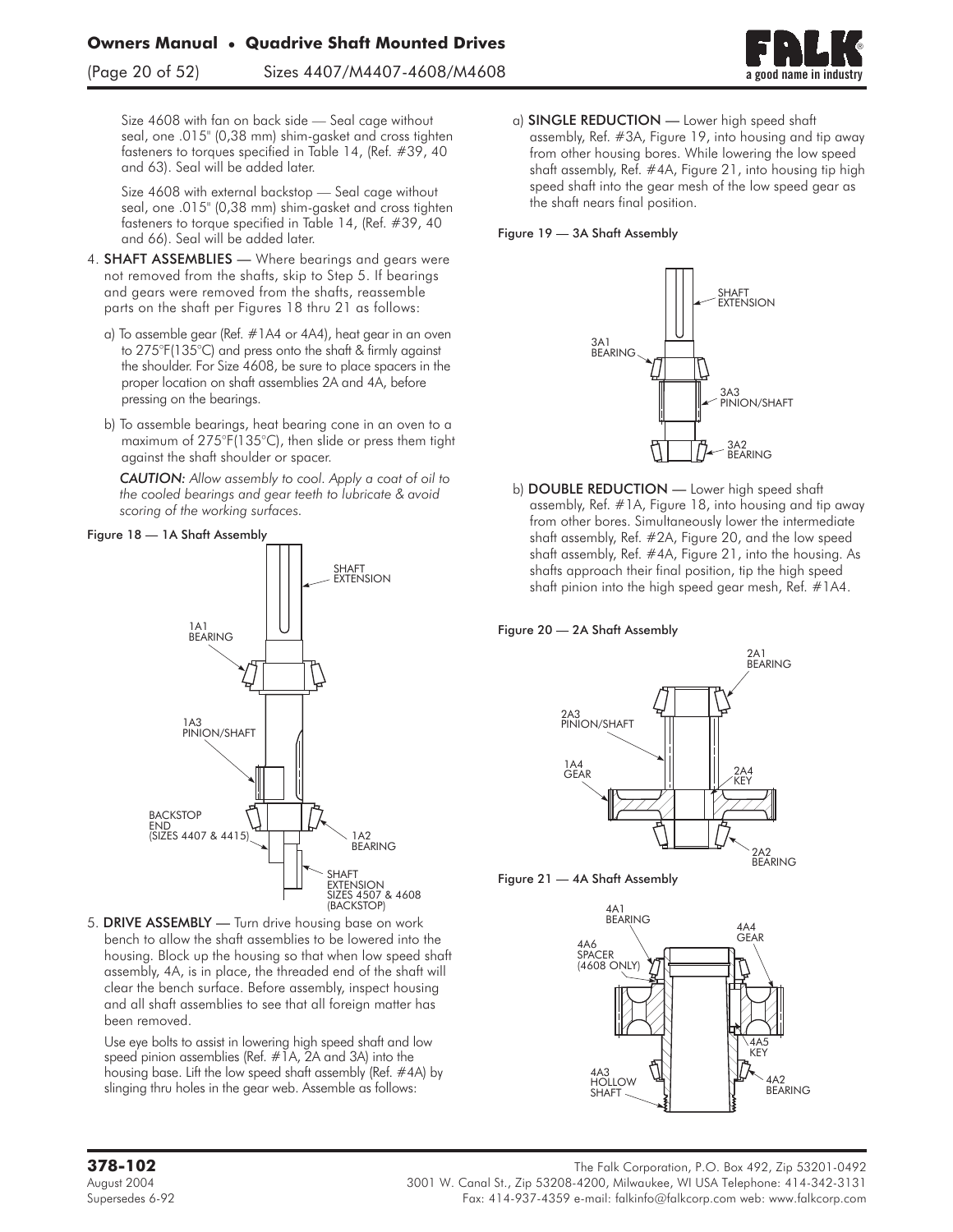Size 4608 with fan on back side — Seal cage without seal, one .015" (0,38 mm) shim-gasket and cross tighten fasteners to torques specified in Table 14, (Ref. #39, 40 and 63). Seal will be added later.

Size 4608 with external backstop — Seal cage without seal, one .015" (0,38 mm) shim-gasket and cross tighten fasteners to torque specified in Table 14, (Ref. #39, 40 and 66). Seal will be added later.

4. **SHAFT ASSEMBLIES** — Where bearings and gears were not removed from the shafts, skip to Step 5. If bearings and gears were removed from the shafts, reassemble parts on the shaft per Figures 18 thru 21 as follows:

   a) To assemble gear (Ref. #1A4 or 4A4), heat gear in an oven to 275°F(135°C) and press onto the shaft & firmly against the shoulder. For Size 4608, be sure to place spacers in the proper location on shaft assemblies 2A and 4A, before pressing on the bearings.

   b) To assemble bearings, heat bearing cone in an oven to a maximum of 275°F(135°C), then slide or press them tight against the shaft shoulder or spacer.

   *CAUTION: Allow assembly to cool. Apply a coat of oil to the cooled bearings and gear teeth to lubricate & avoid scoring of the working surfaces.*

**Figure 18 — 1A Shaft Assembly**

SHAFT EXTENSION; 1A1 BEARING; 1A3 PINION/SHAFT; BACKSTOP END (SIZES 4407 & 4415); 1A2 BEARING; SHAFT EXTENSION SIZES 4507 & 4608 (BACKSTOP)

5. **DRIVE ASSEMBLY** — Turn drive housing base on work bench to allow the shaft assemblies to be lowered into the housing. Block up the housing so that when low speed shaft assembly, 4A, is in place, the threaded end of the shaft will clear the bench surface. Before assembly, inspect housing and all shaft assemblies to see that all foreign matter has been removed.

   Use eye bolts to assist in lowering high speed shaft and low speed pinion assemblies (Ref. #1A, 2A and 3A) into the housing base. Lift the low speed shaft assembly (Ref. #4A) by slinging thru holes in the gear web. Assemble as follows:

   a) **SINGLE REDUCTION** — Lower high speed shaft assembly, Ref. #3A, Figure 19, into housing and tip away from other housing bores. While lowering the low speed shaft assembly, Ref. #4A, Figure 21, into housing tip high speed shaft into the gear mesh of the low speed gear as the shaft nears final position.

**Figure 19 — 3A Shaft Assembly**

SHAFT EXTENSION; 3A1 BEARING; 3A3 PINION/SHAFT; 3A2 BEARING

   b) **DOUBLE REDUCTION** — Lower high speed shaft assembly, Ref. #1A, Figure 18, into housing and tip away from other bores. Simultaneously lower the intermediate shaft assembly, Ref. #2A, Figure 20, and the low speed shaft assembly, Ref. #4A, Figure 21, into the housing. As shafts approach their final position, tip the high speed shaft pinion into the high speed gear mesh, Ref. #1A4.

**Figure 20 — 2A Shaft Assembly**

2A1 BEARING; 2A3 PINION/SHAFT; 1A4 GEAR; 2A4 KEY; 2A2 BEARING

**Figure 21 — 4A Shaft Assembly**

4A1 BEARING; 4A4 GEAR; 4A6 SPACER (4608 ONLY); 4A5 KEY; 4A3 HOLLOW SHAFT; 4A2 BEARING

**378-102**
August 2004
Supersedes 6-92

The Falk Corporation, P.O. Box 492, Zip 53201-0492
3001 W. Canal St., Zip 53208-4200, Milwaukee, WI USA Telephone: 414-342-3131
Fax: 414-937-4359 e-mail: falkinfo@falkcorp.com web: www.falkcorp.com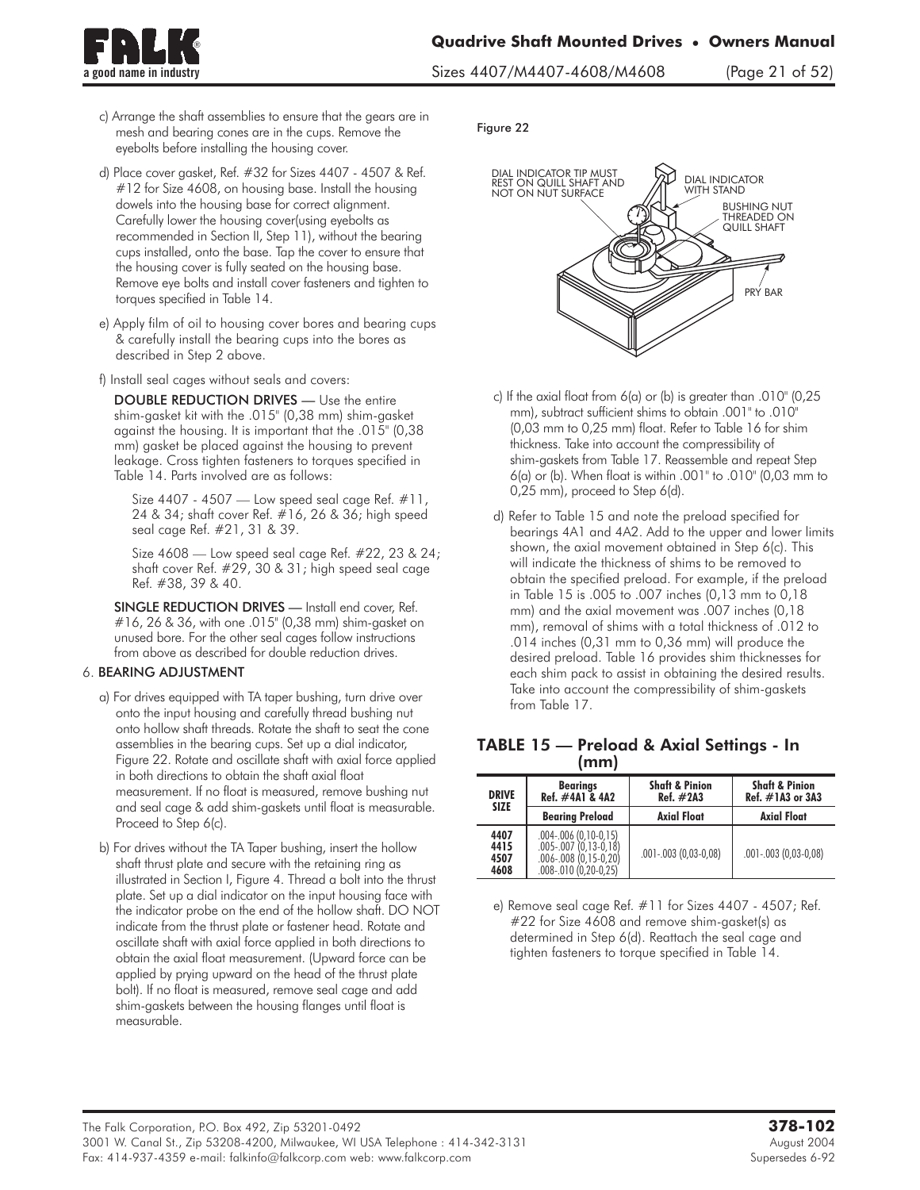c) Arrange the shaft assemblies to ensure that the gears are in mesh and bearing cones are in the cups. Remove the eyebolts before installing the housing cover.

d) Place cover gasket, Ref. #32 for Sizes 4407 - 4507 & Ref. #12 for Size 4608, on housing base. Install the housing dowels into the housing base for correct alignment. Carefully lower the housing cover(using eyebolts as recommended in Section II, Step 11), without the bearing cups installed, onto the base. Tap the cover to ensure that the housing cover is fully seated on the housing base. Remove eye bolts and install cover fasteners and tighten to torques specified in Table 14.

e) Apply film of oil to housing cover bores and bearing cups & carefully install the bearing cups into the bores as described in Step 2 above.

f) Install seal cages without seals and covers:

**DOUBLE REDUCTION DRIVES** — Use the entire shim-gasket kit with the .015" (0,38 mm) shim-gasket against the housing. It is important that the .015" (0,38 mm) gasket be placed against the housing to prevent leakage. Cross tighten fasteners to torques specified in Table 14. Parts involved are as follows:

Size 4407 - 4507 — Low speed seal cage Ref. #11, 24 & 34; shaft cover Ref. #16, 26 & 36; high speed seal cage Ref. #21, 31 & 39.

Size 4608 — Low speed seal cage Ref. #22, 23 & 24; shaft cover Ref. #29, 30 & 31; high speed seal cage Ref. #38, 39 & 40.

**SINGLE REDUCTION DRIVES** — Install end cover, Ref. #16, 26 & 36, with one .015" (0,38 mm) shim-gasket on unused bore. For the other seal cages follow instructions from above as described for double reduction drives.

6. **BEARING ADJUSTMENT**

a) For drives equipped with TA taper bushing, turn drive over onto the input housing and carefully thread bushing nut onto hollow shaft threads. Rotate the shaft to seat the cone assemblies in the bearing cups. Set up a dial indicator, Figure 22. Rotate and oscillate shaft with axial force applied in both directions to obtain the shaft axial float measurement. If no float is measured, remove bushing nut and seal cage & add shim-gaskets until float is measurable. Proceed to Step 6(c).

b) For drives without the TA Taper bushing, insert the hollow shaft thrust plate and secure with the retaining ring as illustrated in Section I, Figure 4. Thread a bolt into the thrust plate. Set up a dial indicator on the input housing face with the indicator probe on the end of the hollow shaft. DO NOT indicate from the thrust plate or fastener head. Rotate and oscillate shaft with axial force applied in both directions to obtain the axial float measurement. (Upward force can be applied by prying upward on the head of the thrust plate bolt). If no float is measured, remove seal cage and add shim-gaskets between the housing flanges until float is measurable.

Figure 22

DIAL INDICATOR TIP MUST REST ON QUILL SHAFT AND NOT ON NUT SURFACE

DIAL INDICATOR WITH STAND

BUSHING NUT THREADED ON QUILL SHAFT

PRY BAR

c) If the axial float from 6(a) or (b) is greater than .010" (0,25 mm), subtract sufficient shims to obtain .001" to .010" (0,03 mm to 0,25 mm) float. Refer to Table 16 for shim thickness. Take into account the compressibility of shim-gaskets from Table 17. Reassemble and repeat Step 6(a) or (b). When float is within .001" to .010" (0,03 mm to 0,25 mm), proceed to Step 6(d).

d) Refer to Table 15 and note the preload specified for bearings 4A1 and 4A2. Add to the upper and lower limits shown, the axial movement obtained in Step 6(c). This will indicate the thickness of shims to be removed to obtain the specified preload. For example, if the preload in Table 15 is .005 to .007 inches (0,13 mm to 0,18 mm) and the axial movement was .007 inches (0,18 mm), removal of shims with a total thickness of .012 to .014 inches (0,31 mm to 0,36 mm) will produce the desired preload. Table 16 provides shim thicknesses for each shim pack to assist in obtaining the desired results. Take into account the compressibility of shim-gaskets from Table 17.

### TABLE 15 — Preload & Axial Settings - In (mm)

| DRIVE SIZE | Bearings Ref. #4A1 & 4A2 | Shaft & Pinion Ref. #2A3 | Shaft & Pinion Ref. #1A3 or 3A3 |
|---|---|---|---|
| | Bearing Preload | Axial Float | Axial Float |
| 4407 | .004-.006 (0,10-0,15) | .001-.003 (0,03-0,08) | .001-.003 (0,03-0,08) |
| 4415 | .005-.007 (0,13-0,18) | | |
| 4507 | .006-.008 (0,15-0,20) | | |
| 4608 | .008-.010 (0,20-0,25) | | |

e) Remove seal cage Ref. #11 for Sizes 4407 - 4507; Ref. #22 for Size 4608 and remove shim-gasket(s) as determined in Step 6(d). Reattach the seal cage and tighten fasteners to torque specified in Table 14.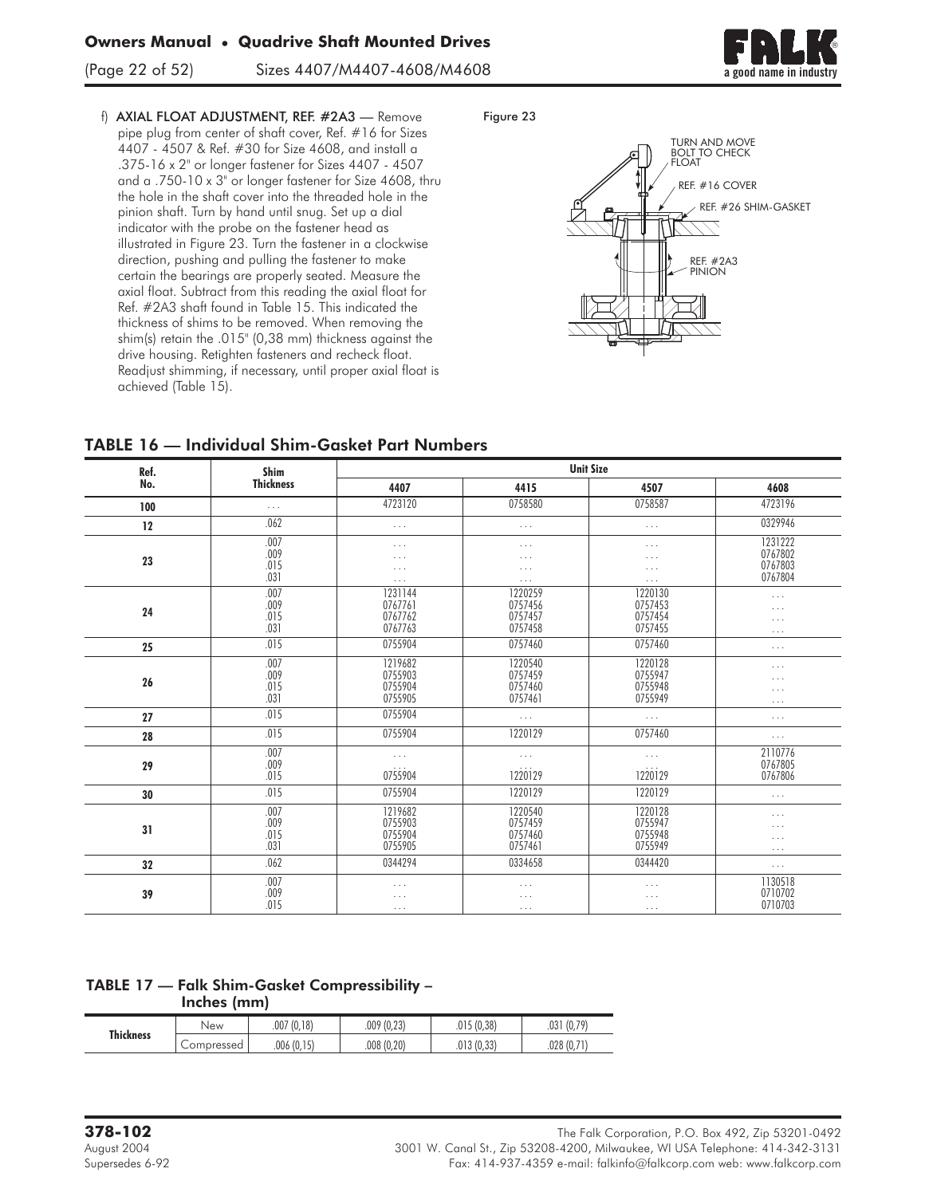f) **AXIAL FLOAT ADJUSTMENT, REF. #2A3** — Remove pipe plug from center of shaft cover, Ref. #16 for Sizes 4407 - 4507 & Ref. #30 for Size 4608, and install a .375-16 x 2" or longer fastener for Sizes 4407 - 4507 and a .750-10 x 3" or longer fastener for Size 4608, thru the hole in the shaft cover into the threaded hole in the pinion shaft. Turn by hand until snug. Set up a dial indicator with the probe on the fastener head as illustrated in Figure 23. Turn the fastener in a clockwise direction, pushing and pulling the fastener to make certain the bearings are properly seated. Measure the axial float. Subtract from this reading the axial float for Ref. #2A3 shaft found in Table 15. This indicated the thickness of shims to be removed. When removing the shim(s) retain the .015" (0,38 mm) thickness against the drive housing. Retighten fasteners and recheck float. Readjust shimming, if necessary, until proper axial float is achieved (Table 15).

Figure 23

TURN AND MOVE BOLT TO CHECK FLOAT
REF. #16 COVER
REF. #26 SHIM-GASKET
REF. #2A3 PINION

## TABLE 16 — Individual Shim-Gasket Part Numbers

| Ref. No. | Shim Thickness | Unit Size | | | |
|---|---|---|---|---|---|
| | | 4407 | 4415 | 4507 | 4608 |
| 100 | ... | 4723120 | 0758580 | 0758587 | 4723196 |
| 12 | .062 | ... | ... | ... | 0329946 |
| 23 | .007<br>.009<br>.015<br>.031 | ...<br>...<br>...<br>... | ...<br>...<br>...<br>... | ...<br>...<br>...<br>... | 1231222<br>0767802<br>0767803<br>0767804 |
| 24 | .007<br>.009<br>.015<br>.031 | 1231144<br>0767761<br>0767762<br>0767763 | 1220259<br>0757456<br>0757457<br>0757458 | 1220130<br>0757453<br>0757454<br>0757455 | ...<br>...<br>...<br>... |
| 25 | .015 | 0755904 | 0757460 | 0757460 | ... |
| 26 | .007<br>.009<br>.015<br>.031 | 1219682<br>0755903<br>0755904<br>0755905 | 1220540<br>0757459<br>0757460<br>0757461 | 1220128<br>0755947<br>0755948<br>0755949 | ...<br>...<br>...<br>... |
| 27 | .015 | 0755904 | ... | ... | ... |
| 28 | .015 | 0755904 | 1220129 | 0757460 | ... |
| 29 | .007<br>.009<br>.015 | ...<br>...<br>0755904 | ...<br>...<br>1220129 | ...<br>...<br>1220129 | 2110776<br>0767805<br>0767806 |
| 30 | .015 | 0755904 | 1220129 | 1220129 | ... |
| 31 | .007<br>.009<br>.015<br>.031 | 1219682<br>0755903<br>0755904<br>0755905 | 1220540<br>0757459<br>0757460<br>0757461 | 1220128<br>0755947<br>0755948<br>0755949 | ...<br>...<br>...<br>... |
| 32 | .062 | 0344294 | 0334658 | 0344420 | ... |
| 39 | .007<br>.009<br>.015 | ...<br>...<br>... | ...<br>...<br>... | ...<br>...<br>... | 1130518<br>0710702<br>0710703 |

## TABLE 17 — Falk Shim-Gasket Compressibility – Inches (mm)

| Thickness | | | | | |
|---|---|---|---|---|---|
| | New | .007 (0,18) | .009 (0,23) | .015 (0,38) | .031 (0,79) |
| | Compressed | .006 (0,15) | .008 (0,20) | .013 (0,33) | .028 (0,71) |

**378-102**
August 2004
Supersedes 6-92

The Falk Corporation, P.O. Box 492, Zip 53201-0492
3001 W. Canal St., Zip 53208-4200, Milwaukee, WI USA Telephone: 414-342-3131
Fax: 414-937-4359 e-mail: falkinfo@falkcorp.com web: www.falkcorp.com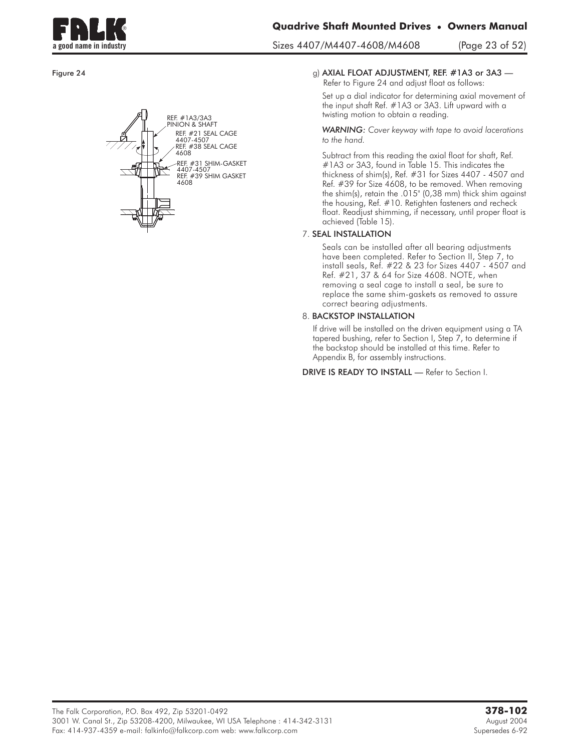Figure 24

REF. #1A3/3A3 PINION & SHAFT
REF. #21 SEAL CAGE 4407-4507
REF. #38 SEAL CAGE 4608
REF. #31 SHIM-GASKET 4407-4507
REF. #39 SHIM GASKET 4608

g) **AXIAL FLOAT ADJUSTMENT, REF. #1A3 or 3A3** — Refer to Figure 24 and adjust float as follows:

Set up a dial indicator for determining axial movement of the input shaft Ref. #1A3 or 3A3. Lift upward with a twisting motion to obtain a reading.

*WARNING: Cover keyway with tape to avoid lacerations to the hand.*

Subtract from this reading the axial float for shaft, Ref. #1A3 or 3A3, found in Table 15. This indicates the thickness of shim(s), Ref. #31 for Sizes 4407 - 4507 and Ref. #39 for Size 4608, to be removed. When removing the shim(s), retain the .015" (0,38 mm) thick shim against the housing, Ref. #10. Retighten fasteners and recheck float. Readjust shimming, if necessary, until proper float is achieved (Table 15).

7. **SEAL INSTALLATION**

Seals can be installed after all bearing adjustments have been completed. Refer to Section II, Step 7, to install seals, Ref. #22 & 23 for Sizes 4407 - 4507 and Ref. #21, 37 & 64 for Size 4608. NOTE, when removing a seal cage to install a seal, be sure to replace the same shim-gaskets as removed to assure correct bearing adjustments.

8. **BACKSTOP INSTALLATION**

If drive will be installed on the driven equipment using a TA tapered bushing, refer to Section I, Step 7, to determine if the backstop should be installed at this time. Refer to Appendix B, for assembly instructions.

**DRIVE IS READY TO INSTALL** — Refer to Section I.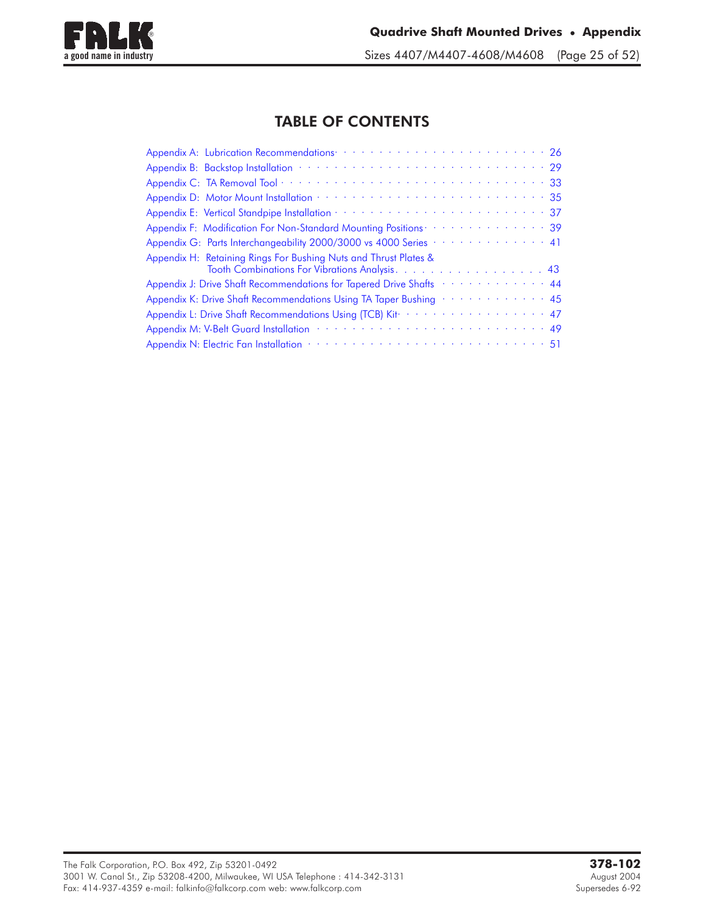# TABLE OF CONTENTS

| Appendix | Page |
|---|---|
| Appendix A: Lubrication Recommendations | 26 |
| Appendix B: Backstop Installation | 29 |
| Appendix C: TA Removal Tool | 33 |
| Appendix D: Motor Mount Installation | 35 |
| Appendix E: Vertical Standpipe Installation | 37 |
| Appendix F: Modification For Non-Standard Mounting Positions | 39 |
| Appendix G: Parts Interchangeability 2000/3000 vs 4000 Series | 41 |
| Appendix H: Retaining Rings For Bushing Nuts and Thrust Plates & Tooth Combinations For Vibrations Analysis | 43 |
| Appendix J: Drive Shaft Recommendations for Tapered Drive Shafts | 44 |
| Appendix K: Drive Shaft Recommendations Using TA Taper Bushing | 45 |
| Appendix L: Drive Shaft Recommendations Using (TCB) Kit | 47 |
| Appendix M: V-Belt Guard Installation | 49 |
| Appendix N: Electric Fan Installation | 51 |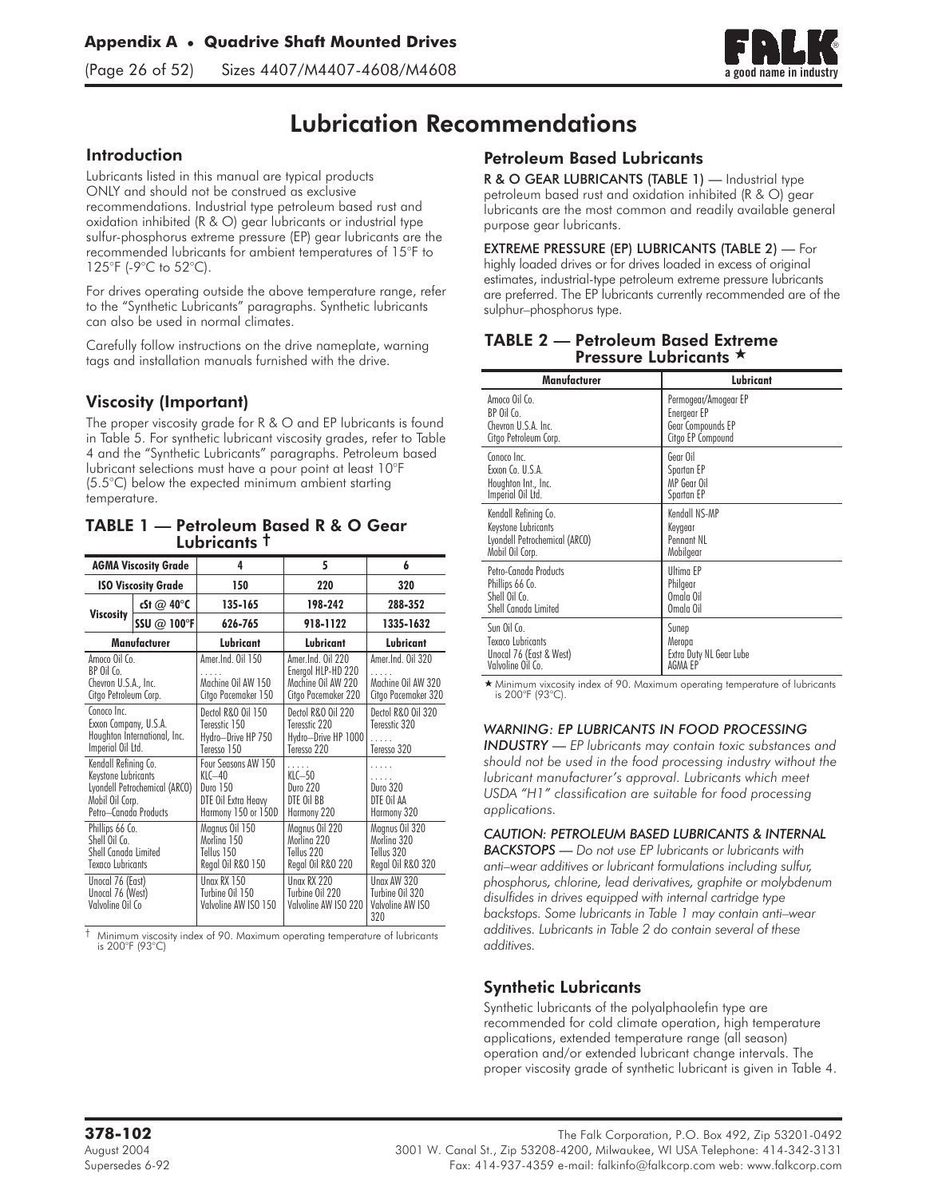# Lubrication Recommendations

## Introduction

Lubricants listed in this manual are typical products ONLY and should not be construed as exclusive recommendations. Industrial type petroleum based rust and oxidation inhibited (R & O) gear lubricants or industrial type sulfur-phosphorus extreme pressure (EP) gear lubricants are the recommended lubricants for ambient temperatures of 15°F to 125°F (-9°C to 52°C).

For drives operating outside the above temperature range, refer to the "Synthetic Lubricants" paragraphs. Synthetic lubricants can also be used in normal climates.

Carefully follow instructions on the drive nameplate, warning tags and installation manuals furnished with the drive.

## Viscosity (Important)

The proper viscosity grade for R & O and EP lubricants is found in Table 5. For synthetic lubricant viscosity grades, refer to Table 4 and the "Synthetic Lubricants" paragraphs. Petroleum based lubricant selections must have a pour point at least 10°F (5.5°C) below the expected minimum ambient starting temperature.

### TABLE 1 — Petroleum Based R & O Gear Lubricants †

| AGMA Viscosity Grade | | 4 | 5 | 6 |
|---|---|---|---|---|
| ISO Viscosity Grade | | 150 | 220 | 320 |
| Viscosity | cSt @ 40°C | 135-165 | 198-242 | 288-352 |
| | SSU @ 100°F | 626-765 | 918-1122 | 1335-1632 |
| Manufacturer | | Lubricant | Lubricant | Lubricant |
| Amoco Oil Co.<br>BP Oil Co.<br>Chevron U.S.A., Inc.<br>Citgo Petroleum Corp. | | Amer.Ind. Oil 150<br>. . . . .<br>Machine Oil AW 150<br>Citgo Pacemaker 150 | Amer.Ind. Oil 220<br>Energol HLP-HD 220<br>Machine Oil AW 220<br>Citgo Pacemaker 220 | Amer.Ind. Oil 320<br>. . . . .<br>Machine Oil AW 320<br>Citgo Pacemaker 320 |
| Conoco Inc.<br>Exxon Company, U.S.A.<br>Houghton International, Inc.<br>Imperial Oil Ltd. | | Dectol R&O Oil 150<br>Teresstic 150<br>Hydro–Drive HP 750<br>Teresso 150 | Dectol R&O Oil 220<br>Teresstic 220<br>Hydro–Drive HP 1000<br>Teresso 220 | Dectol R&O Oil 320<br>Teresstic 320<br>. . . . .<br>Teresso 320 |
| Kendall Refining Co.<br>Keystone Lubricants<br>Lyondell Petrochemical (ARCO)<br>Mobil Oil Corp.<br>Petro–Canada Products | | Four Seasons AW 150<br>KLC–40<br>Duro 150<br>DTE Oil Extra Heavy<br>Harmony 150 or 150D | . . . . .<br>KLC–50<br>Duro 220<br>DTE Oil BB<br>Harmony 220 | . . . . .<br>. . . . .<br>Duro 320<br>DTE Oil AA<br>Harmony 320 |
| Phillips 66 Co.<br>Shell Oil Co.<br>Shell Canada Limited<br>Texaco Lubricants | | Magnus Oil 150<br>Morlina 150<br>Tellus 150<br>Regal Oil R&O 150 | Magnus Oil 220<br>Morlina 220<br>Tellus 220<br>Regal Oil R&O 220 | Magnus Oil 320<br>Morlina 320<br>Tellus 320<br>Regal Oil R&O 320 |
| Unocal 76 (East)<br>Unocal 76 (West)<br>Valvoline Oil Co | | Unax RX 150<br>Turbine Oil 150<br>Valvoline AW ISO 150 | Unax RX 220<br>Turbine Oil 220<br>Valvoline AW ISO 220 | Unax AW 320<br>Turbine Oil 320<br>Valvoline AW ISO 320 |

† Minimum viscosity index of 90. Maximum operating temperature of lubricants is 200°F (93°C)

## Petroleum Based Lubricants

**R & O GEAR LUBRICANTS (TABLE 1)** — Industrial type petroleum based rust and oxidation inhibited (R & O) gear lubricants are the most common and readily available general purpose gear lubricants.

**EXTREME PRESSURE (EP) LUBRICANTS (TABLE 2)** — For highly loaded drives or for drives loaded in excess of original estimates, industrial-type petroleum extreme pressure lubricants are preferred. The EP lubricants currently recommended are of the sulphur–phosphorus type.

### TABLE 2 — Petroleum Based Extreme Pressure Lubricants ★

| Manufacturer | Lubricant |
|---|---|
| Amoco Oil Co.<br>BP Oil Co.<br>Chevron U.S.A. Inc.<br>Citgo Petroleum Corp. | Permogear/Amogear EP<br>Energear EP<br>Gear Compounds EP<br>Citgo EP Compound |
| Conoco Inc.<br>Exxon Co. U.S.A.<br>Houghton Int., Inc.<br>Imperial Oil Ltd. | Gear Oil<br>Spartan EP<br>MP Gear Oil<br>Spartan EP |
| Kendall Refining Co.<br>Keystone Lubricants<br>Lyondell Petrochemical (ARCO)<br>Mobil Oil Corp. | Kendall NS-MP<br>Keygear<br>Pennant NL<br>Mobilgear |
| Petro-Canada Products<br>Phillips 66 Co.<br>Shell Oil Co.<br>Shell Canada Limited | Ultima EP<br>Philgear<br>Omala Oil<br>Omala Oil |
| Sun Oil Co.<br>Texaco Lubricants<br>Unocal 76 (East & West)<br>Valvoline Oil Co. | Sunep<br>Meropa<br>Extra Duty NL Gear Lube<br>AGMA EP |

★ Minimum vixcosity index of 90. Maximum operating temperature of lubricants is 200°F (93°C).

*WARNING: EP LUBRICANTS IN FOOD PROCESSING INDUSTRY — EP lubricants may contain toxic substances and should not be used in the food processing industry without the lubricant manufacturer's approval. Lubricants which meet USDA "H1" classification are suitable for food processing applications.*

*CAUTION: PETROLEUM BASED LUBRICANTS & INTERNAL BACKSTOPS — Do not use EP lubricants or lubricants with anti–wear additives or lubricant formulations including sulfur, phosphorus, chlorine, lead derivatives, graphite or molybdenum disulfides in drives equipped with internal cartridge type backstops. Some lubricants in Table 1 may contain anti–wear additives. Lubricants in Table 2 do contain several of these additives.*

## Synthetic Lubricants

Synthetic lubricants of the polyalphaolefin type are recommended for cold climate operation, high temperature applications, extended temperature range (all season) operation and/or extended lubricant change intervals. The proper viscosity grade of synthetic lubricant is given in Table 4.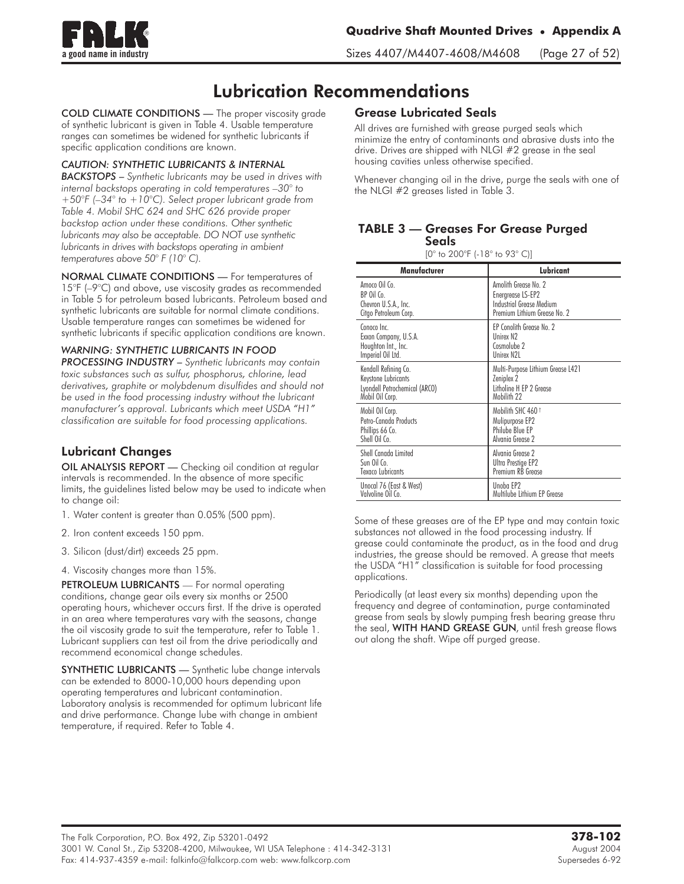# Lubrication Recommendations

**COLD CLIMATE CONDITIONS** — The proper viscosity grade of synthetic lubricant is given in Table 4. Usable temperature ranges can sometimes be widened for synthetic lubricants if specific application conditions are known.

*CAUTION: SYNTHETIC LUBRICANTS & INTERNAL BACKSTOPS – Synthetic lubricants may be used in drives with internal backstops operating in cold temperatures –30° to +50°F (–34° to +10°C). Select proper lubricant grade from Table 4. Mobil SHC 624 and SHC 626 provide proper backstop action under these conditions. Other synthetic lubricants may also be acceptable. DO NOT use synthetic lubricants in drives with backstops operating in ambient temperatures above 50° F (10° C).*

**NORMAL CLIMATE CONDITIONS** — For temperatures of 15°F (–9°C) and above, use viscosity grades as recommended in Table 5 for petroleum based lubricants. Petroleum based and synthetic lubricants are suitable for normal climate conditions. Usable temperature ranges can sometimes be widened for synthetic lubricants if specific application conditions are known.

*WARNING: SYNTHETIC LUBRICANTS IN FOOD PROCESSING INDUSTRY – Synthetic lubricants may contain toxic substances such as sulfur, phosphorus, chlorine, lead derivatives, graphite or molybdenum disulfides and should not be used in the food processing industry without the lubricant manufacturer's approval. Lubricants which meet USDA "H1" classification are suitable for food processing applications.*

## Lubricant Changes

**OIL ANALYSIS REPORT** — Checking oil condition at regular intervals is recommended. In the absence of more specific limits, the guidelines listed below may be used to indicate when to change oil:

1. Water content is greater than 0.05% (500 ppm).
2. Iron content exceeds 150 ppm.
3. Silicon (dust/dirt) exceeds 25 ppm.
4. Viscosity changes more than 15%.

**PETROLEUM LUBRICANTS** — For normal operating conditions, change gear oils every six months or 2500 operating hours, whichever occurs first. If the drive is operated in an area where temperatures vary with the seasons, change the oil viscosity grade to suit the temperature, refer to Table 1. Lubricant suppliers can test oil from the drive periodically and recommend economical change schedules.

**SYNTHETIC LUBRICANTS** — Synthetic lube change intervals can be extended to 8000-10,000 hours depending upon operating temperatures and lubricant contamination. Laboratory analysis is recommended for optimum lubricant life and drive performance. Change lube with change in ambient temperature, if required. Refer to Table 4.

## Grease Lubricated Seals

All drives are furnished with grease purged seals which minimize the entry of contaminants and abrasive dusts into the drive. Drives are shipped with NLGI #2 grease in the seal housing cavities unless otherwise specified.

Whenever changing oil in the drive, purge the seals with one of the NLGI #2 greases listed in Table 3.

### TABLE 3 — Greases For Grease Purged Seals

[0° to 200°F (-18° to 93° C)]

| Manufacturer | Lubricant |
|---|---|
| Amoco Oil Co. | Amolith Grease No. 2 |
| BP Oil Co. | Energrease LS-EP2 |
| Chevron U.S.A., Inc. | Industrial Grease Medium |
| Citgo Petroleum Corp. | Premium Lithium Grease No. 2 |
| Conoco Inc. | EP Conolith Grease No. 2 |
| Exxon Company, U.S.A. | Unirex N2 |
| Houghton Int., Inc. | Cosmolube 2 |
| Imperial Oil Ltd. | Unirex N2L |
| Kendall Refining Co. | Multi-Purpose Lithium Grease L421 |
| Keystone Lubricants | Zeniplex 2 |
| Lyondell Petrochemical (ARCO) | Litholine H EP 2 Grease |
| Mobil Oil Corp. | Mobilith 22 |
| Mobil Oil Corp. | Mobilith SHC 460 † |
| Petro-Canada Products | Mulipurpose EP2 |
| Phillips 66 Co. | Philube Blue EP |
| Shell Oil Co. | Alvania Grease 2 |
| Shell Canada Limited | Alvania Grease 2 |
| Sun Oil Co. | Ultra Prestige EP2 |
| Texaco Lubricants | Premium RB Grease |
| Unocal 76 (East & West) | Unoba EP2 |
| Valvoline Oil Co. | Multilube Lithium EP Grease |

Some of these greases are of the EP type and may contain toxic substances not allowed in the food processing industry. If grease could contaminate the product, as in the food and drug industries, the grease should be removed. A grease that meets the USDA "H1" classification is suitable for food processing applications.

Periodically (at least every six months) depending upon the frequency and degree of contamination, purge contaminated grease from seals by slowly pumping fresh bearing grease thru the seal, **WITH HAND GREASE GUN**, until fresh grease flows out along the shaft. Wipe off purged grease.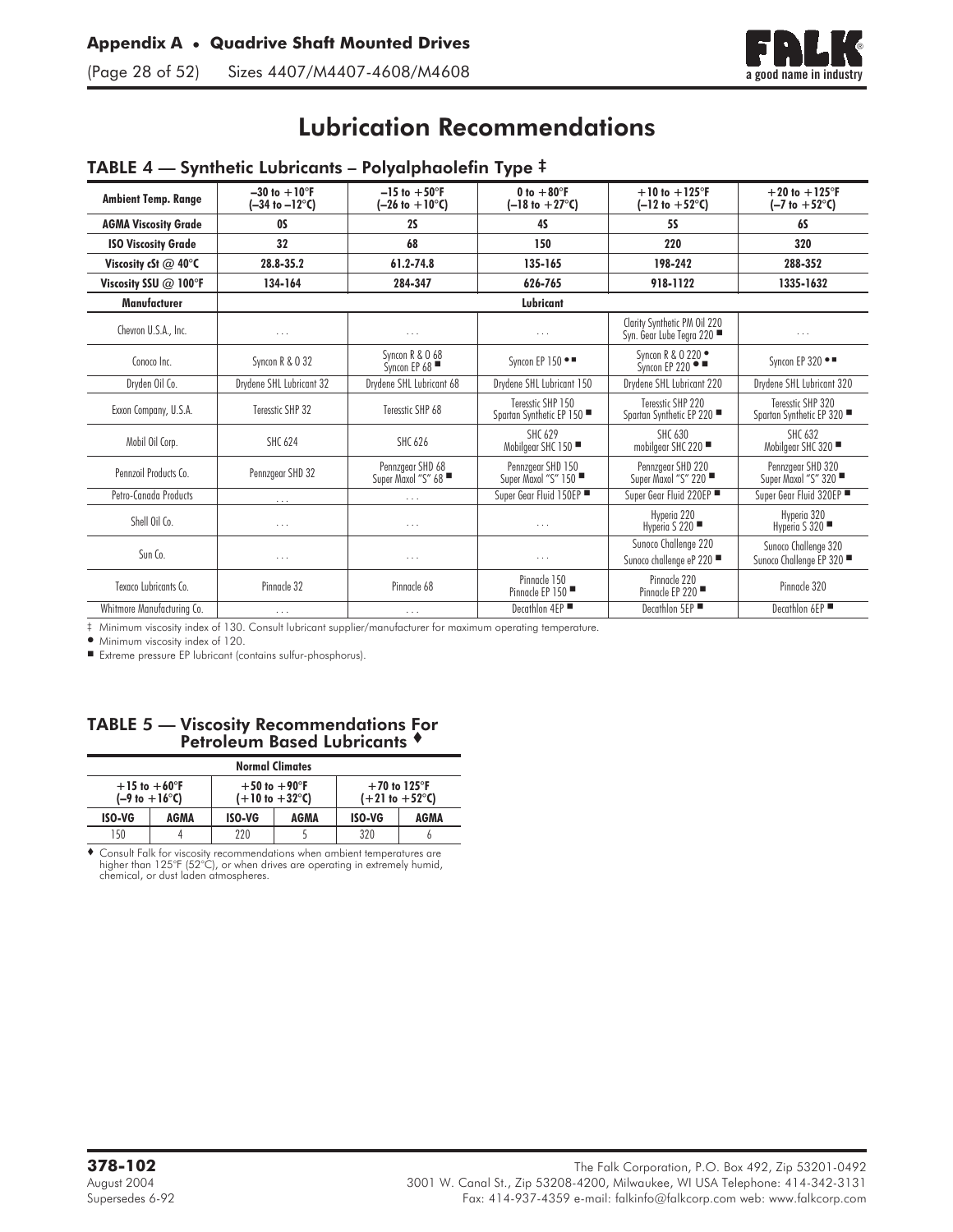# Lubrication Recommendations

## TABLE 4 — Synthetic Lubricants – Polyalphaolefin Type ‡

| Ambient Temp. Range | –30 to +10°F (–34 to –12°C) | –15 to +50°F (–26 to +10°C) | 0 to +80°F (–18 to +27°C) | +10 to +125°F (–12 to +52°C) | +20 to +125°F (–7 to +52°C) |
|---|---|---|---|---|---|
| **AGMA Viscosity Grade** | 0S | 2S | 4S | 5S | 6S |
| **ISO Viscosity Grade** | 32 | 68 | 150 | 220 | 320 |
| **Viscosity cSt @ 40°C** | 28.8-35.2 | 61.2-74.8 | 135-165 | 198-242 | 288-352 |
| **Viscosity SSU @ 100°F** | 134-164 | 284-347 | 626-765 | 918-1122 | 1335-1632 |
| **Manufacturer** | **Lubricant** | | | | |
| Chevron U.S.A., Inc. | . . . | . . . | . . . | Clarity Synthetic PM Oil 220<br>Syn. Gear Lube Tegra 220 ■ | . . . |
| Conoco Inc. | Syncon R & O 32 | Syncon R & O 68<br>Syncon EP 68 ■ | Syncon EP 150 ● ■ | Syncon R & O 220 ●<br>Syncon EP 220 ● ■ | Syncon EP 320 ● ■ |
| Dryden Oil Co. | Drydene SHL Lubricant 32 | Drydene SHL Lubricant 68 | Drydene SHL Lubricant 150 | Drydene SHL Lubricant 220 | Drydene SHL Lubricant 320 |
| Exxon Company, U.S.A. | Teresstic SHP 32 | Teresstic SHP 68 | Teresstic SHP 150<br>Spartan Synthetic EP 150 ■ | Teresstic SHP 220<br>Spartan Synthetic EP 220 ■ | Teresstic SHP 320<br>Spartan Synthetic EP 320 ■ |
| Mobil Oil Corp. | SHC 624 | SHC 626 | SHC 629<br>Mobilgear SHC 150 ■ | SHC 630<br>mobilgear SHC 220 ■ | SHC 632<br>Mobilgear SHC 320 ■ |
| Pennzoil Products Co. | Pennzgear SHD 32 | Pennzgear SHD 68<br>Super Maxol "S" 68 ■ | Pennzgear SHD 150<br>Super Maxol "S" 150 ■ | Pennzgear SHD 220<br>Super Maxol "S" 220 ■ | Pennzgear SHD 320<br>Super Maxol "S" 320 ■ |
| Petro-Canada Products | . . . | . . . | Super Gear Fluid 150EP ■ | Super Gear Fluid 220EP ■ | Super Gear Fluid 320EP ■ |
| Shell Oil Co. | . . . | . . . | . . . | Hyperia 220<br>Hyperia S 220 ■ | Hyperia 320<br>Hyperia S 320 ■ |
| Sun Co. | . . . | . . . | . . . | Sunoco Challenge 220<br>Sunoco challenge eP 220 ■ | Sunoco Challenge 320<br>Sunoco Challenge EP 320 ■ |
| Texaco Lubricants Co. | Pinnacle 32 | Pinnacle 68 | Pinnacle 150<br>Pinnacle EP 150 ■ | Pinnacle 220<br>Pinnacle EP 220 ■ | Pinnacle 320 |
| Whitmore Manufacturing Co. | . . . | . . . | Decathlon 4EP ■ | Decathlon 5EP ■ | Decathlon 6EP ■ |

‡ Minimum viscosity index of 130. Consult lubricant supplier/manufacturer for maximum operating temperature.

● Minimum viscosity index of 120.

■ Extreme pressure EP lubricant (contains sulfur-phosphorus).

## TABLE 5 — Viscosity Recommendations For Petroleum Based Lubricants ♦

| Normal Climates | | | | | |
|---|---|---|---|---|---|
| +15 to +60°F (–9 to +16°C) | | +50 to +90°F (+10 to +32°C) | | +70 to 125°F (+21 to +52°C) | |
| **ISO-VG** | **AGMA** | **ISO-VG** | **AGMA** | **ISO-VG** | **AGMA** |
| 150 | 4 | 220 | 5 | 320 | 6 |

♦ Consult Falk for viscosity recommendations when ambient temperatures are higher than 125°F (52°C), or when drives are operating in extremely humid, chemical, or dust laden atmospheres.

**378-102**
August 2004
Supersedes 6-92

The Falk Corporation, P.O. Box 492, Zip 53201-0492
3001 W. Canal St., Zip 53208-4200, Milwaukee, WI USA Telephone: 414-342-3131
Fax: 414-937-4359 e-mail: falkinfo@falkcorp.com web: www.falkcorp.com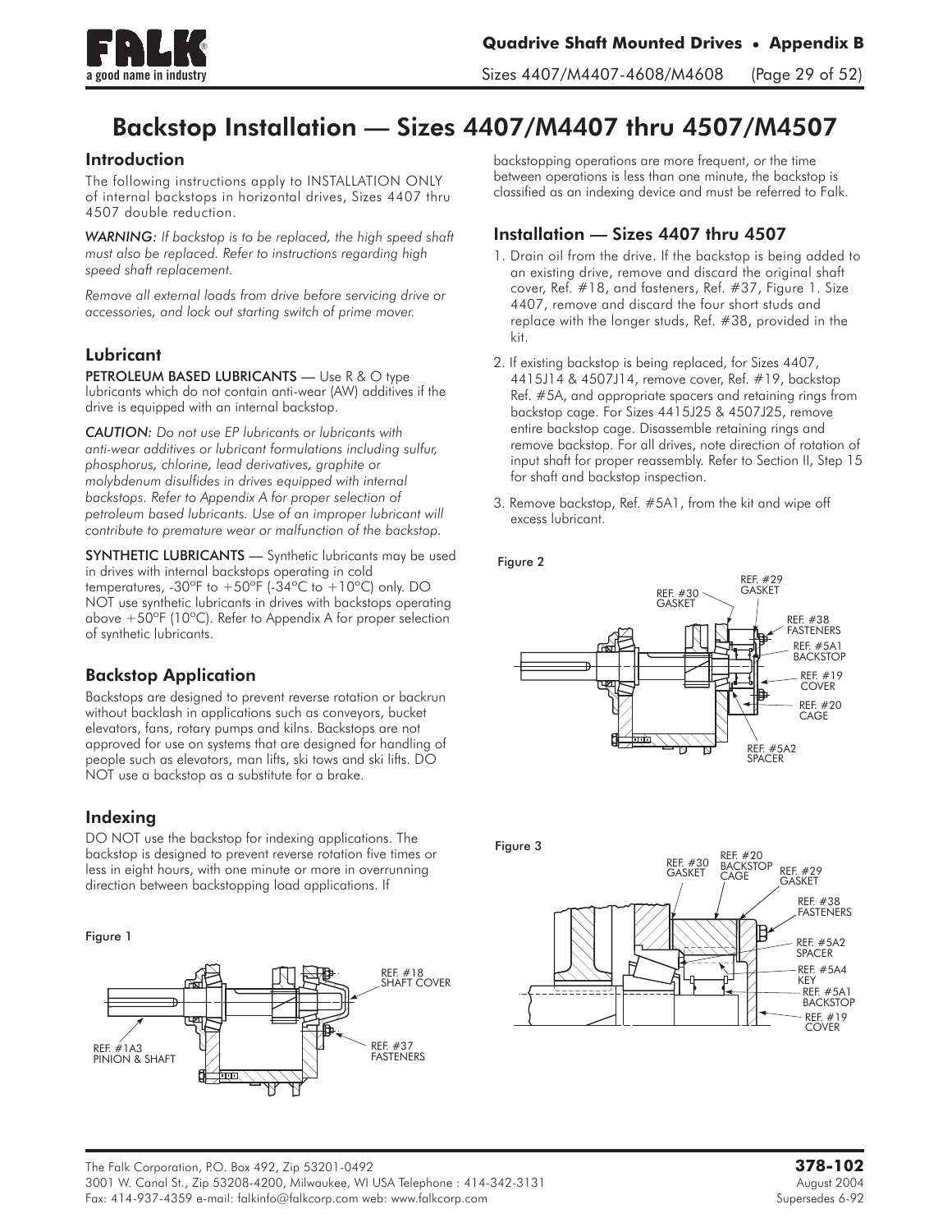# Backstop Installation — Sizes 4407/M4407 thru 4507/M4507

## Introduction

The following instructions apply to INSTALLATION ONLY of internal backstops in horizontal drives, Sizes 4407 thru 4507 double reduction.

*WARNING: If backstop is to be replaced, the high speed shaft must also be replaced. Refer to instructions regarding high speed shaft replacement.*

*Remove all external loads from drive before servicing drive or accessories, and lock out starting switch of prime mover.*

## Lubricant

**PETROLEUM BASED LUBRICANTS** — Use R & O type lubricants which do not contain anti-wear (AW) additives if the drive is equipped with an internal backstop.

*CAUTION: Do not use EP lubricants or lubricants with anti-wear additives or lubricant formulations including sulfur, phosphorus, chlorine, lead derivatives, graphite or molybdenum disulfides in drives equipped with internal backstops. Refer to Appendix A for proper selection of petroleum based lubricants. Use of an improper lubricant will contribute to premature wear or malfunction of the backstop.*

**SYNTHETIC LUBRICANTS** — Synthetic lubricants may be used in drives with internal backstops operating in cold temperatures, -30°F to +50°F (-34°C to +10°C) only. DO NOT use synthetic lubricants in drives with backstops operating above +50°F (10°C). Refer to Appendix A for proper selection of synthetic lubricants.

## Backstop Application

Backstops are designed to prevent reverse rotation or backrun without backlash in applications such as conveyors, bucket elevators, fans, rotary pumps and kilns. Backstops are not approved for use on systems that are designed for handling of people such as elevators, man lifts, ski tows and ski lifts. DO NOT use a backstop as a substitute for a brake.

## Indexing

DO NOT use the backstop for indexing applications. The backstop is designed to prevent reverse rotation five times or less in eight hours, with one minute or more in overrunning direction between backstopping load applications. If backstopping operations are more frequent, or the time between operations is less than one minute, the backstop is classified as an indexing device and must be referred to Falk.

Figure 1

REF. #18 SHAFT COVER

REF. #1A3 PINION & SHAFT

REF. #37 FASTENERS

## Installation — Sizes 4407 thru 4507

1. Drain oil from the drive. If the backstop is being added to an existing drive, remove and discard the original shaft cover, Ref. #18, and fasteners, Ref. #37, Figure 1. Size 4407, remove and discard the four short studs and replace with the longer studs, Ref. #38, provided in the kit.
2. If existing backstop is being replaced, for Sizes 4407, 4415J14 & 4507J14, remove cover, Ref. #19, backstop Ref. #5A, and appropriate spacers and retaining rings from backstop cage. For Sizes 4415J25 & 4507J25, remove entire backstop cage. Disassemble retaining rings and remove backstop. For all drives, note direction of rotation of input shaft for proper reassembly. Refer to Section II, Step 15 for shaft and backstop inspection.
3. Remove backstop, Ref. #5A1, from the kit and wipe off excess lubricant.

Figure 2

REF. #30 GASKET

REF. #29 GASKET

REF. #38 FASTENERS

REF. #5A1 BACKSTOP

REF. #19 COVER

REF. #20 CAGE

REF. #5A2 SPACER

Figure 3

REF. #30 GASKET

REF. #20 BACKSTOP CAGE

REF. #29 GASKET

REF. #38 FASTENERS

REF. #5A2 SPACER

REF. #5A4 KEY

REF. #5A1 BACKSTOP

REF. #19 COVER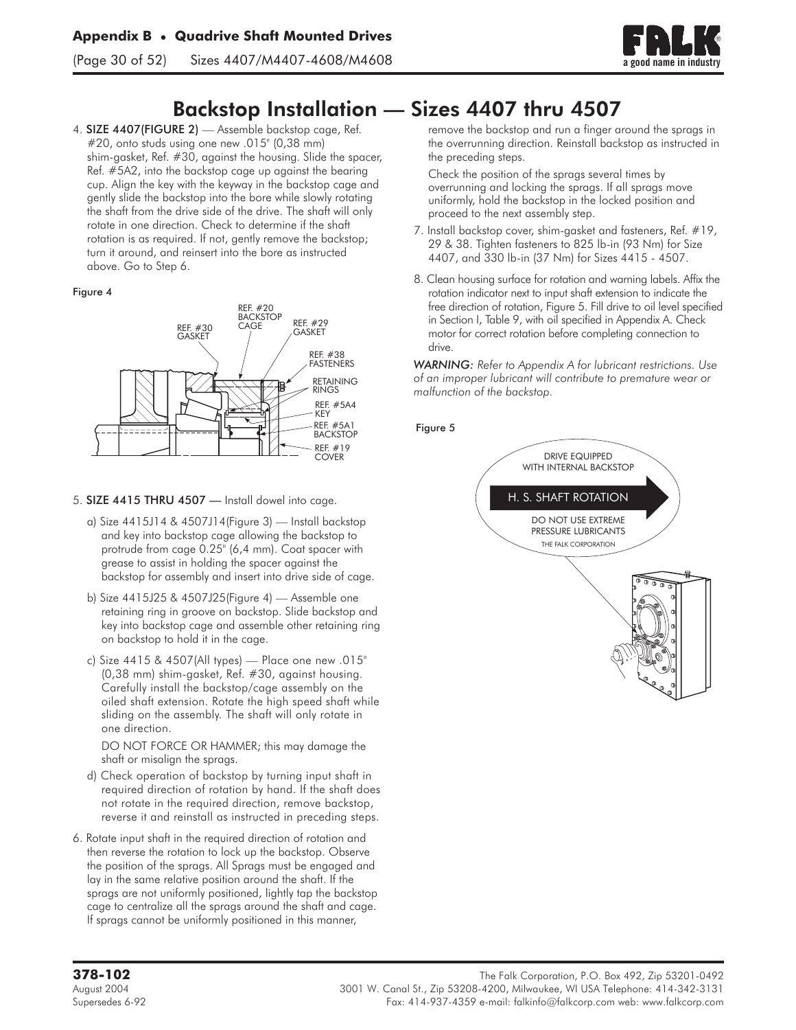# Backstop Installation — Sizes 4407 thru 4507

4. **SIZE 4407(FIGURE 2)** — Assemble backstop cage, Ref. #20, onto studs using one new .015" (0,38 mm) shim-gasket, Ref. #30, against the housing. Slide the spacer, Ref. #5A2, into the backstop cage up against the bearing cup. Align the key with the keyway in the backstop cage and gently slide the backstop into the bore while slowly rotating the shaft from the drive side of the drive. The shaft will only rotate in one direction. Check to determine if the shaft rotation is as required. If not, gently remove the backstop; turn it around, and reinsert into the bore as instructed above. Go to Step 6.

Figure 4

5. **SIZE 4415 THRU 4507** — Install dowel into cage.

   a) Size 4415J14 & 4507J14(Figure 3) — Install backstop and key into backstop cage allowing the backstop to protrude from cage 0.25" (6,4 mm). Coat spacer with grease to assist in holding the spacer against the backstop for assembly and insert into drive side of cage.

   b) Size 4415J25 & 4507J25(Figure 4) — Assemble one retaining ring in groove on backstop. Slide backstop and key into backstop cage and assemble other retaining ring on backstop to hold it in the cage.

   c) Size 4415 & 4507(All types) — Place one new .015" (0,38 mm) shim-gasket, Ref. #30, against housing. Carefully install the backstop/cage assembly on the oiled shaft extension. Rotate the high speed shaft while sliding on the assembly. The shaft will only rotate in one direction.

      DO NOT FORCE OR HAMMER; this may damage the shaft or misalign the sprags.

   d) Check operation of backstop by turning input shaft in required direction of rotation by hand. If the shaft does not rotate in the required direction, remove backstop, reverse it and reinstall as instructed in preceding steps.

6. Rotate input shaft in the required direction of rotation and then reverse the rotation to lock up the backstop. Observe the position of the sprags. All Sprags must be engaged and lay in the same relative position around the shaft. If the sprags are not uniformly positioned, lightly tap the backstop cage to centralize all the sprags around the shaft and cage. If sprags cannot be uniformly positioned in this manner, remove the backstop and run a finger around the sprags in the overrunning direction. Reinstall backstop as instructed in the preceding steps.

   Check the position of the sprags several times by overrunning and locking the sprags. If all sprags move uniformly, hold the backstop in the locked position and proceed to the next assembly step.

7. Install backstop cover, shim-gasket and fasteners, Ref. #19, 29 & 38. Tighten fasteners to 825 lb-in (93 Nm) for Size 4407, and 330 lb-in (37 Nm) for Sizes 4415 - 4507.

8. Clean housing surface for rotation and warning labels. Affix the rotation indicator next to input shaft extension to indicate the free direction of rotation, Figure 5. Fill drive to oil level specified in Section I, Table 9, with oil specified in Appendix A. Check motor for correct rotation before completing connection to drive.

*WARNING: Refer to Appendix A for lubricant restrictions. Use of an improper lubricant will contribute to premature wear or malfunction of the backstop.*

Figure 5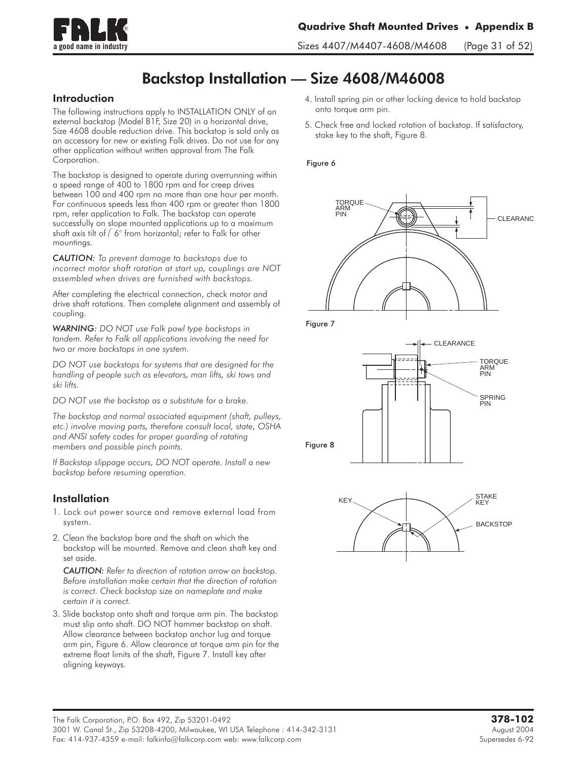# Backstop Installation — Size 4608/M46008

## Introduction

The following instructions apply to INSTALLATION ONLY of an external backstop (Model B1F, Size 20) in a horizontal drive, Size 4608 double reduction drive. This backstop is sold only as an accessory for new or existing Falk drives. Do not use for any other application without written approval from The Falk Corporation.

The backstop is designed to operate during overrunning within a speed range of 400 to 1800 rpm and for creep drives between 100 and 400 rpm no more than one hour per month. For continuous speeds less than 400 rpm or greater than 1800 rpm, refer application to Falk. The backstop can operate successfully on slope mounted applications up to a maximum shaft axis tilt of ⌠ 6° from horizontal; refer to Falk for other mountings.

*CAUTION: To prevent damage to backstops due to incorrect motor shaft rotation at start up, couplings are NOT assembled when drives are furnished with backstops.*

After completing the electrical connection, check motor and drive shaft rotations. Then complete alignment and assembly of coupling.

*WARNING: DO NOT use Falk pawl type backstops in tandem. Refer to Falk all applications involving the need for two or more backstops in one system.*

*DO NOT use backstops for systems that are designed for the handling of people such as elevators, man lifts, ski tows and ski lifts.*

*DO NOT use the backstop as a substitute for a brake.*

*The backstop and normal associated equipment (shaft, pulleys, etc.) involve moving parts, therefore consult local, state, OSHA and ANSI safety codes for proper guarding of rotating members and possible pinch points.*

*If Backstop slippage occurs, DO NOT operate. Install a new backstop before resuming operation.*

## Installation

1. Lock out power source and remove external load from system.
2. Clean the backstop bore and the shaft on which the backstop will be mounted. Remove and clean shaft key and set aside.

   *CAUTION: Refer to direction of rotation arrow on backstop. Before installation make certain that the direction of rotation is correct. Check backstop size on nameplate and make certain it is correct.*

3. Slide backstop onto shaft and torque arm pin. The backstop must slip onto shaft. DO NOT hammer backstop on shaft. Allow clearance between backstop anchor lug and torque arm pin, Figure 6. Allow clearance at torque arm pin for the extreme float limits of the shaft, Figure 7. Install key after aligning keyways.
4. Install spring pin or other locking device to hold backstop onto torque arm pin.
5. Check free and locked rotation of backstop. If satisfactory, stake key to the shaft, Figure 8.

Figure 6

TORQUE ARM PIN — CLEARANC

Figure 7

CLEARANCE — TORQUE ARM PIN — SPRING PIN

Figure 8

KEY — STAKE KEY — BACKSTOP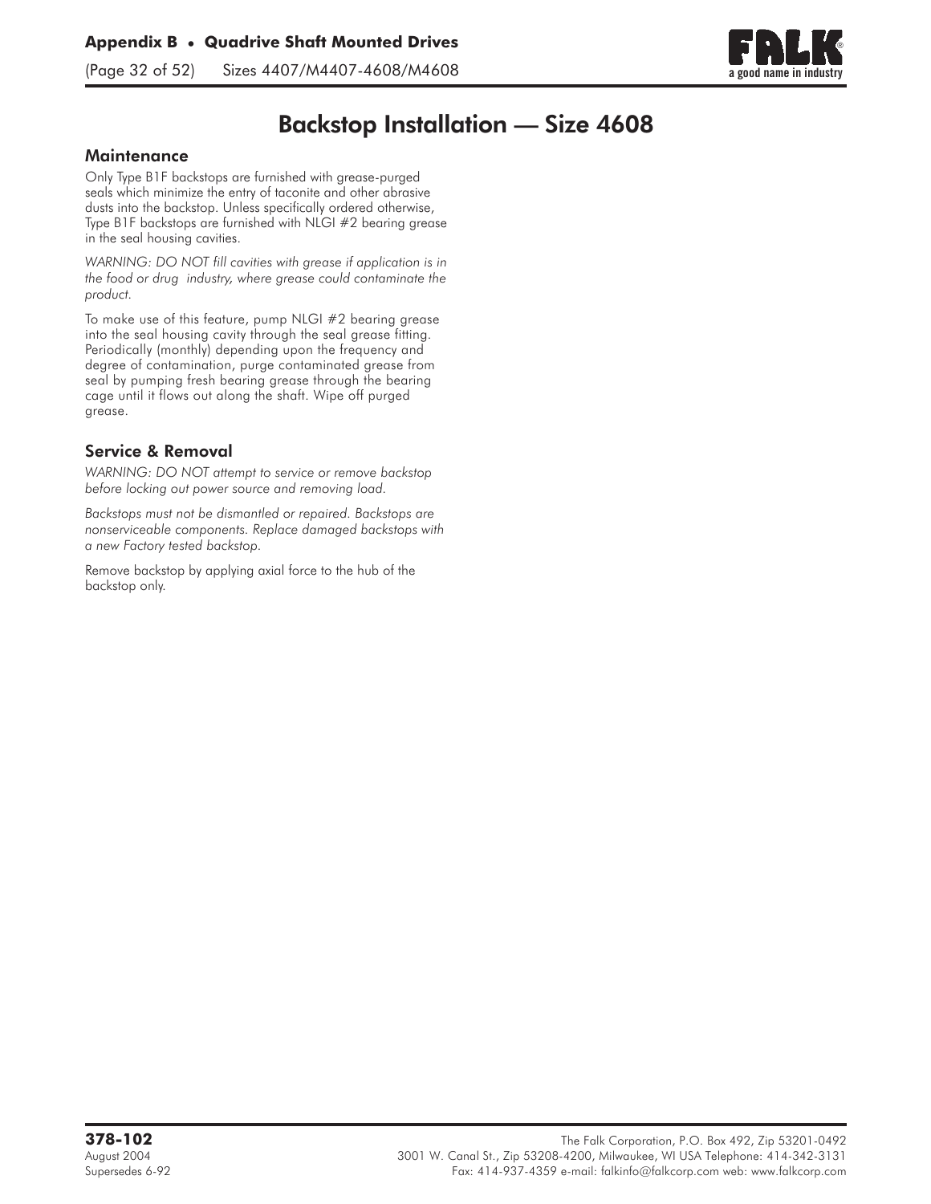# Backstop Installation — Size 4608

## Maintenance

Only Type B1F backstops are furnished with grease-purged seals which minimize the entry of taconite and other abrasive dusts into the backstop. Unless specifically ordered otherwise, Type B1F backstops are furnished with NLGI #2 bearing grease in the seal housing cavities.

*WARNING: DO NOT fill cavities with grease if application is in the food or drug industry, where grease could contaminate the product.*

To make use of this feature, pump NLGI #2 bearing grease into the seal housing cavity through the seal grease fitting. Periodically (monthly) depending upon the frequency and degree of contamination, purge contaminated grease from seal by pumping fresh bearing grease through the bearing cage until it flows out along the shaft. Wipe off purged grease.

## Service & Removal

*WARNING: DO NOT attempt to service or remove backstop before locking out power source and removing load.*

*Backstops must not be dismantled or repaired. Backstops are nonserviceable components. Replace damaged backstops with a new Factory tested backstop.*

Remove backstop by applying axial force to the hub of the backstop only.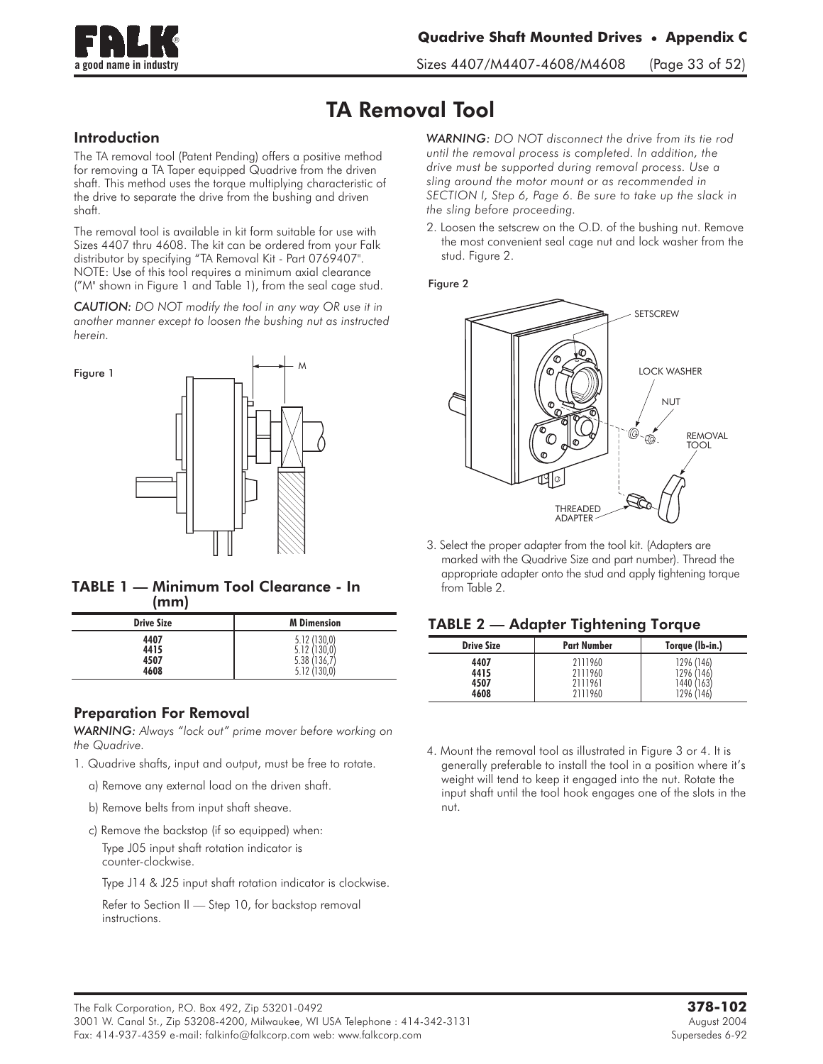# TA Removal Tool

## Introduction

The TA removal tool (Patent Pending) offers a positive method for removing a TA Taper equipped Quadrive from the driven shaft. This method uses the torque multiplying characteristic of the drive to separate the drive from the bushing and driven shaft.

The removal tool is available in kit form suitable for use with Sizes 4407 thru 4608. The kit can be ordered from your Falk distributor by specifying "TA Removal Kit - Part 0769407". NOTE: Use of this tool requires a minimum axial clearance ("M" shown in Figure 1 and Table 1), from the seal cage stud.

*CAUTION: DO NOT modify the tool in any way OR use it in another manner except to loosen the bushing nut as instructed herein.*

Figure 1

### TABLE 1 — Minimum Tool Clearance - In (mm)

| Drive Size | M Dimension |
|---|---|
| 4407 | 5.12 (130,0) |
| 4415 | 5.12 (130,0) |
| 4507 | 5.38 (136,7) |
| 4608 | 5.12 (130,0) |

## Preparation For Removal

*WARNING: Always "lock out" prime mover before working on the Quadrive.*

1. Quadrive shafts, input and output, must be free to rotate.
   - a) Remove any external load on the driven shaft.
   - b) Remove belts from input shaft sheave.
   - c) Remove the backstop (if so equipped) when:

     Type J05 input shaft rotation indicator is counter-clockwise.

     Type J14 & J25 input shaft rotation indicator is clockwise.

     Refer to Section II — Step 10, for backstop removal instructions.

*WARNING: DO NOT disconnect the drive from its tie rod until the removal process is completed. In addition, the drive must be supported during removal process. Use a sling around the motor mount or as recommended in SECTION I, Step 6, Page 6. Be sure to take up the slack in the sling before proceeding.*

2. Loosen the setscrew on the O.D. of the bushing nut. Remove the most convenient seal cage nut and lock washer from the stud. Figure 2.

Figure 2

3. Select the proper adapter from the tool kit. (Adapters are marked with the Quadrive Size and part number). Thread the appropriate adapter onto the stud and apply tightening torque from Table 2.

### TABLE 2 — Adapter Tightening Torque

| Drive Size | Part Number | Torque (lb-in.) |
|---|---|---|
| 4407 | 2111960 | 1296 (146) |
| 4415 | 2111960 | 1296 (146) |
| 4507 | 2111961 | 1440 (163) |
| 4608 | 2111960 | 1296 (146) |

4. Mount the removal tool as illustrated in Figure 3 or 4. It is generally preferable to install the tool in a position where it's weight will tend to keep it engaged into the nut. Rotate the input shaft until the tool hook engages one of the slots in the nut.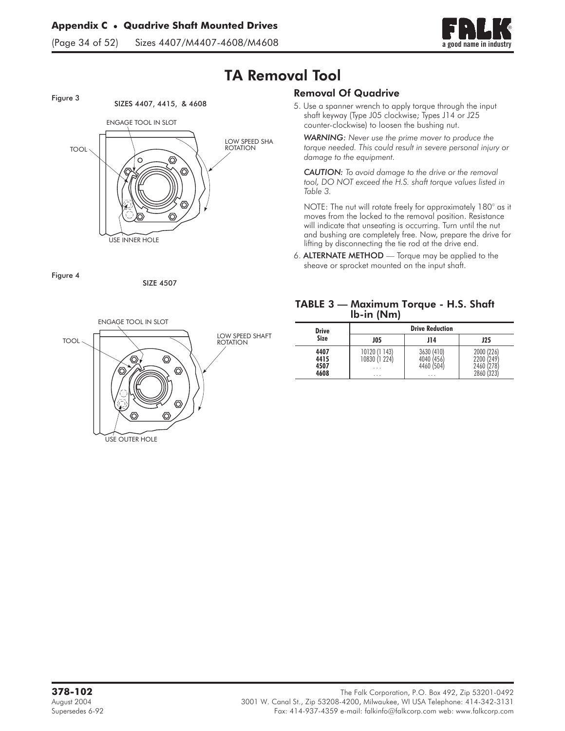# TA Removal Tool

Figure 3

SIZES 4407, 4415, & 4608

ENGAGE TOOL IN SLOT

TOOL

LOW SPEED SHA ROTATION

USE INNER HOLE

Figure 4

SIZE 4507

ENGAGE TOOL IN SLOT

TOOL

LOW SPEED SHAFT ROTATION

USE OUTER HOLE

## Removal Of Quadrive

5. Use a spanner wrench to apply torque through the input shaft keyway (Type J05 clockwise; Types J14 or J25 counter-clockwise) to loosen the bushing nut.

   *WARNING: Never use the prime mover to produce the torque needed. This could result in severe personal injury or damage to the equipment.*

   *CAUTION: To avoid damage to the drive or the removal tool, DO NOT exceed the H.S. shaft torque values listed in Table 3.*

   NOTE: The nut will rotate freely for approximately 180° as it moves from the locked to the removal position. Resistance will indicate that unseating is occurring. Turn until the nut and bushing are completely free. Now, prepare the drive for lifting by disconnecting the tie rod at the drive end.

6. **ALTERNATE METHOD** — Torque may be applied to the sheave or sprocket mounted on the input shaft.

### TABLE 3 — Maximum Torque - H.S. Shaft lb-in (Nm)

| Drive Size | Drive Reduction | | |
|---|---|---|---|
| | J05 | J14 | J25 |
| 4407 | 10120 (1 143) | 3630 (410) | 2000 (226) |
| 4415 | 10830 (1 224) | 4040 (456) | 2200 (249) |
| 4507 | . . . | 4460 (504) | 2460 (278) |
| 4608 | . . . | . . . | 2860 (323) |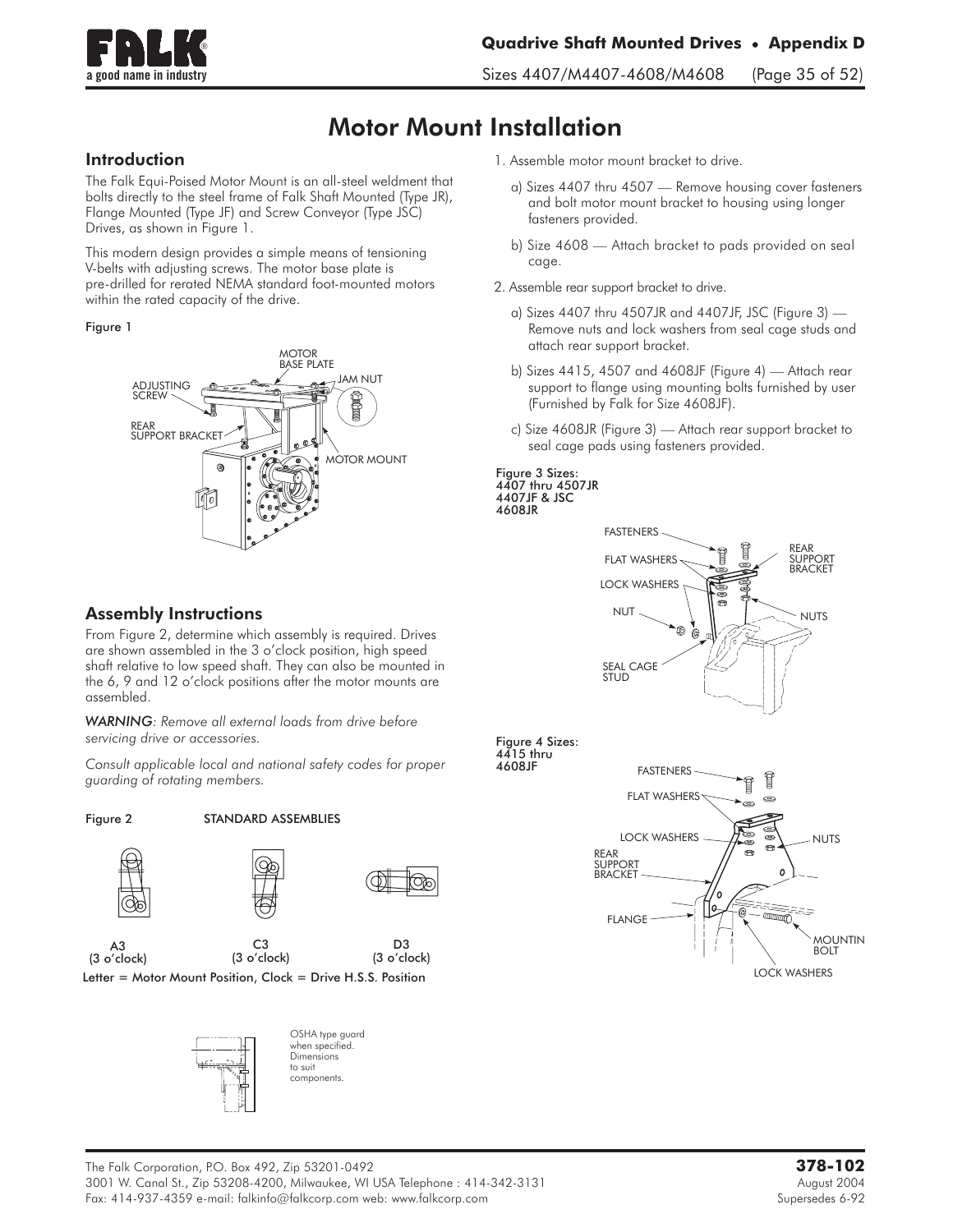# Motor Mount Installation

## Introduction

The Falk Equi-Poised Motor Mount is an all-steel weldment that bolts directly to the steel frame of Falk Shaft Mounted (Type JR), Flange Mounted (Type JF) and Screw Conveyor (Type JSC) Drives, as shown in Figure 1.

This modern design provides a simple means of tensioning V-belts with adjusting screws. The motor base plate is pre-drilled for rerated NEMA standard foot-mounted motors within the rated capacity of the drive.

Figure 1

MOTOR BASE PLATE, ADJUSTING SCREW, JAM NUT, REAR SUPPORT BRACKET, MOTOR MOUNT

## Assembly Instructions

From Figure 2, determine which assembly is required. Drives are shown assembled in the 3 o'clock position, high speed shaft relative to low speed shaft. They can also be mounted in the 6, 9 and 12 o'clock positions after the motor mounts are assembled.

*WARNING: Remove all external loads from drive before servicing drive or accessories.*

*Consult applicable local and national safety codes for proper guarding of rotating members.*

Figure 2 STANDARD ASSEMBLIES

A3 (3 o'clock) C3 (3 o'clock) D3 (3 o'clock)

Letter = Motor Mount Position, Clock = Drive H.S.S. Position

OSHA type guard when specified. Dimensions to suit components.

1. Assemble motor mount bracket to drive.
   a) Sizes 4407 thru 4507 — Remove housing cover fasteners and bolt motor mount bracket to housing using longer fasteners provided.
   b) Size 4608 — Attach bracket to pads provided on seal cage.
2. Assemble rear support bracket to drive.
   a) Sizes 4407 thru 4507JR and 4407JF, JSC (Figure 3) — Remove nuts and lock washers from seal cage studs and attach rear support bracket.
   b) Sizes 4415, 4507 and 4608JF (Figure 4) — Attach rear support to flange using mounting bolts furnished by user (Furnished by Falk for Size 4608JF).
   c) Size 4608JR (Figure 3) — Attach rear support bracket to seal cage pads using fasteners provided.

Figure 3 Sizes: 4407 thru 4507JR 4407JF & JSC 4608JR

FASTENERS, FLAT WASHERS, LOCK WASHERS, NUT, REAR SUPPORT BRACKET, NUTS, SEAL CAGE STUD

Figure 4 Sizes: 4415 thru 4608JF

FASTENERS, FLAT WASHERS, LOCK WASHERS, NUTS, REAR SUPPORT BRACKET, FLANGE, MOUNTIN BOLT, LOCK WASHERS

The Falk Corporation, P.O. Box 492, Zip 53201-0492
3001 W. Canal St., Zip 53208-4200, Milwaukee, WI USA Telephone : 414-342-3131
Fax: 414-937-4359 e-mail: falkinfo@falkcorp.com web: www.falkcorp.com

**378-102**
August 2004
Supersedes 6-92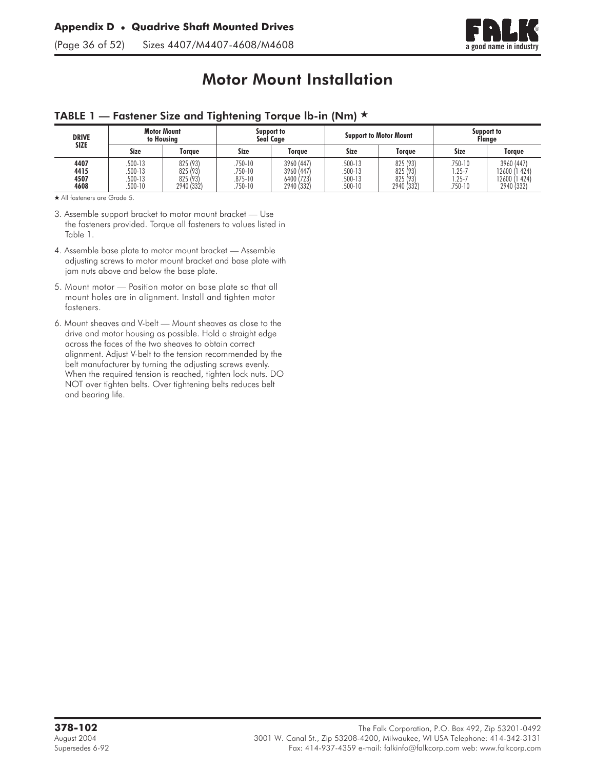# Motor Mount Installation

### TABLE 1 — Fastener Size and Tightening Torque lb-in (Nm) ★

| DRIVE SIZE | Motor Mount to Housing | | Support to Seal Cage | | Support to Motor Mount | | Support to Flange | |
|---|---|---|---|---|---|---|---|---|
| | Size | Torque | Size | Torque | Size | Torque | Size | Torque |
| **4407** | .500-13 | 825 (93) | .750-10 | 3960 (447) | .500-13 | 825 (93) | .750-10 | 3960 (447) |
| **4415** | .500-13 | 825 (93) | .750-10 | 3960 (447) | .500-13 | 825 (93) | 1.25-7 | 12600 (1 424) |
| **4507** | .500-13 | 825 (93) | .875-10 | 6400 (723) | .500-13 | 825 (93) | 1.25-7 | 12600 (1 424) |
| **4608** | .500-10 | 2940 (332) | .750-10 | 2940 (332) | .500-10 | 2940 (332) | .750-10 | 2940 (332) |

★ All fasteners are Grade 5.

3. Assemble support bracket to motor mount bracket — Use the fasteners provided. Torque all fasteners to values listed in Table 1.

4. Assemble base plate to motor mount bracket — Assemble adjusting screws to motor mount bracket and base plate with jam nuts above and below the base plate.

5. Mount motor — Position motor on base plate so that all mount holes are in alignment. Install and tighten motor fasteners.

6. Mount sheaves and V-belt — Mount sheaves as close to the drive and motor housing as possible. Hold a straight edge across the faces of the two sheaves to obtain correct alignment. Adjust V-belt to the tension recommended by the belt manufacturer by turning the adjusting screws evenly. When the required tension is reached, tighten lock nuts. DO NOT over tighten belts. Over tightening belts reduces belt and bearing life.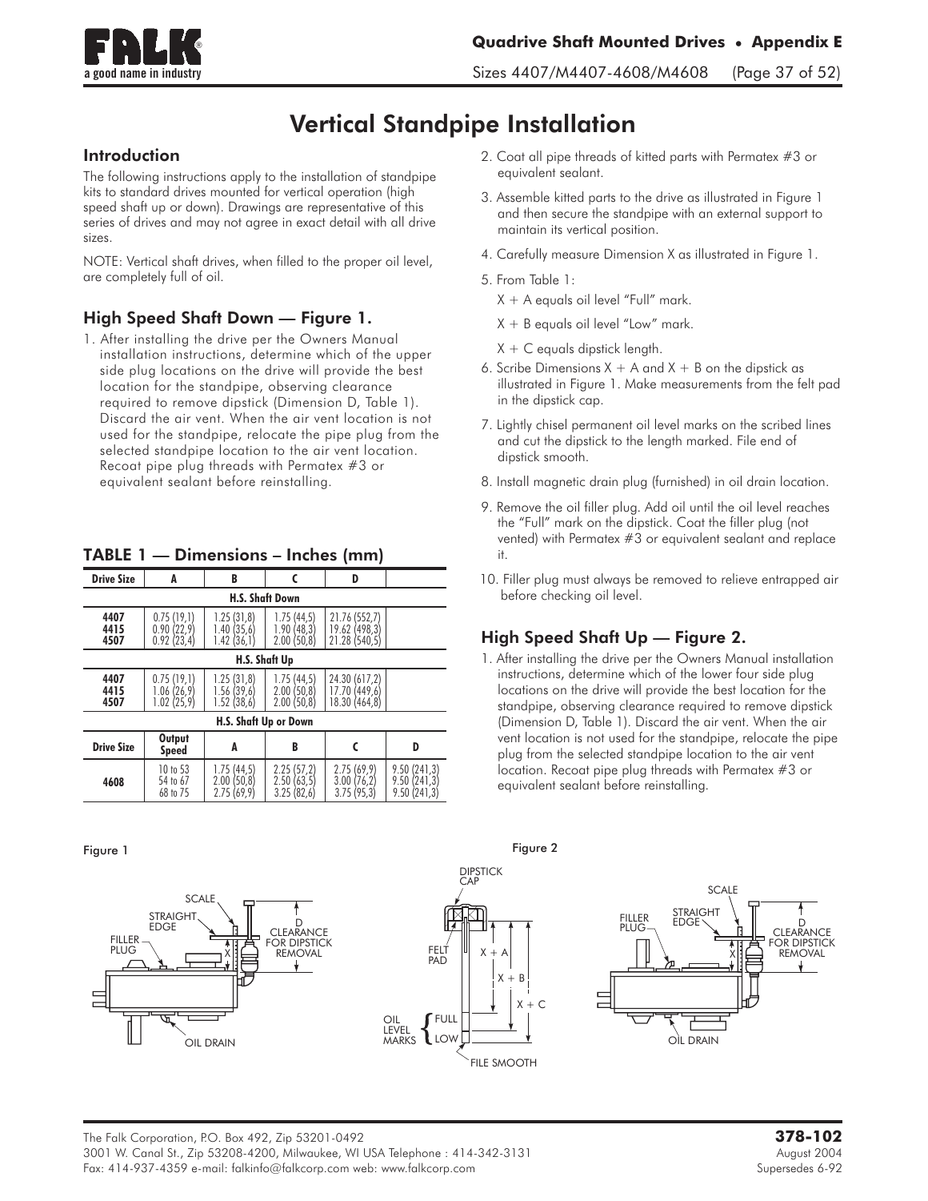# Vertical Standpipe Installation

## Introduction

The following instructions apply to the installation of standpipe kits to standard drives mounted for vertical operation (high speed shaft up or down). Drawings are representative of this series of drives and may not agree in exact detail with all drive sizes.

NOTE: Vertical shaft drives, when filled to the proper oil level, are completely full of oil.

## High Speed Shaft Down — Figure 1.

1. After installing the drive per the Owners Manual installation instructions, determine which of the upper side plug locations on the drive will provide the best location for the standpipe, observing clearance required to remove dipstick (Dimension D, Table 1). Discard the air vent. When the air vent location is not used for the standpipe, relocate the pipe plug from the selected standpipe location to the air vent location. Recoat pipe plug threads with Permatex #3 or equivalent sealant before reinstalling.

### TABLE 1 — Dimensions – Inches (mm)

| Drive Size | A | B | C | D | |
|---|---|---|---|---|---|
| **H.S. Shaft Down** | | | | | |
| 4407<br>4415<br>4507 | 0.75 (19,1)<br>0.90 (22,9)<br>0.92 (23,4) | 1.25 (31,8)<br>1.40 (35,6)<br>1.42 (36,1) | 1.75 (44,5)<br>1.90 (48,3)<br>2.00 (50,8) | 21.76 (552,7)<br>19.62 (498,3)<br>21.28 (540,5) | |
| **H.S. Shaft Up** | | | | | |
| 4407<br>4415<br>4507 | 0.75 (19,1)<br>1.06 (26,9)<br>1.02 (25,9) | 1.25 (31,8)<br>1.56 (39,6)<br>1.52 (38,6) | 1.75 (44,5)<br>2.00 (50,8)<br>2.00 (50,8) | 24.30 (617,2)<br>17.70 (449,6)<br>18.30 (464,8) | |
| **H.S. Shaft Up or Down** | | | | | |
| **Drive Size** | **Output Speed** | **A** | **B** | **C** | **D** |
| 4608 | 10 to 53<br>54 to 67<br>68 to 75 | 1.75 (44,5)<br>2.00 (50,8)<br>2.75 (69,9) | 2.25 (57,2)<br>2.50 (63,5)<br>3.25 (82,6) | 2.75 (69,9)<br>3.00 (76,2)<br>3.75 (95,3) | 9.50 (241,3)<br>9.50 (241,3)<br>9.50 (241,3) |

2. Coat all pipe threads of kitted parts with Permatex #3 or equivalent sealant.
3. Assemble kitted parts to the drive as illustrated in Figure 1 and then secure the standpipe with an external support to maintain its vertical position.
4. Carefully measure Dimension X as illustrated in Figure 1.
5. From Table 1:

   X + A equals oil level "Full" mark.

   X + B equals oil level "Low" mark.

   X + C equals dipstick length.
6. Scribe Dimensions X + A and X + B on the dipstick as illustrated in Figure 1. Make measurements from the felt pad in the dipstick cap.
7. Lightly chisel permanent oil level marks on the scribed lines and cut the dipstick to the length marked. File end of dipstick smooth.
8. Install magnetic drain plug (furnished) in oil drain location.
9. Remove the oil filler plug. Add oil until the oil level reaches the "Full" mark on the dipstick. Coat the filler plug (not vented) with Permatex #3 or equivalent sealant and replace it.
10. Filler plug must always be removed to relieve entrapped air before checking oil level.

## High Speed Shaft Up — Figure 2.

1. After installing the drive per the Owners Manual installation instructions, determine which of the lower four side plug locations on the drive will provide the best location for the standpipe, observing clearance required to remove dipstick (Dimension D, Table 1). Discard the air vent. When the air vent location is not used for the standpipe, relocate the pipe plug from the selected standpipe location to the air vent location. Recoat pipe plug threads with Permatex #3 or equivalent sealant before reinstalling.

Figure 1

Figure 2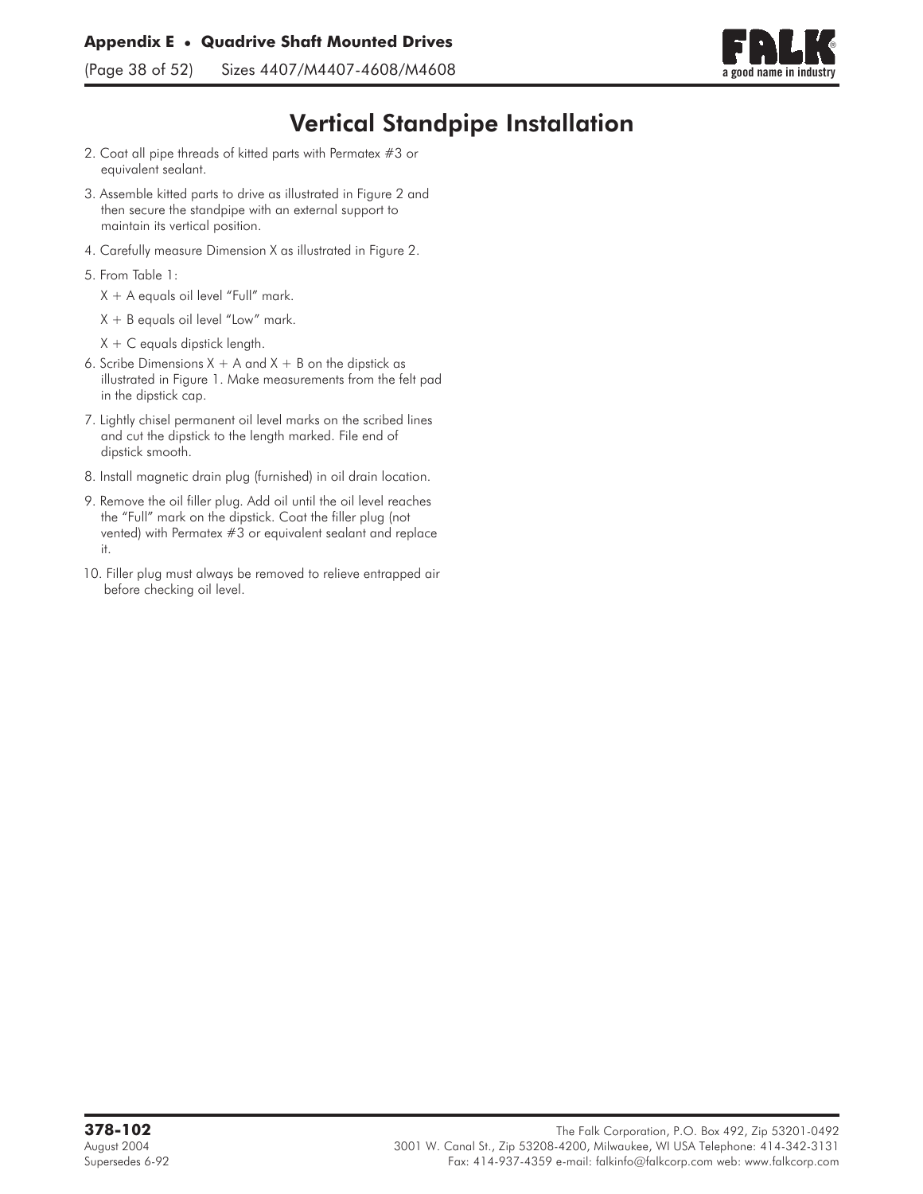# Vertical Standpipe Installation

2. Coat all pipe threads of kitted parts with Permatex #3 or equivalent sealant.
3. Assemble kitted parts to drive as illustrated in Figure 2 and then secure the standpipe with an external support to maintain its vertical position.
4. Carefully measure Dimension X as illustrated in Figure 2.
5. From Table 1:

   X + A equals oil level "Full" mark.

   X + B equals oil level "Low" mark.

   X + C equals dipstick length.
6. Scribe Dimensions X + A and X + B on the dipstick as illustrated in Figure 1. Make measurements from the felt pad in the dipstick cap.
7. Lightly chisel permanent oil level marks on the scribed lines and cut the dipstick to the length marked. File end of dipstick smooth.
8. Install magnetic drain plug (furnished) in oil drain location.
9. Remove the oil filler plug. Add oil until the oil level reaches the "Full" mark on the dipstick. Coat the filler plug (not vented) with Permatex #3 or equivalent sealant and replace it.
10. Filler plug must always be removed to relieve entrapped air before checking oil level.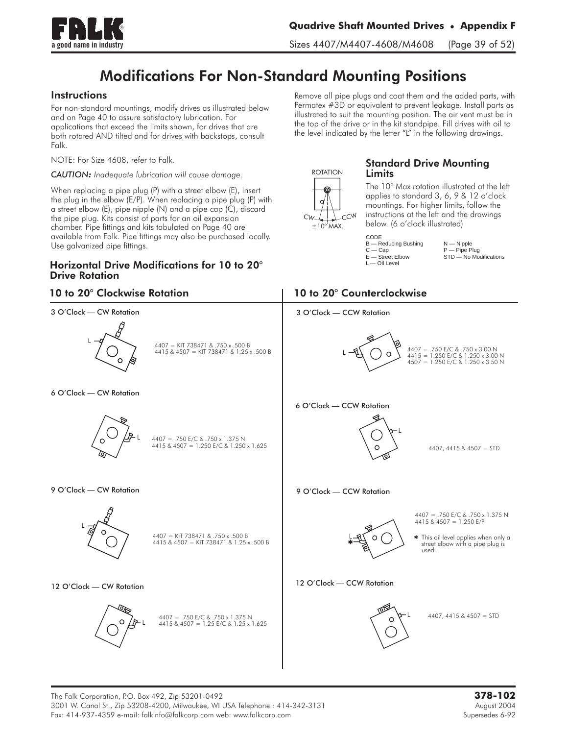# Modifications For Non-Standard Mounting Positions

## Instructions

For non-standard mountings, modify drives as illustrated below and on Page 40 to assure satisfactory lubrication. For applications that exceed the limits shown, for drives that are both rotated AND tilted and for drives with backstops, consult Falk.

NOTE: For Size 4608, refer to Falk.

***CAUTION:*** *Inadequate lubrication will cause damage.*

When replacing a pipe plug (P) with a street elbow (E), insert the plug in the elbow (E/P). When replacing a pipe plug (P) with a street elbow (E), pipe nipple (N) and a pipe cap (C), discard the pipe plug. Kits consist of parts for an oil expansion chamber. Pipe fittings and kits tabulated on Page 40 are available from Falk. Pipe fittings may also be purchased locally. Use galvanized pipe fittings.

Remove all pipe plugs and coat them and the added parts, with Permatex #3D or equivalent to prevent leakage. Install parts as illustrated to suit the mounting position. The air vent must be in the top of the drive or in the kit standpipe. Fill drives with oil to the level indicated by the letter "L" in the following drawings.

ROTATION

CW — CCW

±10° MAX.

## Standard Drive Mounting Limits

The 10° Max rotation illustrated at the left applies to standard 3, 6, 9 & 12 o'clock mountings. For higher limits, follow the instructions at the left and the drawings below. (6 o'clock illustrated)

CODE
B — Reducing Bushing
C — Cap
E — Street Elbow
L — Oil Level
N — Nipple
P — Pipe Plug
STD — No Modifications

## Horizontal Drive Modifications for 10 to 20° Drive Rotation

### 10 to 20° Clockwise Rotation

**3 O'Clock — CW Rotation**

4407 = KIT 738471 & .750 x .500 B
4415 & 4507 = KIT 738471 & 1.25 x .500 B

**6 O'Clock — CW Rotation**

4407 = .750 E/C & .750 x 1.375 N
4415 & 4507 = 1.250 E/C & 1.250 x 1.625

**9 O'Clock — CW Rotation**

4407 = KIT 738471 & .750 x .500 B
4415 & 4507 = KIT 738471 & 1.25 x .500 B

**12 O'Clock — CW Rotation**

4407 = .750 E/C & .750 x 1.375 N
4415 & 4507 = 1.25 E/C & 1.25 x 1.625

### 10 to 20° Counterclockwise

**3 O'Clock — CCW Rotation**

4407 = .750 E/C & .750 x 3.00 N
4415 = 1.250 E/C & 1.250 x 3.00 N
4507 = 1.250 E/C & 1.250 x 3.50 N

**6 O'Clock — CCW Rotation**

4407, 4415 & 4507 = STD

**9 O'Clock — CCW Rotation**

4407 = .750 E/C & .750 x 1.375 N
4415 & 4507 = 1.250 E/P

* This oil level applies when only a street elbow with a pipe plug is used.

**12 O'Clock — CCW Rotation**

4407, 4415 & 4507 = STD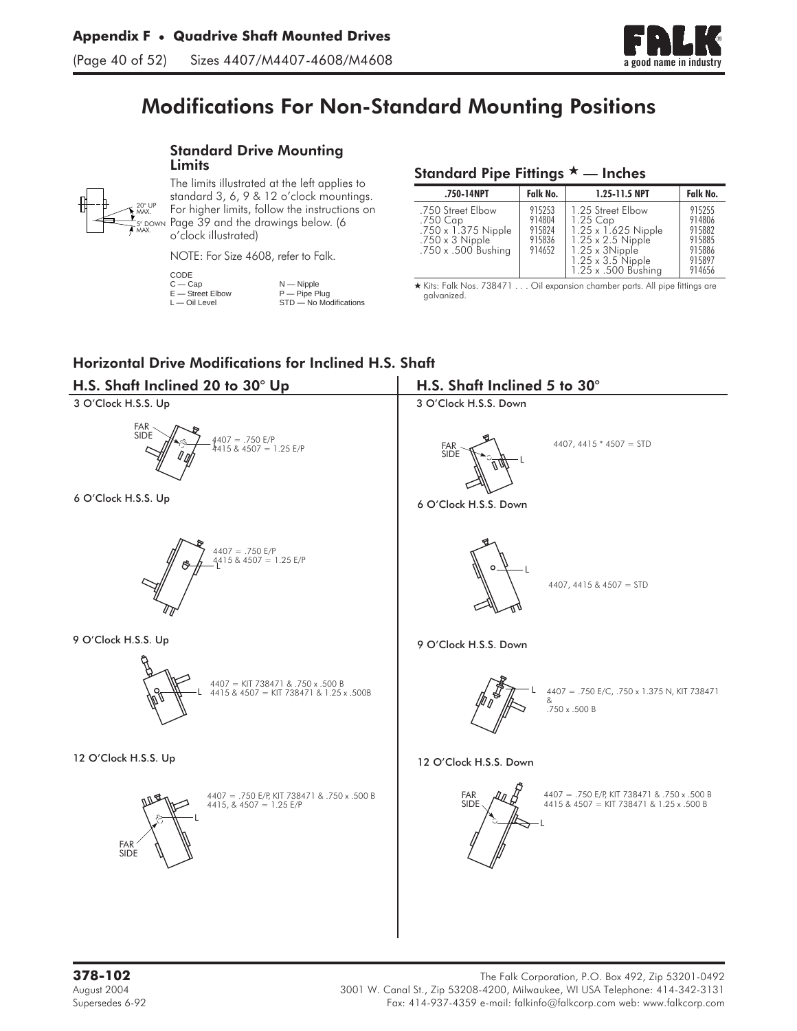# Modifications For Non-Standard Mounting Positions

### Standard Drive Mounting Limits

20° UP MAX.
5° DOWN MAX.

The limits illustrated at the left applies to standard 3, 6, 9 & 12 o'clock mountings. For higher limits, follow the instructions on Page 39 and the drawings below. (6 o'clock illustrated)

NOTE: For Size 4608, refer to Falk.

CODE
- C — Cap
- E — Street Elbow
- L — Oil Level
- N — Nipple
- P — Pipe Plug
- STD — No Modifications

### Standard Pipe Fittings ★ — Inches

| .750-14NPT | Falk No. | 1.25-11.5 NPT | Falk No. |
|---|---|---|---|
| .750 Street Elbow | 915253 | 1.25 Street Elbow | 915255 |
| .750 Cap | 914804 | 1.25 Cap | 914806 |
| .750 x 1.375 Nipple | 915824 | 1.25 x 1.625 Nipple | 915882 |
| .750 x 3 Nipple | 915836 | 1.25 x 2.5 Nipple | 915885 |
| .750 x .500 Bushing | 914652 | 1.25 x 3Nipple | 915886 |
| | | 1.25 x 3.5 Nipple | 915897 |
| | | 1.25 x .500 Bushing | 914656 |

★ Kits: Falk Nos. 738471 . . . Oil expansion chamber parts. All pipe fittings are galvanized.

## Horizontal Drive Modifications for Inclined H.S. Shaft

### H.S. Shaft Inclined 20 to 30° Up

**3 O'Clock H.S.S. Up**

FAR SIDE
4407 = .750 E/P
4415 & 4507 = 1.25 E/P

**6 O'Clock H.S.S. Up**

4407 = .750 E/P
4415 & 4507 = 1.25 E/P

**9 O'Clock H.S.S. Up**

4407 = KIT 738471 & .750 x .500 B
4415 & 4507 = KIT 738471 & 1.25 x .500B

**12 O'Clock H.S.S. Up**

4407 = .750 E/P, KIT 738471 & .750 x .500 B
4415, & 4507 = 1.25 E/P
FAR SIDE

### H.S. Shaft Inclined 5 to 30°

**3 O'Clock H.S.S. Down**

FAR SIDE
4407, 4415 * 4507 = STD

**6 O'Clock H.S.S. Down**

4407, 4415 & 4507 = STD

**9 O'Clock H.S.S. Down**

4407 = .750 E/C, .750 x 1.375 N, KIT 738471 & .750 x .500 B

**12 O'Clock H.S.S. Down**

FAR SIDE
4407 = .750 E/P, KIT 738471 & .750 x .500 B
4415 & 4507 = KIT 738471 & 1.25 x .500 B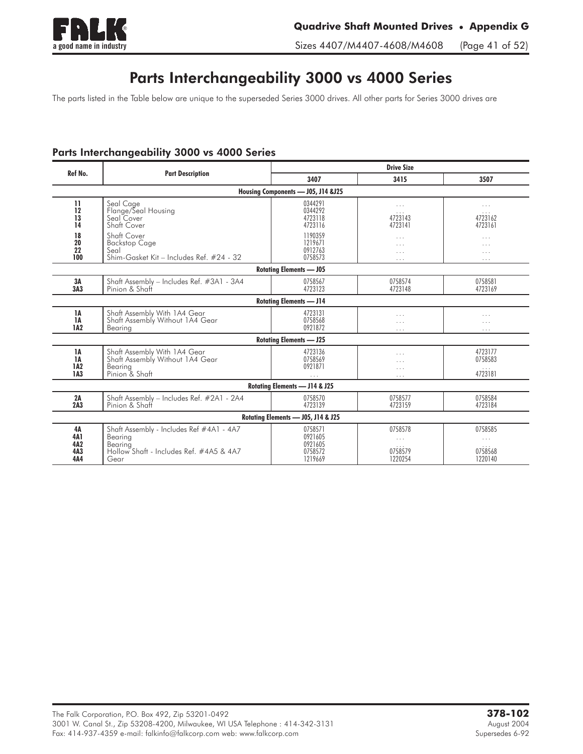# Parts Interchangeability 3000 vs 4000 Series

The parts listed in the Table below are unique to the superseded Series 3000 drives. All other parts for Series 3000 drives are

## Parts Interchangeability 3000 vs 4000 Series

| Ref No. | Part Description | Drive Size | | |
|---|---|---|---|---|
| | | 3407 | 3415 | 3507 |
| | **Housing Components — J05, J14 &J25** | | | |
| 11 | Seal Cage | 0344291 | ... | ... |
| 12 | Flange/Seal Housing | 0344292 | ... | ... |
| 13 | Seal Cover | 4723118 | 4723143 | 4723162 |
| 14 | Shaft Cover | 4723116 | 4723141 | 4723161 |
| 18 | Shaft Cover | 1190359 | ... | ... |
| 20 | Backstop Cage | 1219671 | ... | ... |
| 22 | Seal | 0912763 | ... | ... |
| 100 | Shim-Gasket Kit – Includes Ref. #24 - 32 | 0758573 | ... | ... |
| | **Rotating Elements — J05** | | | |
| 3A | Shaft Assembly – Includes Ref. #3A1 - 3A4 | 0758567 | 0758574 | 0758581 |
| 3A3 | Pinion & Shaft | 4723123 | 4723148 | 4723169 |
| | **Rotating Elements — J14** | | | |
| 1A | Shaft Assembly With 1A4 Gear | 4723131 | ... | ... |
| 1A | Shaft Assembly Without 1A4 Gear | 0758568 | ... | ... |
| 1A2 | Bearing | 0921872 | ... | ... |
| | **Rotating Elements — J25** | | | |
| 1A | Shaft Assembly With 1A4 Gear | 4723136 | ... | 4723177 |
| 1A | Shaft Assembly Without 1A4 Gear | 0758569 | ... | 0758583 |
| 1A2 | Bearing | 0921871 | ... | ... |
| 1A3 | Pinion & Shaft | ... | ... | 4723181 |
| | **Rotating Elements — J14 & J25** | | | |
| 2A | Shaft Assembly – Includes Ref. #2A1 - 2A4 | 0758570 | 0758577 | 0758584 |
| 2A3 | Pinion & Shaft | 4723139 | 4723159 | 4723184 |
| | **Rotating Elements — J05, J14 & J25** | | | |
| 4A | Shaft Assembly - Includes Ref #4A1 - 4A7 | 0758571 | 0758578 | 0758585 |
| 4A1 | Bearing | 0921605 | ... | ... |
| 4A2 | Bearing | 0921605 | ... | ... |
| 4A3 | Hollow Shaft - Includes Ref. #4A5 & 4A7 | 0758572 | 0758579 | 0758568 |
| 4A4 | Gear | 1219669 | 1220254 | 1220140 |

The Falk Corporation, P.O. Box 492, Zip 53201-0492
3001 W. Canal St., Zip 53208-4200, Milwaukee, WI USA Telephone : 414-342-3131
Fax: 414-937-4359 e-mail: falkinfo@falkcorp.com web: www.falkcorp.com

**378-102**
August 2004
Supersedes 6-92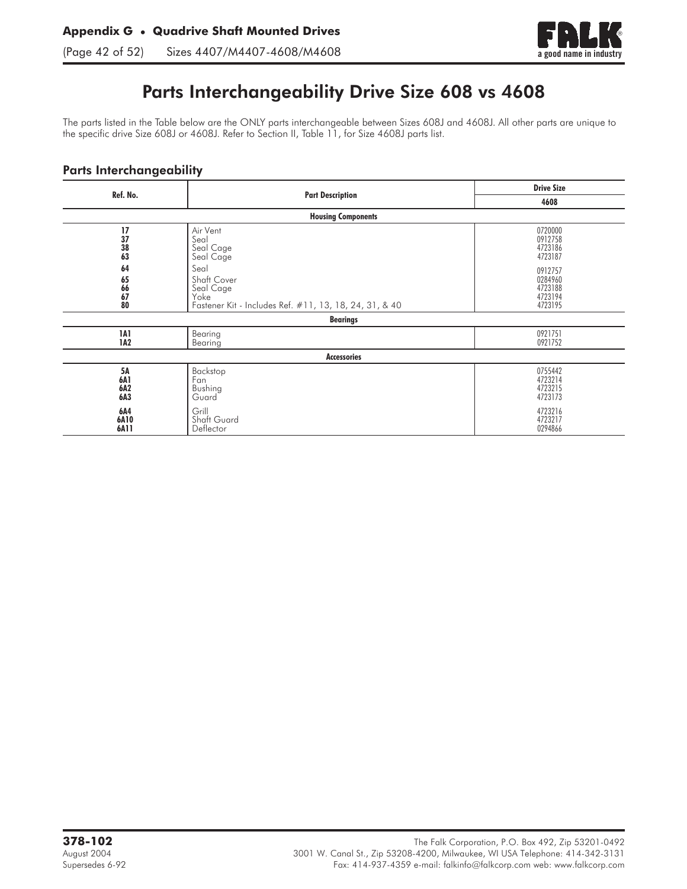# Parts Interchangeability Drive Size 608 vs 4608

The parts listed in the Table below are the ONLY parts interchangeable between Sizes 608J and 4608J. All other parts are unique to the specific drive Size 608J or 4608J. Refer to Section II, Table 11, for Size 4608J parts list.

## Parts Interchangeability

| Ref. No. | Part Description | Drive Size |
|---|---|---|
| | | 4608 |
| | **Housing Components** | |
| 17 | Air Vent | 0720000 |
| 37 | Seal | 0912758 |
| 38 | Seal Cage | 4723186 |
| 63 | Seal Cage | 4723187 |
| 64 | Seal | 0912757 |
| 65 | Shaft Cover | 0284960 |
| 66 | Seal Cage | 4723188 |
| 67 | Yoke | 4723194 |
| 80 | Fastener Kit - Includes Ref. #11, 13, 18, 24, 31, & 40 | 4723195 |
| | **Bearings** | |
| 1A1 | Bearing | 0921751 |
| 1A2 | Bearing | 0921752 |
| | **Accessories** | |
| 5A | Backstop | 0755442 |
| 6A1 | Fan | 4723214 |
| 6A2 | Bushing | 4723215 |
| 6A3 | Guard | 4723173 |
| 6A4 | Grill | 4723216 |
| 6A10 | Shaft Guard | 4723217 |
| 6A11 | Deflector | 0294866 |

**378-102**
August 2004
Supersedes 6-92

The Falk Corporation, P.O. Box 492, Zip 53201-0492
3001 W. Canal St., Zip 53208-4200, Milwaukee, WI USA Telephone: 414-342-3131
Fax: 414-937-4359 e-mail: falkinfo@falkcorp.com web: www.falkcorp.com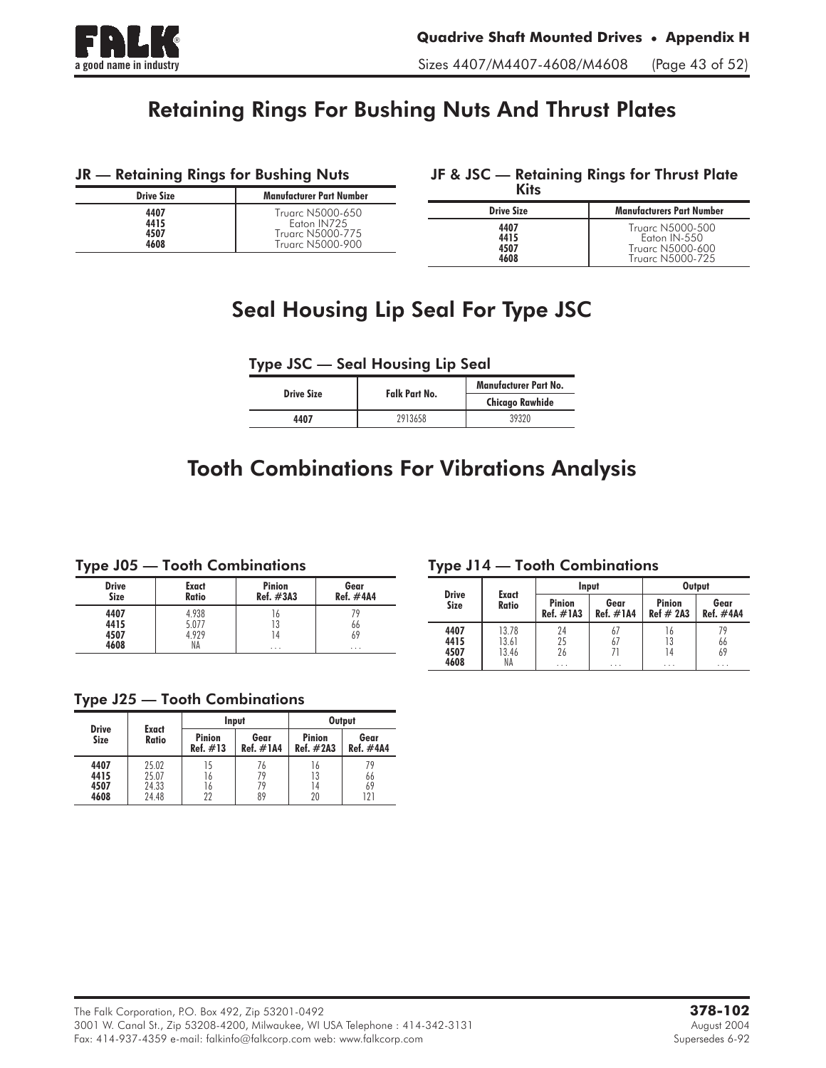# Retaining Rings For Bushing Nuts And Thrust Plates

### JR — Retaining Rings for Bushing Nuts

| Drive Size | Manufacturer Part Number |
|---|---|
| 4407 | Truarc N5000-650 |
| 4415 | Eaton IN725 |
| 4507 | Truarc N5000-775 |
| 4608 | Truarc N5000-900 |

### JF & JSC — Retaining Rings for Thrust Plate Kits

| Drive Size | Manufacturers Part Number |
|---|---|
| 4407 | Truarc N5000-500 |
| 4415 | Eaton IN-550 |
| 4507 | Truarc N5000-600 |
| 4608 | Truarc N5000-725 |

# Seal Housing Lip Seal For Type JSC

### Type JSC — Seal Housing Lip Seal

| Drive Size | Falk Part No. | Manufacturer Part No. |
|---|---|---|
| | | Chicago Rawhide |
| 4407 | 2913658 | 39320 |

# Tooth Combinations For Vibrations Analysis

### Type J05 — Tooth Combinations

| Drive Size | Exact Ratio | Pinion Ref. #3A3 | Gear Ref. #4A4 |
|---|---|---|---|
| 4407 | 4.938 | 16 | 79 |
| 4415 | 5.077 | 13 | 66 |
| 4507 | 4.929 | 14 | 69 |
| 4608 | NA | . . . | . . . |

### Type J14 — Tooth Combinations

| Drive Size | Exact Ratio | Input | | Output | |
|---|---|---|---|---|---|
| | | Pinion Ref. #1A3 | Gear Ref. #1A4 | Pinion Ref # 2A3 | Gear Ref. #4A4 |
| 4407 | 13.78 | 24 | 67 | 16 | 79 |
| 4415 | 13.61 | 25 | 67 | 13 | 66 |
| 4507 | 13.46 | 26 | 71 | 14 | 69 |
| 4608 | NA | . . . | . . . | . . . | . . . |

### Type J25 — Tooth Combinations

| Drive Size | Exact Ratio | Input | | Output | |
|---|---|---|---|---|---|
| | | Pinion Ref. #13 | Gear Ref. #1A4 | Pinion Ref. #2A3 | Gear Ref. #4A4 |
| 4407 | 25.02 | 15 | 76 | 16 | 79 |
| 4415 | 25.07 | 16 | 79 | 13 | 66 |
| 4507 | 24.33 | 16 | 79 | 14 | 69 |
| 4608 | 24.48 | 22 | 89 | 20 | 121 |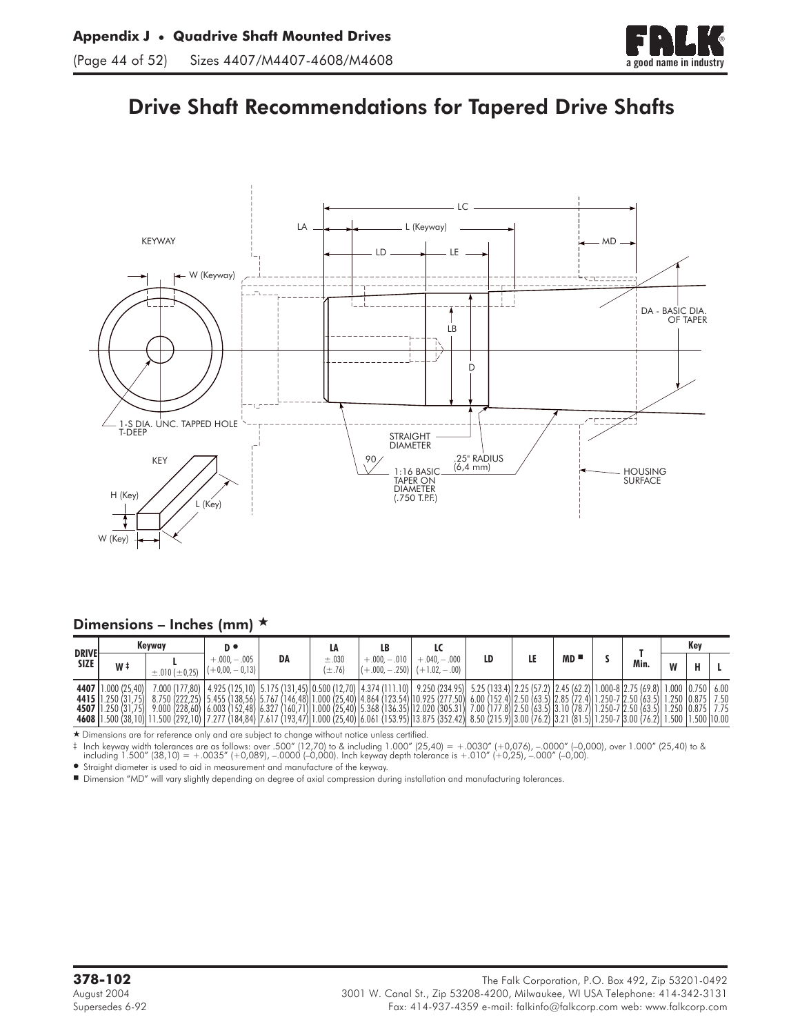# Drive Shaft Recommendations for Tapered Drive Shafts

KEYWAY

W (Keyway)

LA

L (Keyway)

LC

LD

LE

MD

DA - BASIC DIA. OF TAPER

LB

D

1-S DIA. UNC. TAPPED HOLE T-DEEP

KEY

H (Key)

L (Key)

W (Key)

STRAIGHT DIAMETER

90

.25" RADIUS (6,4 mm)

1:16 BASIC TAPER ON DIAMETER (.750 T.P.F.)

HOUSING SURFACE

## Dimensions – Inches (mm) ★

| DRIVE SIZE | Keyway | | D ● | DA | LA | LB | LC | LD | LE | MD ■ | S | T Min. | Key | | |
|---|---|---|---|---|---|---|---|---|---|---|---|---|---|---|---|
| | W ‡ | L ±.010 (±0,25) | +.000, −.005 (+0,00, −0,13) | | ±.030 (±.76) | +.000, −.010 (+.000, −.250) | +.040, −.000 (+1.02, −.00) | | | | | | W | H | L |
| **4407** | 1.000 (25,40) | 7.000 (177,80) | 4.925 (125,10) | 5.175 (131,45) | 0.500 (12,70) | 4.374 (111.10) | 9.250 (234.95) | 5.25 (133.4) | 2.25 (57.2) | 2.45 (62.2) | 1.000-8 | 2.75 (69.8) | 1.000 | 0.750 | 6.00 |
| **4415** | 1.250 (31,75) | 8.750 (222,25) | 5.455 (138,56) | 5.767 (146,48) | 1.000 (25,40) | 4.864 (123.54) | 10.925 (277.50) | 6.00 (152.4) | 2.50 (63.5) | 2.85 (72.4) | 1.250-7 | 2.50 (63.5) | 1.250 | 0.875 | 7.50 |
| **4507** | 1.250 (31,75) | 9.000 (228,60) | 6.003 (152,48) | 6.327 (160,71) | 1.000 (25,40) | 5.368 (136.35) | 12.020 (305.31) | 7.00 (177.8) | 2.50 (63.5) | 3.10 (78.7) | 1.250-7 | 2.50 (63.5) | 1.250 | 0.875 | 7.75 |
| **4608** | 1.500 (38,10) | 11.500 (292,10) | 7.277 (184,84) | 7.617 (193,47) | 1.000 (25,40) | 6.061 (153.95) | 13.875 (352.42) | 8.50 (215.9) | 3.00 (76.2) | 3.21 (81.5) | 1.250-7 | 3.00 (76.2) | 1.500 | 1.500 | 10.00 |

★ Dimensions are for reference only and are subject to change without notice unless certified.

‡ Inch keyway width tolerances are as follows: over .500" (12,70) to & including 1.000" (25,40) = +.0030" (+0,076), −.0000" (−0,000), over 1.000" (25,40) to & including 1.500" (38,10) = +.0035" (+0,089), −.0000 (−0,000). Inch keyway depth tolerance is +.010" (+0,25), −.000" (−0,00).

● Straight diameter is used to aid in measurement and manufacture of the keyway.

■ Dimension "MD" will vary slightly depending on degree of axial compression during installation and manufacturing tolerances.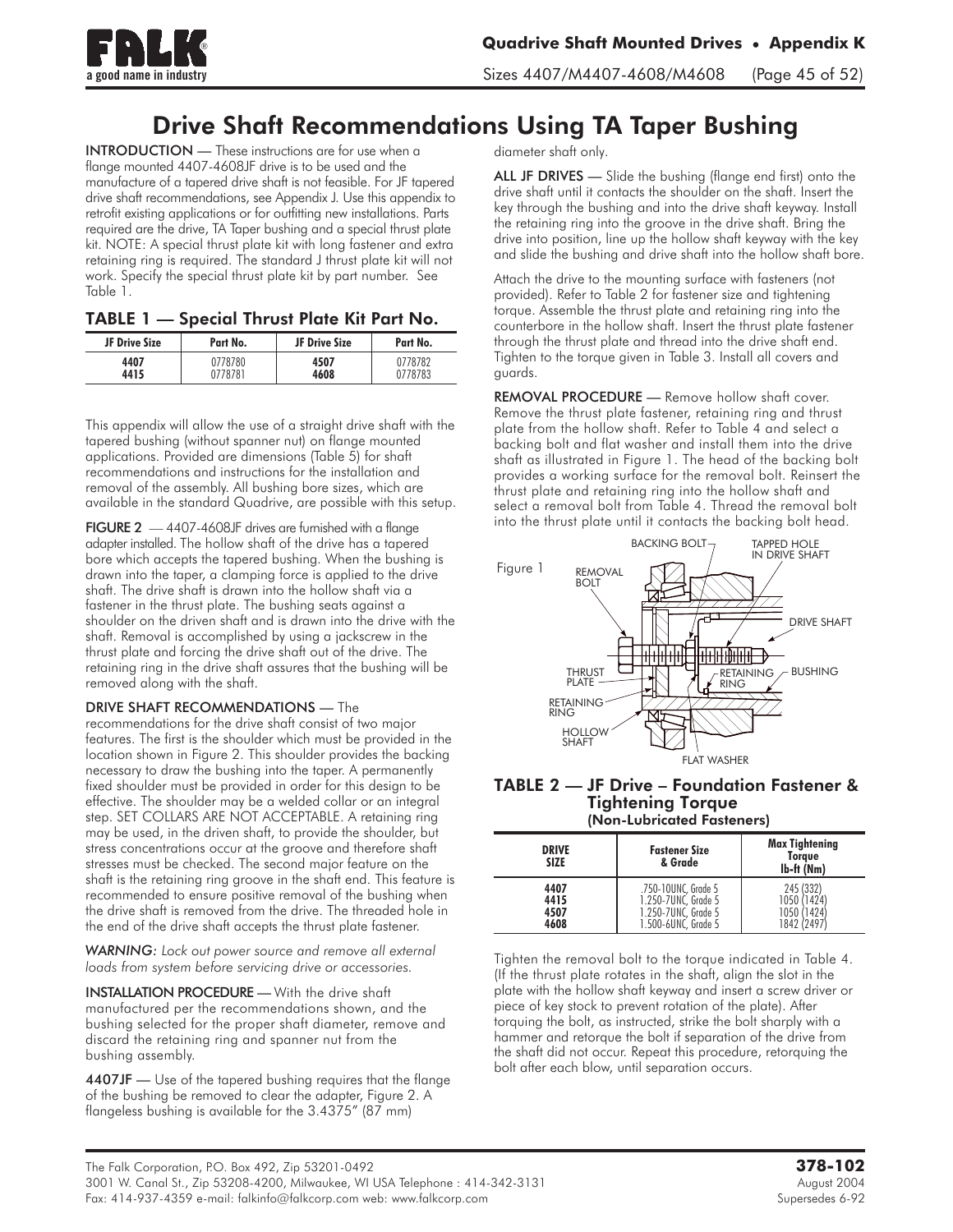# Drive Shaft Recommendations Using TA Taper Bushing

**INTRODUCTION** — These instructions are for use when a flange mounted 4407-4608JF drive is to be used and the manufacture of a tapered drive shaft is not feasible. For JF tapered drive shaft recommendations, see Appendix J. Use this appendix to retrofit existing applications or for outfitting new installations. Parts required are the drive, TA Taper bushing and a special thrust plate kit. NOTE: A special thrust plate kit with long fastener and extra retaining ring is required. The standard J thrust plate kit will not work. Specify the special thrust plate kit by part number. See Table 1.

## TABLE 1 — Special Thrust Plate Kit Part No.

| JF Drive Size | Part No. | JF Drive Size | Part No. |
|---|---|---|---|
| 4407 | 0778780 | 4507 | 0778782 |
| 4415 | 0778781 | 4608 | 0778783 |

This appendix will allow the use of a straight drive shaft with the tapered bushing (without spanner nut) on flange mounted applications. Provided are dimensions (Table 5) for shaft recommendations and instructions for the installation and removal of the assembly. All bushing bore sizes, which are available in the standard Quadrive, are possible with this setup.

**FIGURE 2** — 4407-4608JF drives are furnished with a flange adapter installed. The hollow shaft of the drive has a tapered bore which accepts the tapered bushing. When the bushing is drawn into the taper, a clamping force is applied to the drive shaft. The drive shaft is drawn into the hollow shaft via a fastener in the thrust plate. The bushing seats against a shoulder on the driven shaft and is drawn into the drive with the shaft. Removal is accomplished by using a jackscrew in the thrust plate and forcing the drive shaft out of the drive. The retaining ring in the drive shaft assures that the bushing will be removed along with the shaft.

**DRIVE SHAFT RECOMMENDATIONS** — The recommendations for the drive shaft consist of two major features. The first is the shoulder which must be provided in the location shown in Figure 2. This shoulder provides the backing necessary to draw the bushing into the taper. A permanently fixed shoulder must be provided in order for this design to be effective. The shoulder may be a welded collar or an integral step. SET COLLARS ARE NOT ACCEPTABLE. A retaining ring may be used, in the driven shaft, to provide the shoulder, but stress concentrations occur at the groove and therefore shaft stresses must be checked. The second major feature on the shaft is the retaining ring groove in the shaft end. This feature is recommended to ensure positive removal of the bushing when the drive shaft is removed from the drive. The threaded hole in the end of the drive shaft accepts the thrust plate fastener.

*WARNING: Lock out power source and remove all external loads from system before servicing drive or accessories.*

**INSTALLATION PROCEDURE** — With the drive shaft manufactured per the recommendations shown, and the bushing selected for the proper shaft diameter, remove and discard the retaining ring and spanner nut from the bushing assembly.

**4407JF** — Use of the tapered bushing requires that the flange of the bushing be removed to clear the adapter, Figure 2. A flangeless bushing is available for the 3.4375" (87 mm) diameter shaft only.

**ALL JF DRIVES** — Slide the bushing (flange end first) onto the drive shaft until it contacts the shoulder on the shaft. Insert the key through the bushing and into the drive shaft keyway. Install the retaining ring into the groove in the drive shaft. Bring the drive into position, line up the hollow shaft keyway with the key and slide the bushing and drive shaft into the hollow shaft bore.

Attach the drive to the mounting surface with fasteners (not provided). Refer to Table 2 for fastener size and tightening torque. Assemble the thrust plate and retaining ring into the counterbore in the hollow shaft. Insert the thrust plate fastener through the thrust plate and thread into the drive shaft end. Tighten to the torque given in Table 3. Install all covers and guards.

**REMOVAL PROCEDURE** — Remove hollow shaft cover. Remove the thrust plate fastener, retaining ring and thrust plate from the hollow shaft. Refer to Table 4 and select a backing bolt and flat washer and install them into the drive shaft as illustrated in Figure 1. The head of the backing bolt provides a working surface for the removal bolt. Reinsert the thrust plate and retaining ring into the hollow shaft and select a removal bolt from Table 4. Thread the removal bolt into the thrust plate until it contacts the backing bolt head.

Figure 1

## TABLE 2 — JF Drive – Foundation Fastener & Tightening Torque
(Non-Lubricated Fasteners)

| DRIVE SIZE | Fastener Size & Grade | Max Tightening Torque lb-ft (Nm) |
|---|---|---|
| 4407 | .750-10UNC, Grade 5 | 245 (332) |
| 4415 | 1.250-7UNC, Grade 5 | 1050 (1424) |
| 4507 | 1.250-7UNC, Grade 5 | 1050 (1424) |
| 4608 | 1.500-6UNC, Grade 5 | 1842 (2497) |

Tighten the removal bolt to the torque indicated in Table 4. (If the thrust plate rotates in the shaft, align the slot in the plate with the hollow shaft keyway and insert a screw driver or piece of key stock to prevent rotation of the plate). After torquing the bolt, as instructed, strike the bolt sharply with a hammer and retorque the bolt if separation of the drive from the shaft did not occur. Repeat this procedure, retorquing the bolt after each blow, until separation occurs.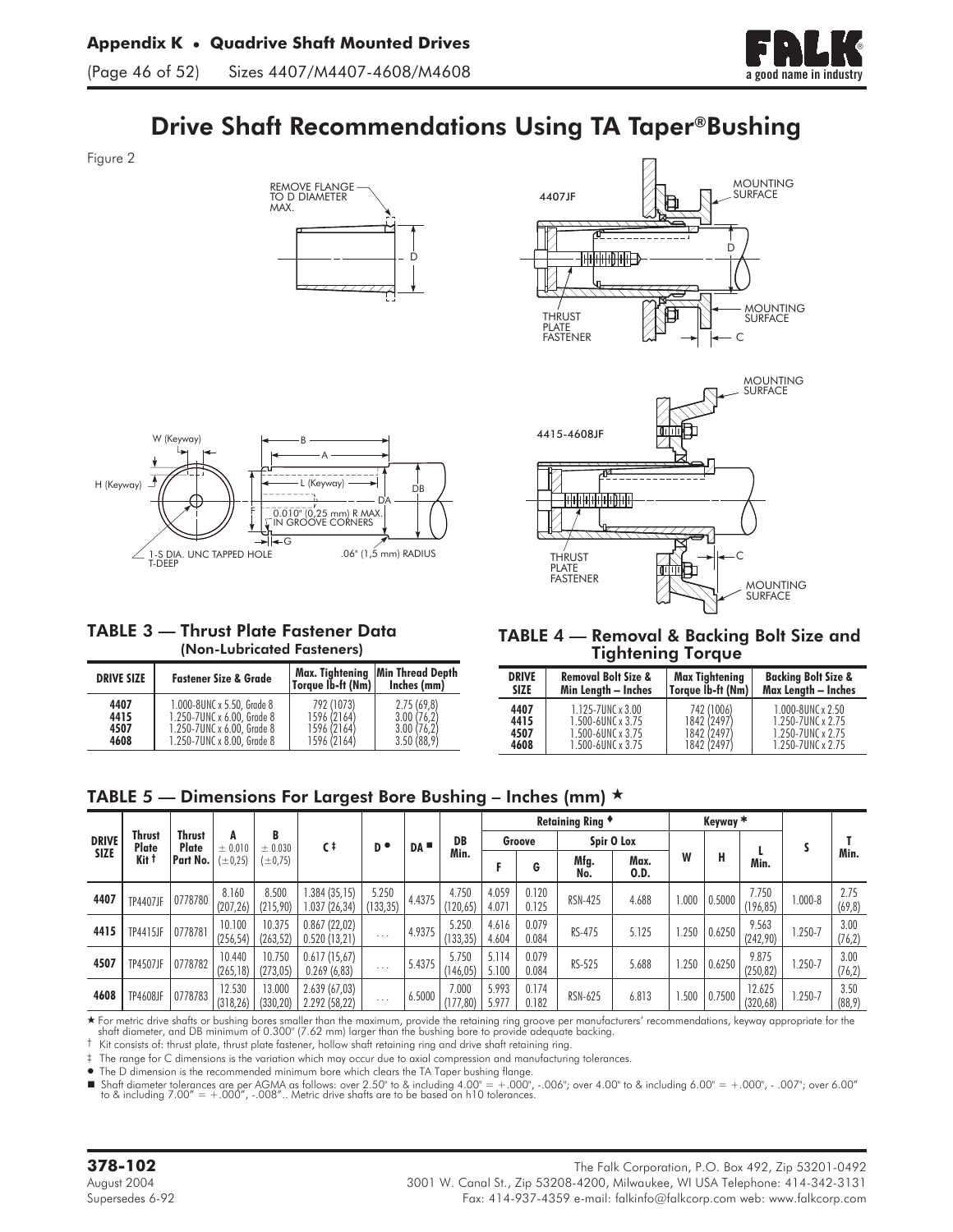# Drive Shaft Recommendations Using TA Taper®Bushing

Figure 2

REMOVE FLANGE TO D DIAMETER MAX.

D

4407JF

MOUNTING SURFACE

THRUST PLATE FASTENER

MOUNTING SURFACE

C

W (Keyway)

H (Keyway)

B

A

L (Keyway)

DB

DA

F

0.010" (0,25 mm) R MAX. IN GROOVE CORNERS

G

1-S DIA. UNC TAPPED HOLE T-DEEP

.06" (1,5 mm) RADIUS

4415-4608JF

MOUNTING SURFACE

THRUST PLATE FASTENER

C

MOUNTING SURFACE

### TABLE 3 — Thrust Plate Fastener Data (Non-Lubricated Fasteners)

| DRIVE SIZE | Fastener Size & Grade | Max. Tightening Torque lb-ft (Nm) | Min Thread Depth Inches (mm) |
|---|---|---|---|
| 4407 | 1.000-8UNC x 5.50, Grade 8 | 792 (1073) | 2.75 (69,8) |
| 4415 | 1.250-7UNC x 6.00, Grade 8 | 1596 (2164) | 3.00 (76,2) |
| 4507 | 1.250-7UNC x 6.00, Grade 8 | 1596 (2164) | 3.00 (76,2) |
| 4608 | 1.250-7UNC x 8.00, Grade 8 | 1596 (2164) | 3.50 (88,9) |

### TABLE 4 — Removal & Backing Bolt Size and Tightening Torque

| DRIVE SIZE | Removal Bolt Size & Min Length – Inches | Max Tightening Torque lb-ft (Nm) | Backing Bolt Size & Max Length – Inches |
|---|---|---|---|
| 4407 | 1.125-7UNC x 3.00 | 742 (1006) | 1.000-8UNC x 2.50 |
| 4415 | 1.500-6UNC x 3.75 | 1842 (2497) | 1.250-7UNC x 2.75 |
| 4507 | 1.500-6UNC x 3.75 | 1842 (2497) | 1.250-7UNC x 2.75 |
| 4608 | 1.500-6UNC x 3.75 | 1842 (2497) | 1.250-7UNC x 2.75 |

### TABLE 5 — Dimensions For Largest Bore Bushing – Inches (mm) ★

| DRIVE SIZE | Thrust Plate Kit † | Thrust Plate Part No. | A ± 0.010 (±0,25) | B ± 0.030 (±0,75) | C ‡ | D ● | DA ■ | DB Min. | Retaining Ring ♦ | | | | Keyway * | | | S | T Min. |
|---|---|---|---|---|---|---|---|---|---|---|---|---|---|---|---|---|---|
| | | | | | | | | | Groove | | Spir O Lox | | | | | | |
| | | | | | | | | | F | G | Mfg. No. | Max. O.D. | W | H | L Min. | | |
| 4407 | TP4407JF | 0778780 | 8.160 (207,26) | 8.500 (215,90) | 1.384 (35,15) 1.037 (26,34) | 5.250 (133,35) | 4.4375 | 4.750 (120,65) | 4.059 4.071 | 0.120 0.125 | RSN-425 | 4.688 | 1.000 | 0.5000 | 7.750 (196,85) | 1.000-8 | 2.75 (69,8) |
| 4415 | TP4415JF | 0778781 | 10.100 (256,54) | 10.375 (263,52) | 0.867 (22,02) 0.520 (13,21) | ... | 4.9375 | 5.250 (133,35) | 4.616 4.604 | 0.079 0.084 | RS-475 | 5.125 | 1.250 | 0.6250 | 9.563 (242,90) | 1.250-7 | 3.00 (76,2) |
| 4507 | TP4507JF | 0778782 | 10.440 (265,18) | 10.750 (273,05) | 0.617 (15,67) 0.269 (6,83) | ... | 5.4375 | 5.750 (146,05) | 5.114 5.100 | 0.079 0.084 | RS-525 | 5.688 | 1.250 | 0.6250 | 9.875 (250,82) | 1.250-7 | 3.00 (76,2) |
| 4608 | TP4608JF | 0778783 | 12.530 (318,26) | 13.000 (330,20) | 2.639 (67,03) 2.292 (58,22) | ... | 6.5000 | 7.000 (177,80) | 5.993 5.977 | 0.174 0.182 | RSN-625 | 6.813 | 1.500 | 0.7500 | 12.625 (320,68) | 1.250-7 | 3.50 (88,9) |

★ For metric drive shafts or bushing bores smaller than the maximum, provide the retaining ring groove per manufacturers' recommendations, keyway appropriate for the shaft diameter, and DB minimum of 0.300" (7.62 mm) larger than the bushing bore to provide adequate backing.

† Kit consists of: thrust plate, thrust plate fastener, hollow shaft retaining ring and drive shaft retaining ring.

‡ The range for C dimensions is the variation which may occur due to axial compression and manufacturing tolerances.

● The D dimension is the recommended minimum bore which clears the TA Taper bushing flange.

■ Shaft diameter tolerances are per AGMA as follows: over 2.50" to & including 4.00" = +.000", -.006"; over 4.00" to & including 6.00" = +.000", - .007"; over 6.00" to & including 7.00" = +.000", -.008".. Metric drive shafts are to be based on h10 tolerances.

**378-102**
August 2004
Supersedes 6-92

The Falk Corporation, P.O. Box 492, Zip 53201-0492
3001 W. Canal St., Zip 53208-4200, Milwaukee, WI USA Telephone: 414-342-3131
Fax: 414-937-4359 e-mail: falkinfo@falkcorp.com web: www.falkcorp.com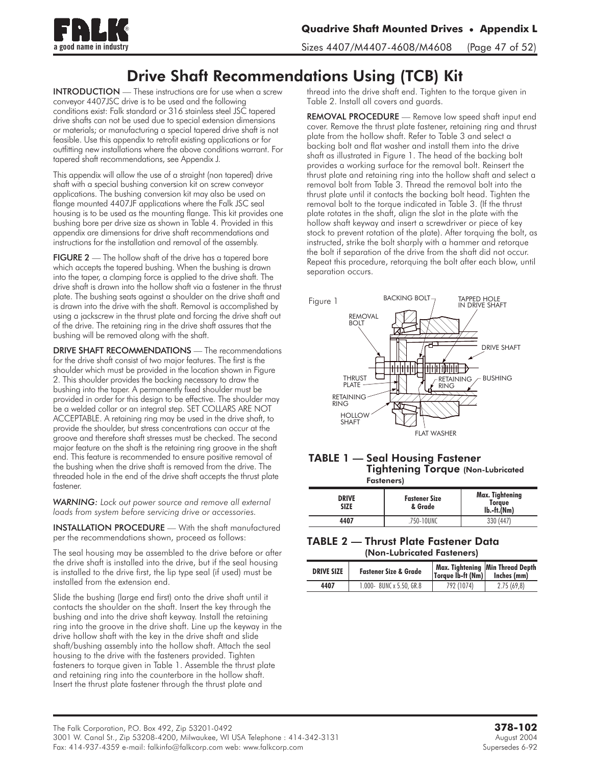# Drive Shaft Recommendations Using (TCB) Kit

**INTRODUCTION** — These instructions are for use when a screw conveyor 4407JSC drive is to be used and the following conditions exist: Falk standard or 316 stainless steel JSC tapered drive shafts can not be used due to special extension dimensions or materials; or manufacturing a special tapered drive shaft is not feasible. Use this appendix to retrofit existing applications or for outfitting new installations where the above conditions warrant. For tapered shaft recommendations, see Appendix J.

This appendix will allow the use of a straight (non tapered) drive shaft with a special bushing conversion kit on screw conveyor applications. The bushing conversion kit may also be used on flange mounted 4407JF applications where the Falk JSC seal housing is to be used as the mounting flange. This kit provides one bushing bore per drive size as shown in Table 4. Provided in this appendix are dimensions for drive shaft recommendations and instructions for the installation and removal of the assembly.

**FIGURE 2** — The hollow shaft of the drive has a tapered bore which accepts the tapered bushing. When the bushing is drawn into the taper, a clamping force is applied to the drive shaft. The drive shaft is drawn into the hollow shaft via a fastener in the thrust plate. The bushing seats against a shoulder on the drive shaft and is drawn into the drive with the shaft. Removal is accomplished by using a jackscrew in the thrust plate and forcing the drive shaft out of the drive. The retaining ring in the drive shaft assures that the bushing will be removed along with the shaft.

**DRIVE SHAFT RECOMMENDATIONS** — The recommendations for the drive shaft consist of two major features. The first is the shoulder which must be provided in the location shown in Figure 2. This shoulder provides the backing necessary to draw the bushing into the taper. A permanently fixed shoulder must be provided in order for this design to be effective. The shoulder may be a welded collar or an integral step. SET COLLARS ARE NOT ACCEPTABLE. A retaining ring may be used in the drive shaft, to provide the shoulder, but stress concentrations can occur at the groove and therefore shaft stresses must be checked. The second major feature on the shaft is the retaining ring groove in the shaft end. This feature is recommended to ensure positive removal of the bushing when the drive shaft is removed from the drive. The threaded hole in the end of the drive shaft accepts the thrust plate fastener.

*WARNING: Lock out power source and remove all external loads from system before servicing drive or accessories.*

**INSTALLATION PROCEDURE** — With the shaft manufactured per the recommendations shown, proceed as follows:

The seal housing may be assembled to the drive before or after the drive shaft is installed into the drive, but if the seal housing is installed to the drive first, the lip type seal (if used) must be installed from the extension end.

Slide the bushing (large end first) onto the drive shaft until it contacts the shoulder on the shaft. Insert the key through the bushing and into the drive shaft keyway. Install the retaining ring into the groove in the drive shaft. Line up the keyway in the drive hollow shaft with the key in the drive shaft and slide shaft/bushing assembly into the hollow shaft. Attach the seal housing to the drive with the fasteners provided. Tighten fasteners to torque given in Table 1. Assemble the thrust plate and retaining ring into the counterbore in the hollow shaft. Insert the thrust plate fastener through the thrust plate and thread into the drive shaft end. Tighten to the torque given in Table 2. Install all covers and guards.

**REMOVAL PROCEDURE** — Remove low speed shaft input end cover. Remove the thrust plate fastener, retaining ring and thrust plate from the hollow shaft. Refer to Table 3 and select a backing bolt and flat washer and install them into the drive shaft as illustrated in Figure 1. The head of the backing bolt provides a working surface for the removal bolt. Reinsert the thrust plate and retaining ring into the hollow shaft and select a removal bolt from Table 3. Thread the removal bolt into the thrust plate until it contacts the backing bolt head. Tighten the removal bolt to the torque indicated in Table 3. (If the thrust plate rotates in the shaft, align the slot in the plate with the hollow shaft keyway and insert a screwdriver or piece of key stock to prevent rotation of the plate). After torquing the bolt, as instructed, strike the bolt sharply with a hammer and retorque the bolt if separation of the drive from the shaft did not occur. Repeat this procedure, retorquing the bolt after each blow, until separation occurs.

Figure 1

BACKING BOLT, TAPPED HOLE IN DRIVE SHAFT, REMOVAL BOLT, DRIVE SHAFT, THRUST PLATE, RETAINING RING, BUSHING, RETAINING RING, HOLLOW SHAFT, FLAT WASHER

### TABLE 1 — Seal Housing Fastener Tightening Torque (Non-Lubricated Fasteners)

| DRIVE SIZE | Fastener Size & Grade | Max. Tightening Torque lb.-ft.(Nm) |
|---|---|---|
| 4407 | .750-10UNC | 330 (447) |

### TABLE 2 — Thrust Plate Fastener Data (Non-Lubricated Fasteners)

| DRIVE SIZE | Fastener Size & Grade | Max. Tightening Torque lb-ft (Nm) | Min Thread Depth Inches (mm) |
|---|---|---|---|
| 4407 | 1.000- 8UNC x 5.50, GR.8 | 792 (1074) | 2.75 (69,8) |

The Falk Corporation, P.O. Box 492, Zip 53201-0492
3001 W. Canal St., Zip 53208-4200, Milwaukee, WI USA Telephone : 414-342-3131
Fax: 414-937-4359 e-mail: falkinfo@falkcorp.com web: www.falkcorp.com

**378-102**
August 2004
Supersedes 6-92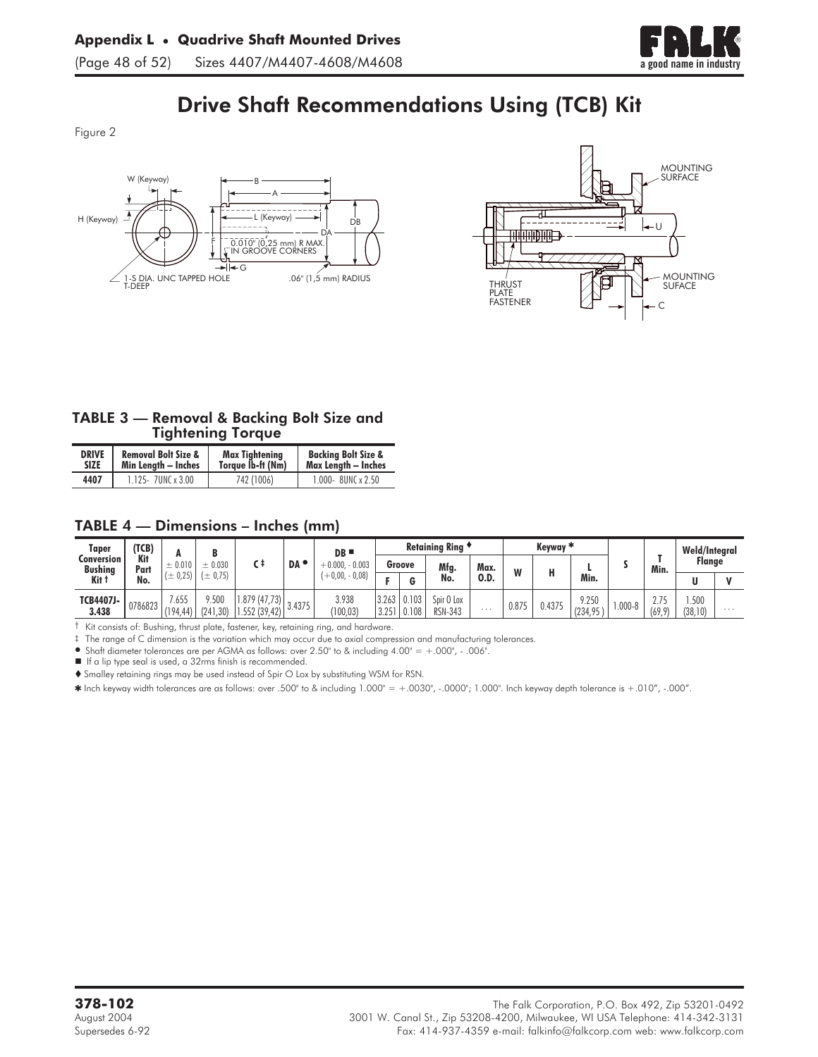# Drive Shaft Recommendations Using (TCB) Kit

Figure 2

W (Keyway)

H (Keyway)

1-S DIA. UNC TAPPED HOLE T-DEEP

B

A

L (Keyway)

DA

DB

F

0.010" (0,25 mm) R MAX. IN GROOVE CORNERS

G

.06" (1,5 mm) RADIUS

MOUNTING SURFACE

U

MOUNTING SUFACE

THRUST PLATE FASTENER

C

### TABLE 3 — Removal & Backing Bolt Size and Tightening Torque

| DRIVE SIZE | Removal Bolt Size & Min Length – Inches | Max Tightening Torque lb-ft (Nm) | Backing Bolt Size & Max Length – Inches |
|---|---|---|---|
| **4407** | 1.125- 7UNC x 3.00 | 742 (1006) | 1.000- 8UNC x 2.50 |

### TABLE 4 — Dimensions – Inches (mm)

| Taper Conversion Bushing Kit † | (TCB) Kit Part No. | A ± 0.010 (± 0,25) | B ± 0.030 (± 0,75) | C ‡ | DA ● | DB ■ +0.000, - 0.003 (+0,00, - 0,08) | Retaining Ring ♦ | | | | Keyway ✱ | | | S | T Min. | Weld/Integral Flange | |
|---|---|---|---|---|---|---|---|---|---|---|---|---|---|---|---|---|---|
| | | | | | | | Groove | | Mfg. No. | Max. O.D. | W | H | L Min. | | | U | V |
| | | | | | | | F | G | | | | | | | | | |
| **TCB4407J-3.438** | 0786823 | 7.655 (194,44) | 9.500 (241,30) | 1.879 (47,73) 1.552 (39,42) | 3.4375 | 3.938 (100,03) | 3.263 3.251 | 0.103 0.108 | Spir O Lox RSN-343 | . . . | 0.875 | 0.4375 | 9.250 (234,95 ) | 1.000-8 | 2.75 (69,9) | 1.500 (38,10) | . . . |

† Kit consists of: Bushing, thrust plate, fastener, key, retaining ring, and hardware.

‡ The range of C dimension is the variation which may occur due to axial compression and manufacturing tolerances.

● Shaft diameter tolerances are per AGMA as follows: over 2.50" to & including 4.00" = +.000", - .006".

■ If a lip type seal is used, a 32rms finish is recommended.

♦ Smalley retaining rings may be used instead of Spir O Lox by substituting WSM for RSN.

✱ Inch keyway width tolerances are as follows: over .500" to & including 1.000" = +.0030", -.0000"; 1.000". Inch keyway depth tolerance is +.010", -.000".

**378-102**
August 2004
Supersedes 6-92

The Falk Corporation, P.O. Box 492, Zip 53201-0492
3001 W. Canal St., Zip 53208-4200, Milwaukee, WI USA Telephone: 414-342-3131
Fax: 414-937-4359 e-mail: falkinfo@falkcorp.com web: www.falkcorp.com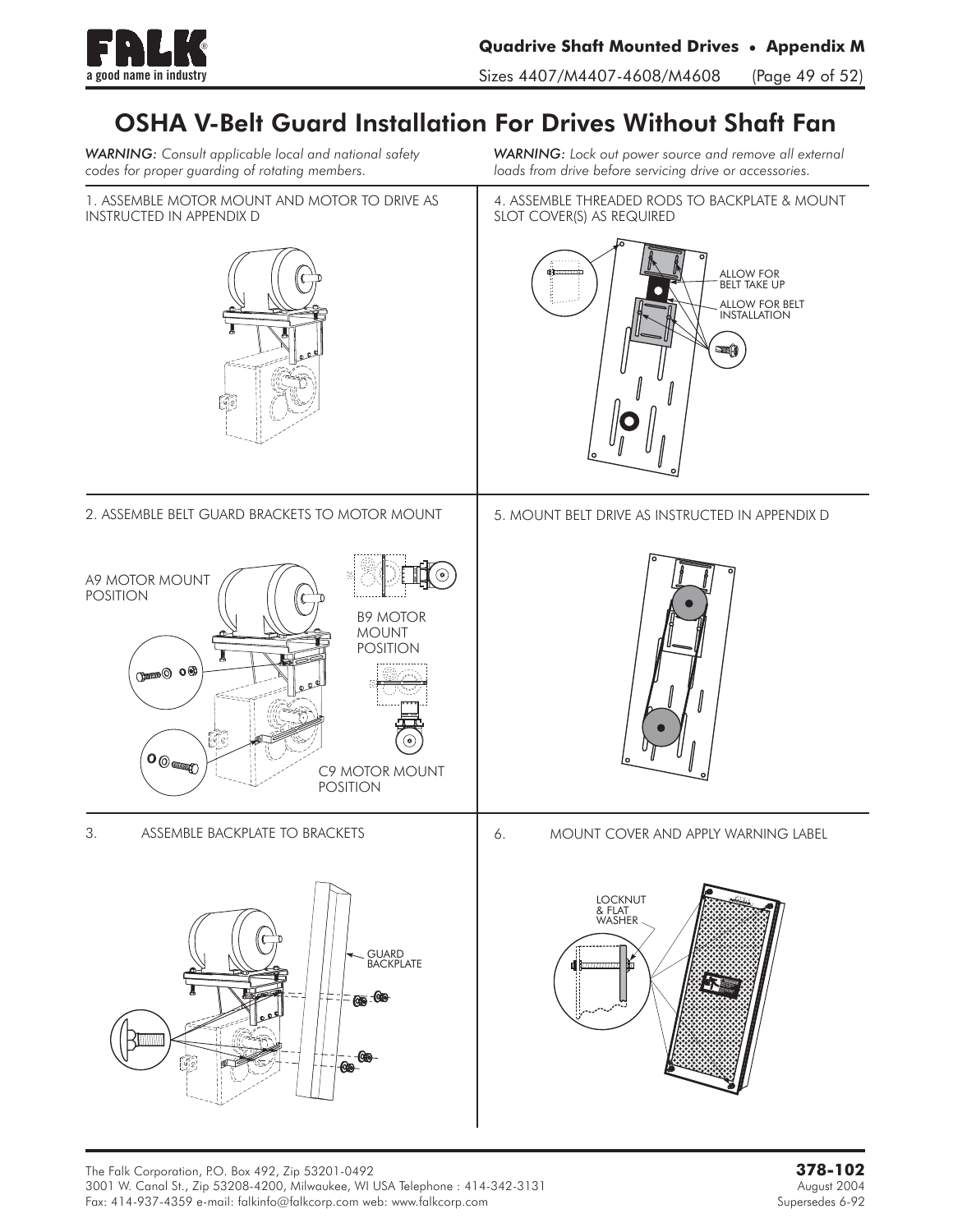# OSHA V-Belt Guard Installation For Drives Without Shaft Fan

*WARNING: Consult applicable local and national safety codes for proper guarding of rotating members.*

*WARNING: Lock out power source and remove all external loads from drive before servicing drive or accessories.*

1. ASSEMBLE MOTOR MOUNT AND MOTOR TO DRIVE AS INSTRUCTED IN APPENDIX D

2. ASSEMBLE BELT GUARD BRACKETS TO MOTOR MOUNT

A9 MOTOR MOUNT POSITION

B9 MOTOR MOUNT POSITION

C9 MOTOR MOUNT POSITION

3. ASSEMBLE BACKPLATE TO BRACKETS

GUARD BACKPLATE

4. ASSEMBLE THREADED RODS TO BACKPLATE & MOUNT SLOT COVER(S) AS REQUIRED

ALLOW FOR BELT TAKE UP

ALLOW FOR BELT INSTALLATION

5. MOUNT BELT DRIVE AS INSTRUCTED IN APPENDIX D

6. MOUNT COVER AND APPLY WARNING LABEL

LOCKNUT & FLAT WASHER

The Falk Corporation, P.O. Box 492, Zip 53201-0492
3001 W. Canal St., Zip 53208-4200, Milwaukee, WI USA Telephone : 414-342-3131
Fax: 414-937-4359 e-mail: falkinfo@falkcorp.com web: www.falkcorp.com

**378-102**
August 2004
Supersedes 6-92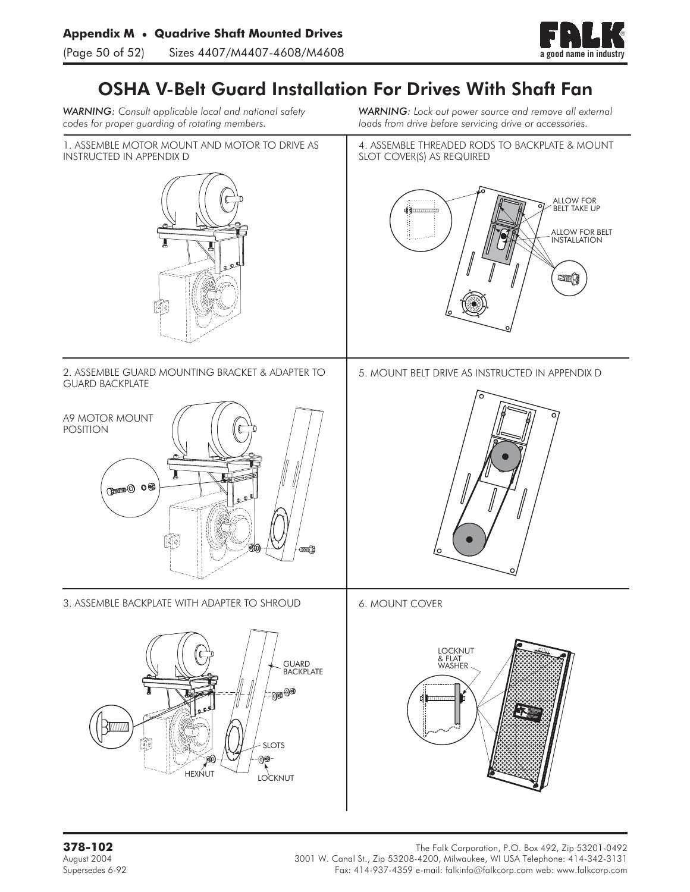# OSHA V-Belt Guard Installation For Drives With Shaft Fan

*WARNING: Consult applicable local and national safety codes for proper guarding of rotating members.*

*WARNING: Lock out power source and remove all external loads from drive before servicing drive or accessories.*

1. ASSEMBLE MOTOR MOUNT AND MOTOR TO DRIVE AS INSTRUCTED IN APPENDIX D

2. ASSEMBLE GUARD MOUNTING BRACKET & ADAPTER TO GUARD BACKPLATE

A9 MOTOR MOUNT POSITION

3. ASSEMBLE BACKPLATE WITH ADAPTER TO SHROUD

GUARD BACKPLATE

SLOTS

HEXNUT

LOCKNUT

4. ASSEMBLE THREADED RODS TO BACKPLATE & MOUNT SLOT COVER(S) AS REQUIRED

ALLOW FOR BELT TAKE UP

ALLOW FOR BELT INSTALLATION

5. MOUNT BELT DRIVE AS INSTRUCTED IN APPENDIX D

6. MOUNT COVER

LOCKNUT & FLAT WASHER

**378-102**
August 2004
Supersedes 6-92

The Falk Corporation, P.O. Box 492, Zip 53201-0492
3001 W. Canal St., Zip 53208-4200, Milwaukee, WI USA Telephone: 414-342-3131
Fax: 414-937-4359 e-mail: falkinfo@falkcorp.com web: www.falkcorp.com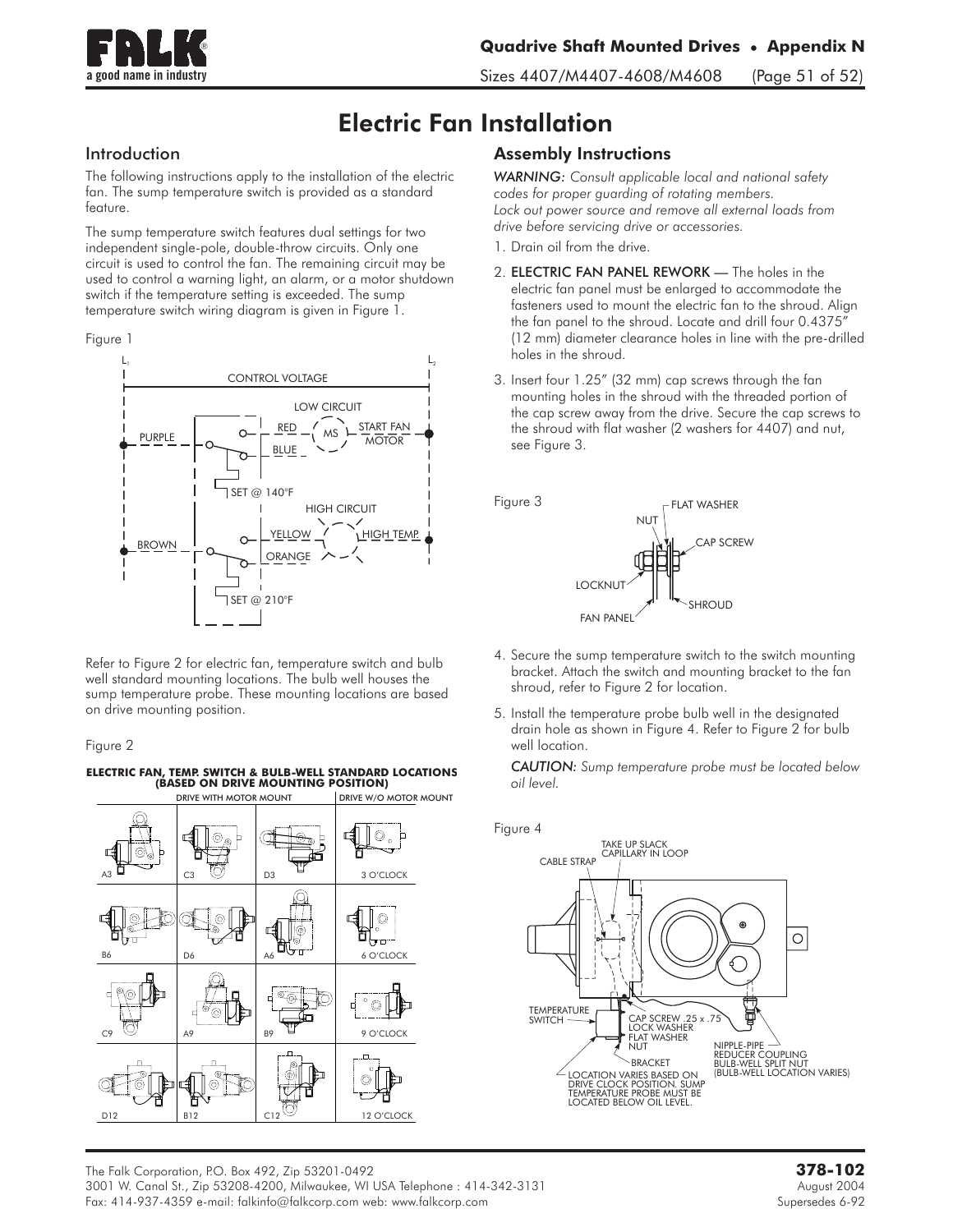# Electric Fan Installation

## Introduction

The following instructions apply to the installation of the electric fan. The sump temperature switch is provided as a standard feature.

The sump temperature switch features dual settings for two independent single-pole, double-throw circuits. Only one circuit is used to control the fan. The remaining circuit may be used to control a warning light, an alarm, or a motor shutdown switch if the temperature setting is exceeded. The sump temperature switch wiring diagram is given in Figure 1.

Figure 1

Refer to Figure 2 for electric fan, temperature switch and bulb well standard mounting locations. The bulb well houses the sump temperature probe. These mounting locations are based on drive mounting position.

Figure 2

**ELECTRIC FAN, TEMP. SWITCH & BULB-WELL STANDARD LOCATIONS (BASED ON DRIVE MOUNTING POSITION)**

## Assembly Instructions

*WARNING: Consult applicable local and national safety codes for proper guarding of rotating members. Lock out power source and remove all external loads from drive before servicing drive or accessories.*

1. Drain oil from the drive.
2. **ELECTRIC FAN PANEL REWORK** — The holes in the electric fan panel must be enlarged to accommodate the fasteners used to mount the electric fan to the shroud. Align the fan panel to the shroud. Locate and drill four 0.4375" (12 mm) diameter clearance holes in line with the pre-drilled holes in the shroud.
3. Insert four 1.25" (32 mm) cap screws through the fan mounting holes in the shroud with the threaded portion of the cap screw away from the drive. Secure the cap screws to the shroud with flat washer (2 washers for 4407) and nut, see Figure 3.

Figure 3

4. Secure the sump temperature switch to the switch mounting bracket. Attach the switch and mounting bracket to the fan shroud, refer to Figure 2 for location.
5. Install the temperature probe bulb well in the designated drain hole as shown in Figure 4. Refer to Figure 2 for bulb well location.

   *CAUTION: Sump temperature probe must be located below oil level.*

Figure 4

The Falk Corporation, P.O. Box 492, Zip 53201-0492
3001 W. Canal St., Zip 53208-4200, Milwaukee, WI USA Telephone : 414-342-3131
Fax: 414-937-4359 e-mail: falkinfo@falkcorp.com web: www.falkcorp.com

**378-102**
August 2004
Supersedes 6-92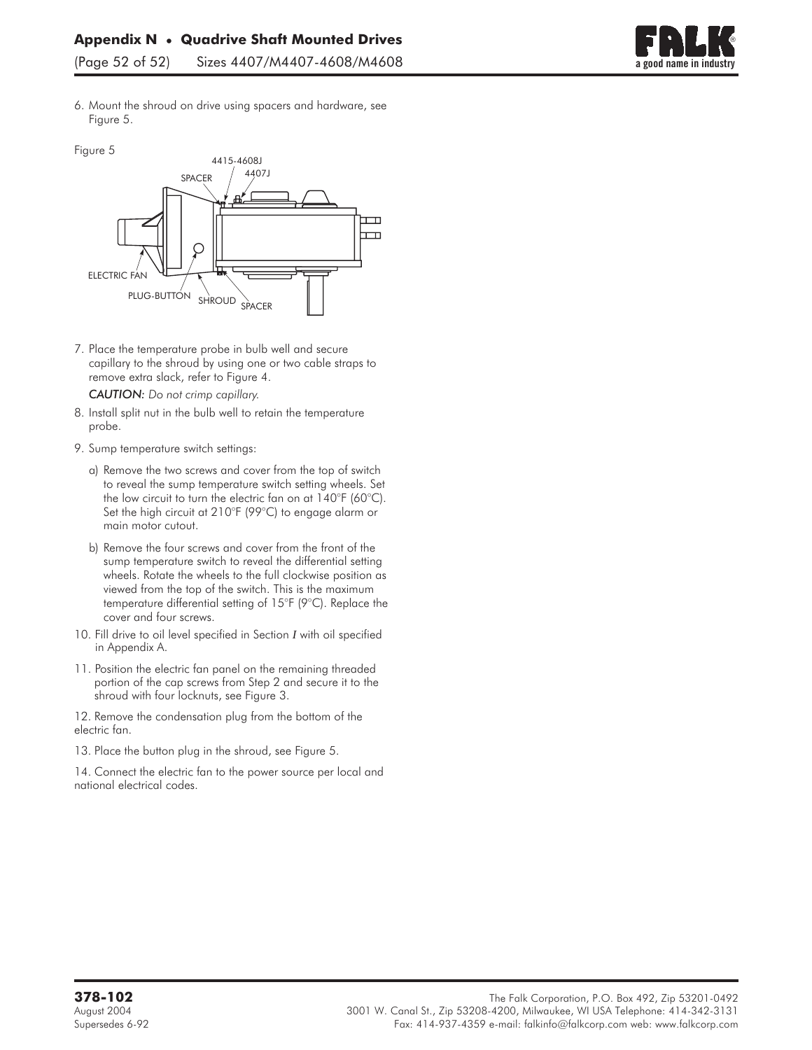6. Mount the shroud on drive using spacers and hardware, see Figure 5.

Figure 5

4415-4608J
4407J
SPACER
ELECTRIC FAN
PLUG-BUTTON
SHROUD
SPACER

7. Place the temperature probe in bulb well and secure capillary to the shroud by using one or two cable straps to remove extra slack, refer to Figure 4.

   *CAUTION: Do not crimp capillary.*

8. Install split nut in the bulb well to retain the temperature probe.

9. Sump temperature switch settings:

   a) Remove the two screws and cover from the top of switch to reveal the sump temperature switch setting wheels. Set the low circuit to turn the electric fan on at 140°F (60°C). Set the high circuit at 210°F (99°C) to engage alarm or main motor cutout.

   b) Remove the four screws and cover from the front of the sump temperature switch to reveal the differential setting wheels. Rotate the wheels to the full clockwise position as viewed from the top of the switch. This is the maximum temperature differential setting of 15°F (9°C). Replace the cover and four screws.

10. Fill drive to oil level specified in Section *I* with oil specified in Appendix A.

11. Position the electric fan panel on the remaining threaded portion of the cap screws from Step 2 and secure it to the shroud with four locknuts, see Figure 3.

12. Remove the condensation plug from the bottom of the electric fan.

13. Place the button plug in the shroud, see Figure 5.

14. Connect the electric fan to the power source per local and national electrical codes.

**378-102**
August 2004
Supersedes 6-92

The Falk Corporation, P.O. Box 492, Zip 53201-0492
3001 W. Canal St., Zip 53208-4200, Milwaukee, WI USA Telephone: 414-342-3131
Fax: 414-937-4359 e-mail: falkinfo@falkcorp.com web: www.falkcorp.com